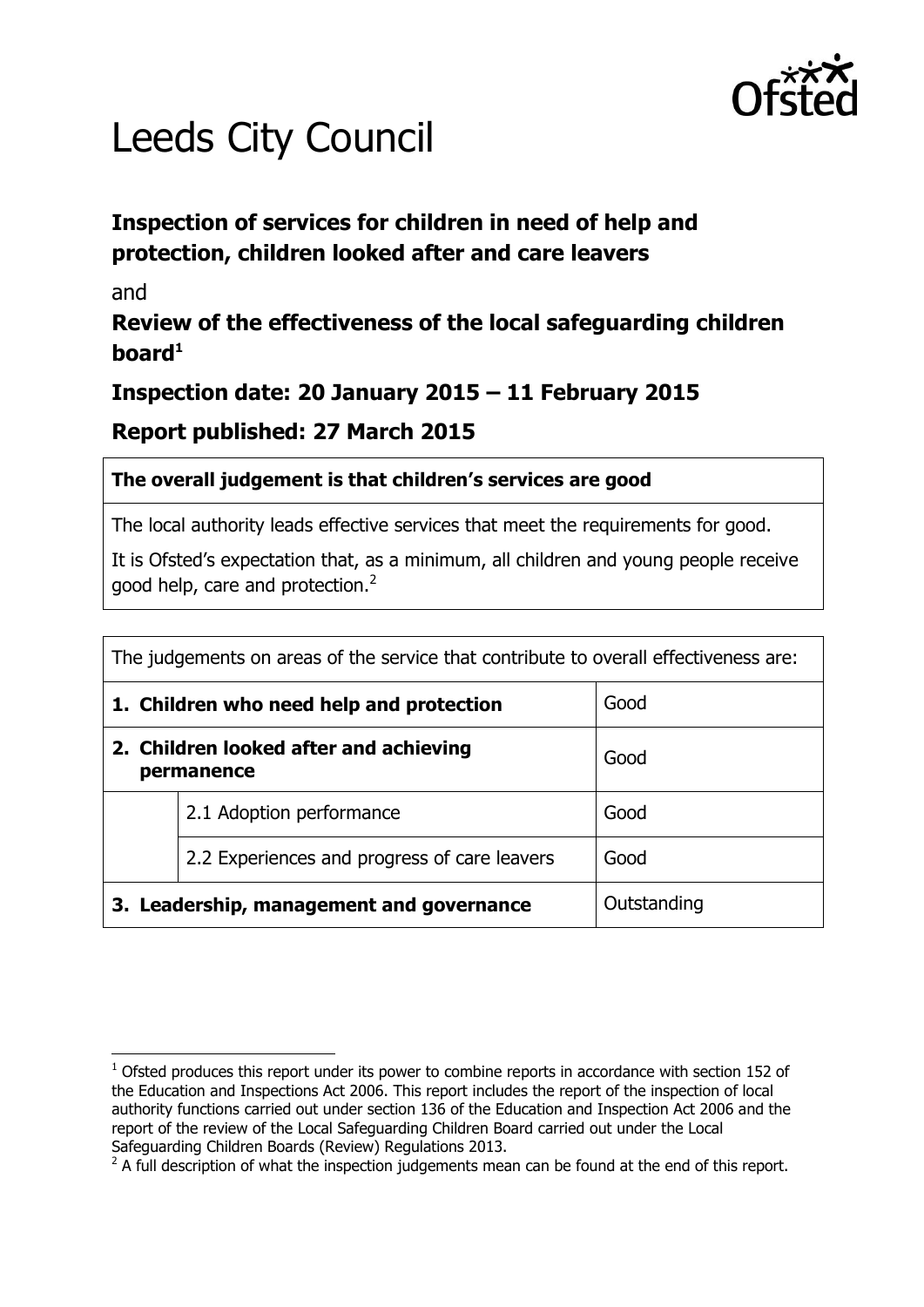# Leeds City Council

## Inspection of services for children in need of help and protection, children looked after and care leavers

and

## Review of the effectiveness of the local safeguarding children board[1]

## Inspection date: 20 January 2015 – 11 February 2015

## Report published: 27 March 2015

| **The overall judgement is that children's services are good** |
|---|
| The local authority leads effective services that meet the requirements for good.<br><br>It is Ofsted's expectation that, as a minimum, all children and young people receive good help, care and protection.[2] |

| The judgements on areas of the service that contribute to overall effectiveness are: | | |
|---|---|---|
| **1. Children who need help and protection** | | Good |
| **2. Children looked after and achieving permanence** | | Good |
| | 2.1 Adoption performance | Good |
| | 2.2 Experiences and progress of care leavers | Good |
| **3. Leadership, management and governance** | | Outstanding |

[1] Ofsted produces this report under its power to combine reports in accordance with section 152 of the Education and Inspections Act 2006. This report includes the report of the inspection of local authority functions carried out under section 136 of the Education and Inspection Act 2006 and the report of the review of the Local Safeguarding Children Board carried out under the Local Safeguarding Children Boards (Review) Regulations 2013.

[2] A full description of what the inspection judgements mean can be found at the end of this report.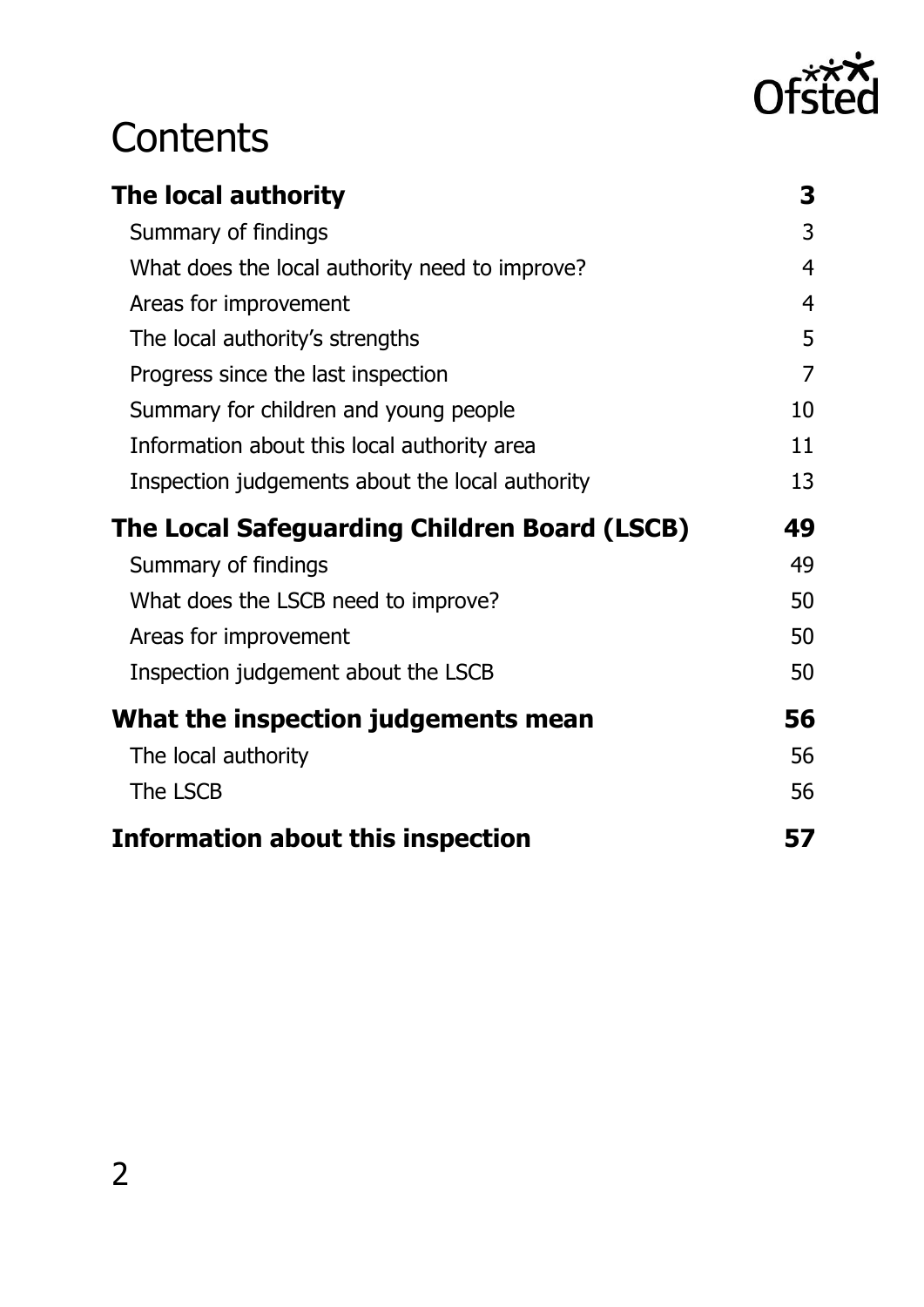# Contents

| | |
|---|---|
| **The local authority** | **3** |
| Summary of findings | 3 |
| What does the local authority need to improve? | 4 |
| Areas for improvement | 4 |
| The local authority's strengths | 5 |
| Progress since the last inspection | 7 |
| Summary for children and young people | 10 |
| Information about this local authority area | 11 |
| Inspection judgements about the local authority | 13 |
| **The Local Safeguarding Children Board (LSCB)** | **49** |
| Summary of findings | 49 |
| What does the LSCB need to improve? | 50 |
| Areas for improvement | 50 |
| Inspection judgement about the LSCB | 50 |
| **What the inspection judgements mean** | **56** |
| The local authority | 56 |
| The LSCB | 56 |
| **Information about this inspection** | **57** |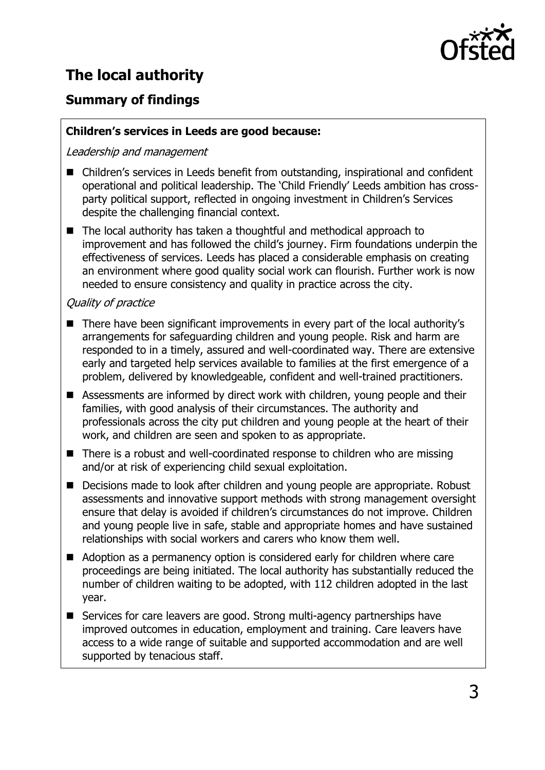# The local authority

## Summary of findings

**Children's services in Leeds are good because:**

*Leadership and management*

- Children's services in Leeds benefit from outstanding, inspirational and confident operational and political leadership. The 'Child Friendly' Leeds ambition has cross-party political support, reflected in ongoing investment in Children's Services despite the challenging financial context.
- The local authority has taken a thoughtful and methodical approach to improvement and has followed the child's journey. Firm foundations underpin the effectiveness of services. Leeds has placed a considerable emphasis on creating an environment where good quality social work can flourish. Further work is now needed to ensure consistency and quality in practice across the city.

*Quality of practice*

- There have been significant improvements in every part of the local authority's arrangements for safeguarding children and young people. Risk and harm are responded to in a timely, assured and well-coordinated way. There are extensive early and targeted help services available to families at the first emergence of a problem, delivered by knowledgeable, confident and well-trained practitioners.
- Assessments are informed by direct work with children, young people and their families, with good analysis of their circumstances. The authority and professionals across the city put children and young people at the heart of their work, and children are seen and spoken to as appropriate.
- There is a robust and well-coordinated response to children who are missing and/or at risk of experiencing child sexual exploitation.
- Decisions made to look after children and young people are appropriate. Robust assessments and innovative support methods with strong management oversight ensure that delay is avoided if children's circumstances do not improve. Children and young people live in safe, stable and appropriate homes and have sustained relationships with social workers and carers who know them well.
- Adoption as a permanency option is considered early for children where care proceedings are being initiated. The local authority has substantially reduced the number of children waiting to be adopted, with 112 children adopted in the last year.
- Services for care leavers are good. Strong multi-agency partnerships have improved outcomes in education, employment and training. Care leavers have access to a wide range of suitable and supported accommodation and are well supported by tenacious staff.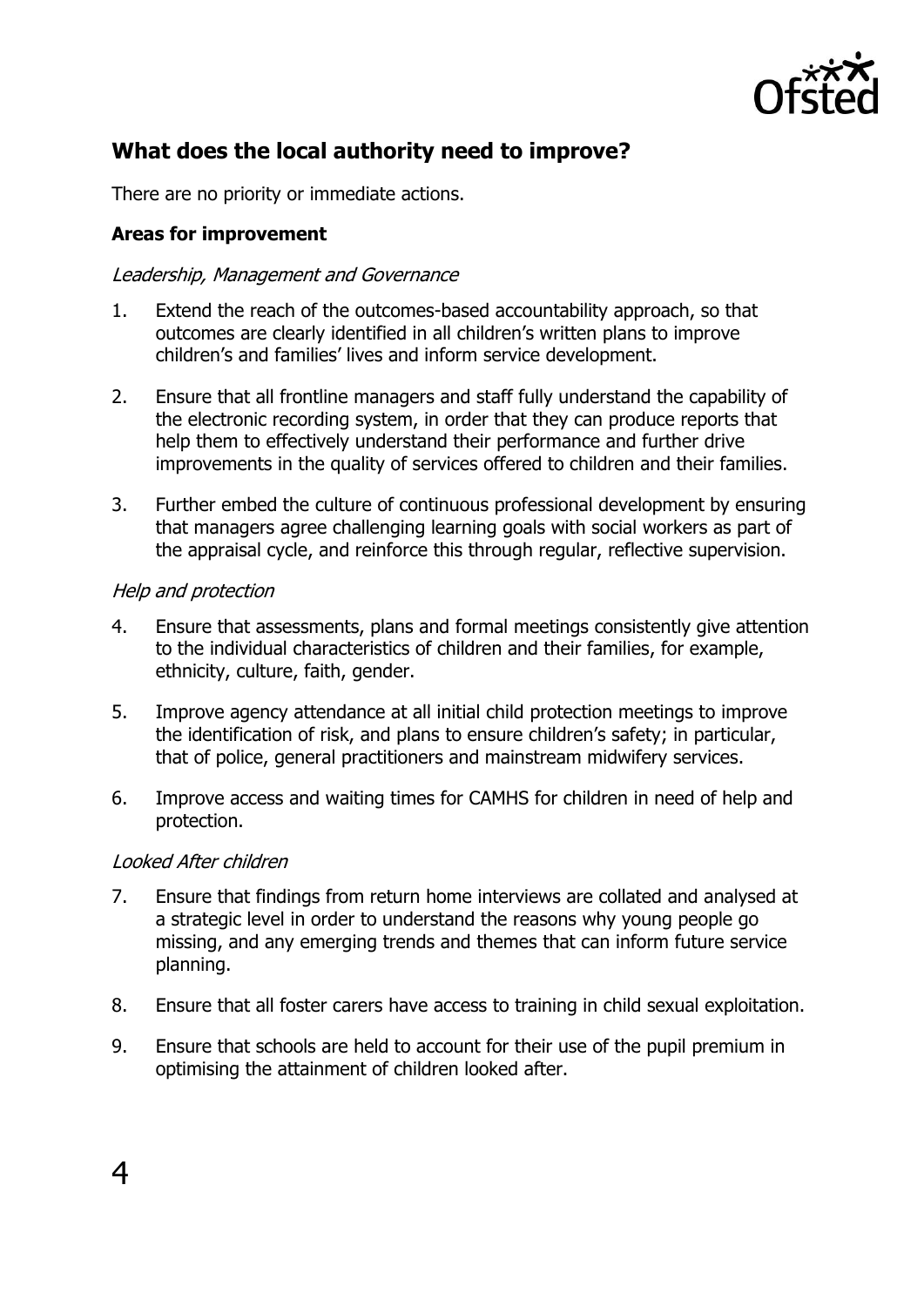## What does the local authority need to improve?

There are no priority or immediate actions.

### Areas for improvement

*Leadership, Management and Governance*

1. Extend the reach of the outcomes-based accountability approach, so that outcomes are clearly identified in all children's written plans to improve children's and families' lives and inform service development.

2. Ensure that all frontline managers and staff fully understand the capability of the electronic recording system, in order that they can produce reports that help them to effectively understand their performance and further drive improvements in the quality of services offered to children and their families.

3. Further embed the culture of continuous professional development by ensuring that managers agree challenging learning goals with social workers as part of the appraisal cycle, and reinforce this through regular, reflective supervision.

*Help and protection*

4. Ensure that assessments, plans and formal meetings consistently give attention to the individual characteristics of children and their families, for example, ethnicity, culture, faith, gender.

5. Improve agency attendance at all initial child protection meetings to improve the identification of risk, and plans to ensure children's safety; in particular, that of police, general practitioners and mainstream midwifery services.

6. Improve access and waiting times for CAMHS for children in need of help and protection.

*Looked After children*

7. Ensure that findings from return home interviews are collated and analysed at a strategic level in order to understand the reasons why young people go missing, and any emerging trends and themes that can inform future service planning.

8. Ensure that all foster carers have access to training in child sexual exploitation.

9. Ensure that schools are held to account for their use of the pupil premium in optimising the attainment of children looked after.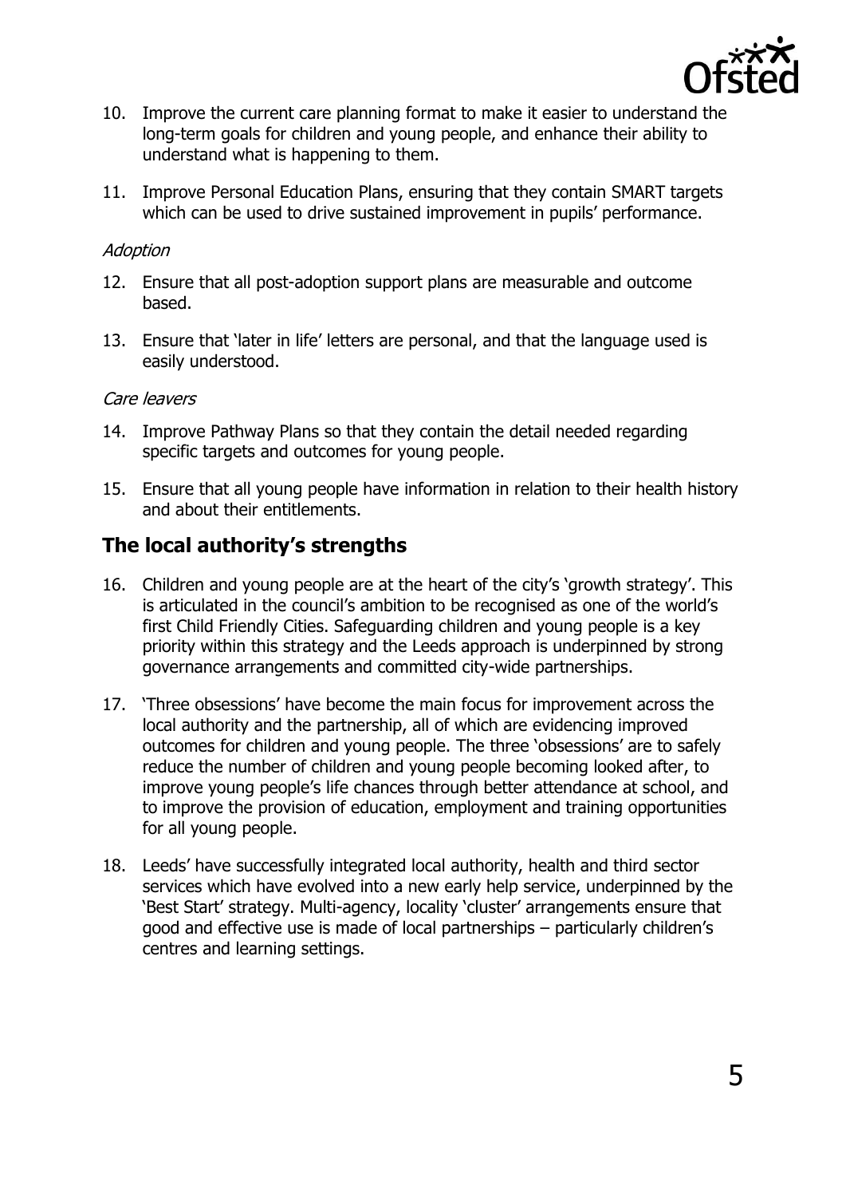10. Improve the current care planning format to make it easier to understand the long-term goals for children and young people, and enhance their ability to understand what is happening to them.

11. Improve Personal Education Plans, ensuring that they contain SMART targets which can be used to drive sustained improvement in pupils' performance.

*Adoption*

12. Ensure that all post-adoption support plans are measurable and outcome based.

13. Ensure that 'later in life' letters are personal, and that the language used is easily understood.

*Care leavers*

14. Improve Pathway Plans so that they contain the detail needed regarding specific targets and outcomes for young people.

15. Ensure that all young people have information in relation to their health history and about their entitlements.

## The local authority's strengths

16. Children and young people are at the heart of the city's 'growth strategy'. This is articulated in the council's ambition to be recognised as one of the world's first Child Friendly Cities. Safeguarding children and young people is a key priority within this strategy and the Leeds approach is underpinned by strong governance arrangements and committed city-wide partnerships.

17. 'Three obsessions' have become the main focus for improvement across the local authority and the partnership, all of which are evidencing improved outcomes for children and young people. The three 'obsessions' are to safely reduce the number of children and young people becoming looked after, to improve young people's life chances through better attendance at school, and to improve the provision of education, employment and training opportunities for all young people.

18. Leeds' have successfully integrated local authority, health and third sector services which have evolved into a new early help service, underpinned by the 'Best Start' strategy. Multi-agency, locality 'cluster' arrangements ensure that good and effective use is made of local partnerships – particularly children's centres and learning settings.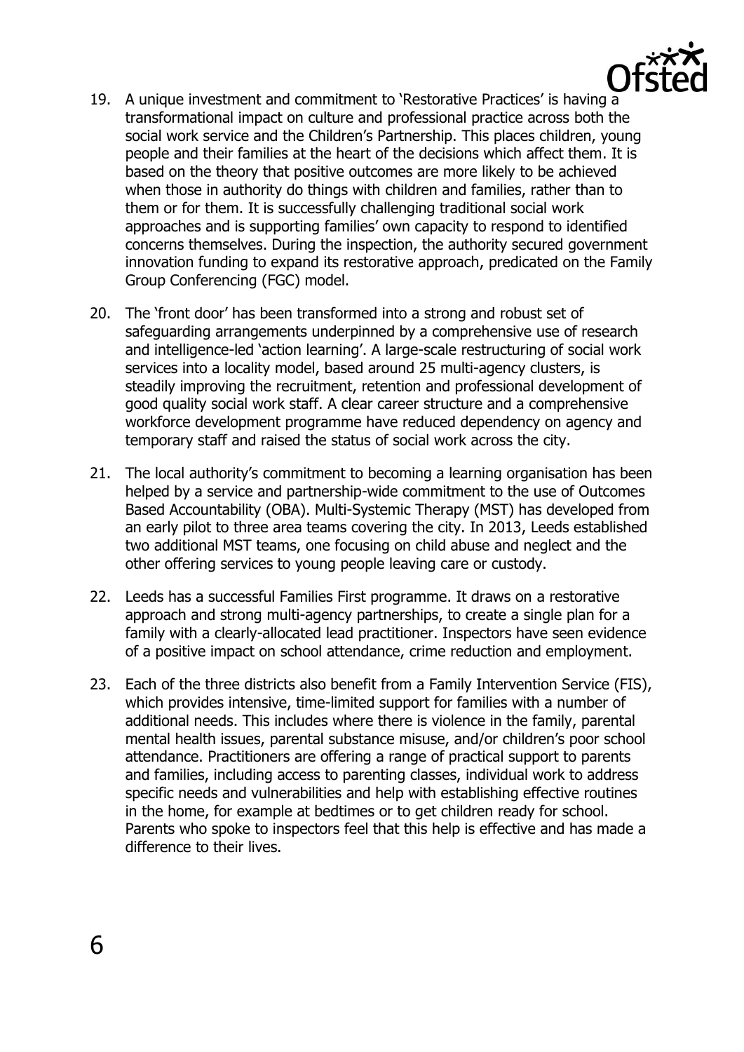19. A unique investment and commitment to 'Restorative Practices' is having a transformational impact on culture and professional practice across both the social work service and the Children's Partnership. This places children, young people and their families at the heart of the decisions which affect them. It is based on the theory that positive outcomes are more likely to be achieved when those in authority do things with children and families, rather than to them or for them. It is successfully challenging traditional social work approaches and is supporting families' own capacity to respond to identified concerns themselves. During the inspection, the authority secured government innovation funding to expand its restorative approach, predicated on the Family Group Conferencing (FGC) model.

20. The 'front door' has been transformed into a strong and robust set of safeguarding arrangements underpinned by a comprehensive use of research and intelligence-led 'action learning'. A large-scale restructuring of social work services into a locality model, based around 25 multi-agency clusters, is steadily improving the recruitment, retention and professional development of good quality social work staff. A clear career structure and a comprehensive workforce development programme have reduced dependency on agency and temporary staff and raised the status of social work across the city.

21. The local authority's commitment to becoming a learning organisation has been helped by a service and partnership-wide commitment to the use of Outcomes Based Accountability (OBA). Multi-Systemic Therapy (MST) has developed from an early pilot to three area teams covering the city. In 2013, Leeds established two additional MST teams, one focusing on child abuse and neglect and the other offering services to young people leaving care or custody.

22. Leeds has a successful Families First programme. It draws on a restorative approach and strong multi-agency partnerships, to create a single plan for a family with a clearly-allocated lead practitioner. Inspectors have seen evidence of a positive impact on school attendance, crime reduction and employment.

23. Each of the three districts also benefit from a Family Intervention Service (FIS), which provides intensive, time-limited support for families with a number of additional needs. This includes where there is violence in the family, parental mental health issues, parental substance misuse, and/or children's poor school attendance. Practitioners are offering a range of practical support to parents and families, including access to parenting classes, individual work to address specific needs and vulnerabilities and help with establishing effective routines in the home, for example at bedtimes or to get children ready for school. Parents who spoke to inspectors feel that this help is effective and has made a difference to their lives.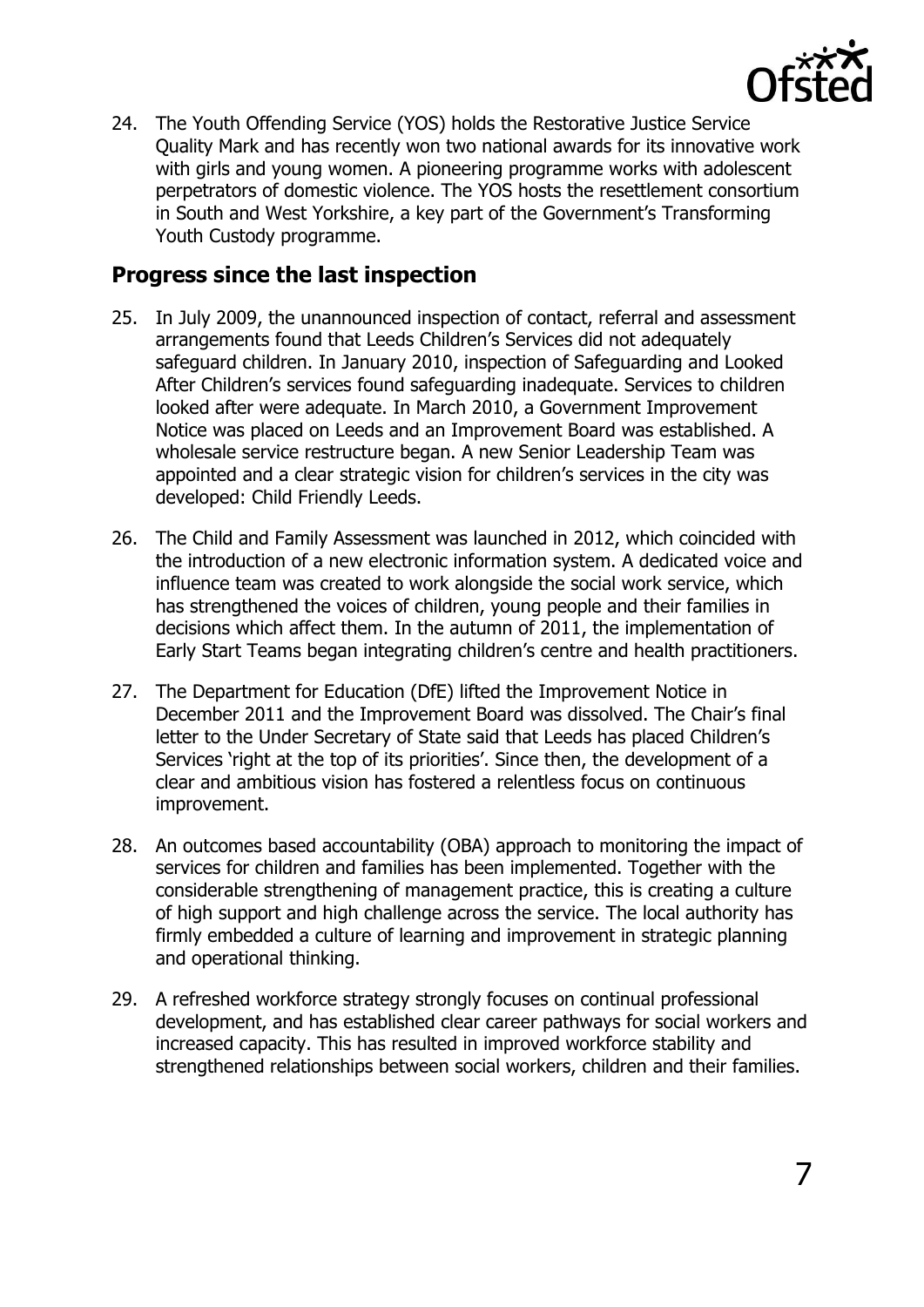24. The Youth Offending Service (YOS) holds the Restorative Justice Service Quality Mark and has recently won two national awards for its innovative work with girls and young women. A pioneering programme works with adolescent perpetrators of domestic violence. The YOS hosts the resettlement consortium in South and West Yorkshire, a key part of the Government's Transforming Youth Custody programme.

## Progress since the last inspection

25. In July 2009, the unannounced inspection of contact, referral and assessment arrangements found that Leeds Children's Services did not adequately safeguard children. In January 2010, inspection of Safeguarding and Looked After Children's services found safeguarding inadequate. Services to children looked after were adequate. In March 2010, a Government Improvement Notice was placed on Leeds and an Improvement Board was established. A wholesale service restructure began. A new Senior Leadership Team was appointed and a clear strategic vision for children's services in the city was developed: Child Friendly Leeds.

26. The Child and Family Assessment was launched in 2012, which coincided with the introduction of a new electronic information system. A dedicated voice and influence team was created to work alongside the social work service, which has strengthened the voices of children, young people and their families in decisions which affect them. In the autumn of 2011, the implementation of Early Start Teams began integrating children's centre and health practitioners.

27. The Department for Education (DfE) lifted the Improvement Notice in December 2011 and the Improvement Board was dissolved. The Chair's final letter to the Under Secretary of State said that Leeds has placed Children's Services 'right at the top of its priorities'. Since then, the development of a clear and ambitious vision has fostered a relentless focus on continuous improvement.

28. An outcomes based accountability (OBA) approach to monitoring the impact of services for children and families has been implemented. Together with the considerable strengthening of management practice, this is creating a culture of high support and high challenge across the service. The local authority has firmly embedded a culture of learning and improvement in strategic planning and operational thinking.

29. A refreshed workforce strategy strongly focuses on continual professional development, and has established clear career pathways for social workers and increased capacity. This has resulted in improved workforce stability and strengthened relationships between social workers, children and their families.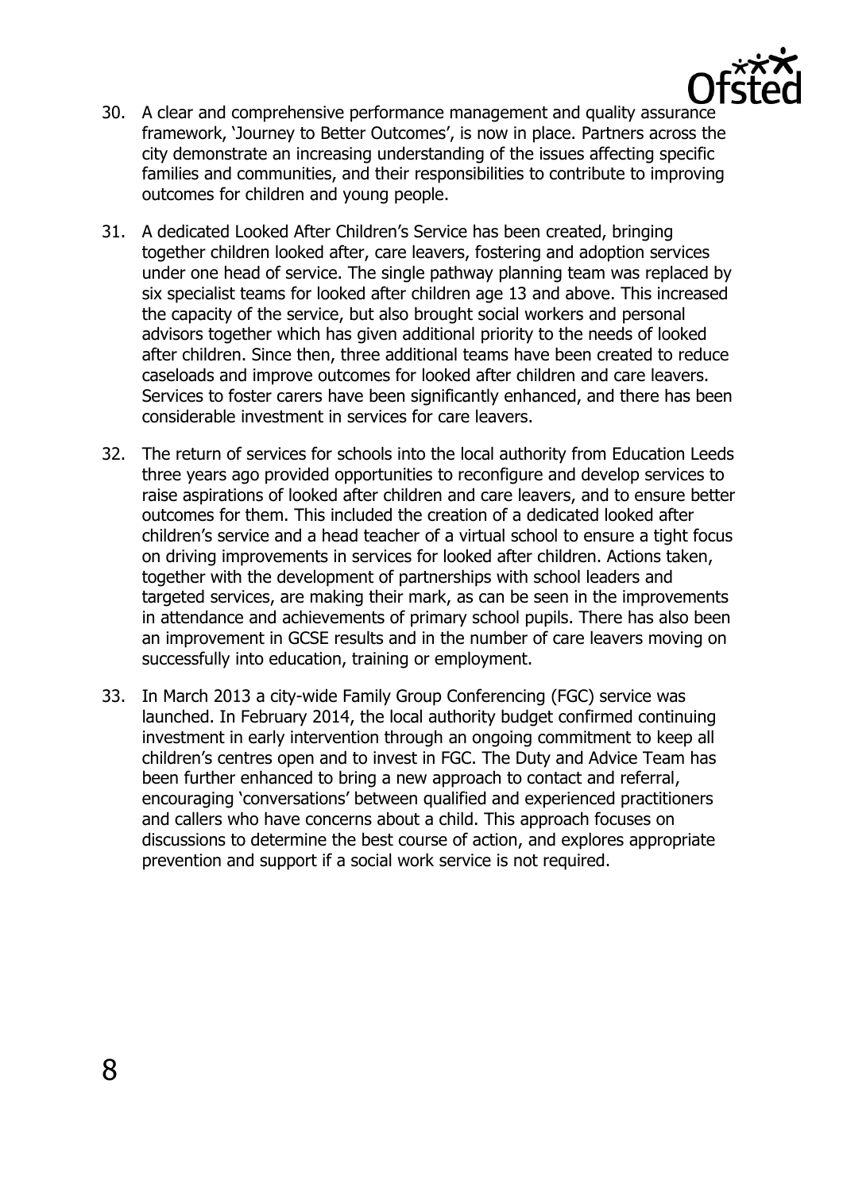30. A clear and comprehensive performance management and quality assurance framework, 'Journey to Better Outcomes', is now in place. Partners across the city demonstrate an increasing understanding of the issues affecting specific families and communities, and their responsibilities to contribute to improving outcomes for children and young people.

31. A dedicated Looked After Children's Service has been created, bringing together children looked after, care leavers, fostering and adoption services under one head of service. The single pathway planning team was replaced by six specialist teams for looked after children age 13 and above. This increased the capacity of the service, but also brought social workers and personal advisors together which has given additional priority to the needs of looked after children. Since then, three additional teams have been created to reduce caseloads and improve outcomes for looked after children and care leavers. Services to foster carers have been significantly enhanced, and there has been considerable investment in services for care leavers.

32. The return of services for schools into the local authority from Education Leeds three years ago provided opportunities to reconfigure and develop services to raise aspirations of looked after children and care leavers, and to ensure better outcomes for them. This included the creation of a dedicated looked after children's service and a head teacher of a virtual school to ensure a tight focus on driving improvements in services for looked after children. Actions taken, together with the development of partnerships with school leaders and targeted services, are making their mark, as can be seen in the improvements in attendance and achievements of primary school pupils. There has also been an improvement in GCSE results and in the number of care leavers moving on successfully into education, training or employment.

33. In March 2013 a city-wide Family Group Conferencing (FGC) service was launched. In February 2014, the local authority budget confirmed continuing investment in early intervention through an ongoing commitment to keep all children's centres open and to invest in FGC. The Duty and Advice Team has been further enhanced to bring a new approach to contact and referral, encouraging 'conversations' between qualified and experienced practitioners and callers who have concerns about a child. This approach focuses on discussions to determine the best course of action, and explores appropriate prevention and support if a social work service is not required.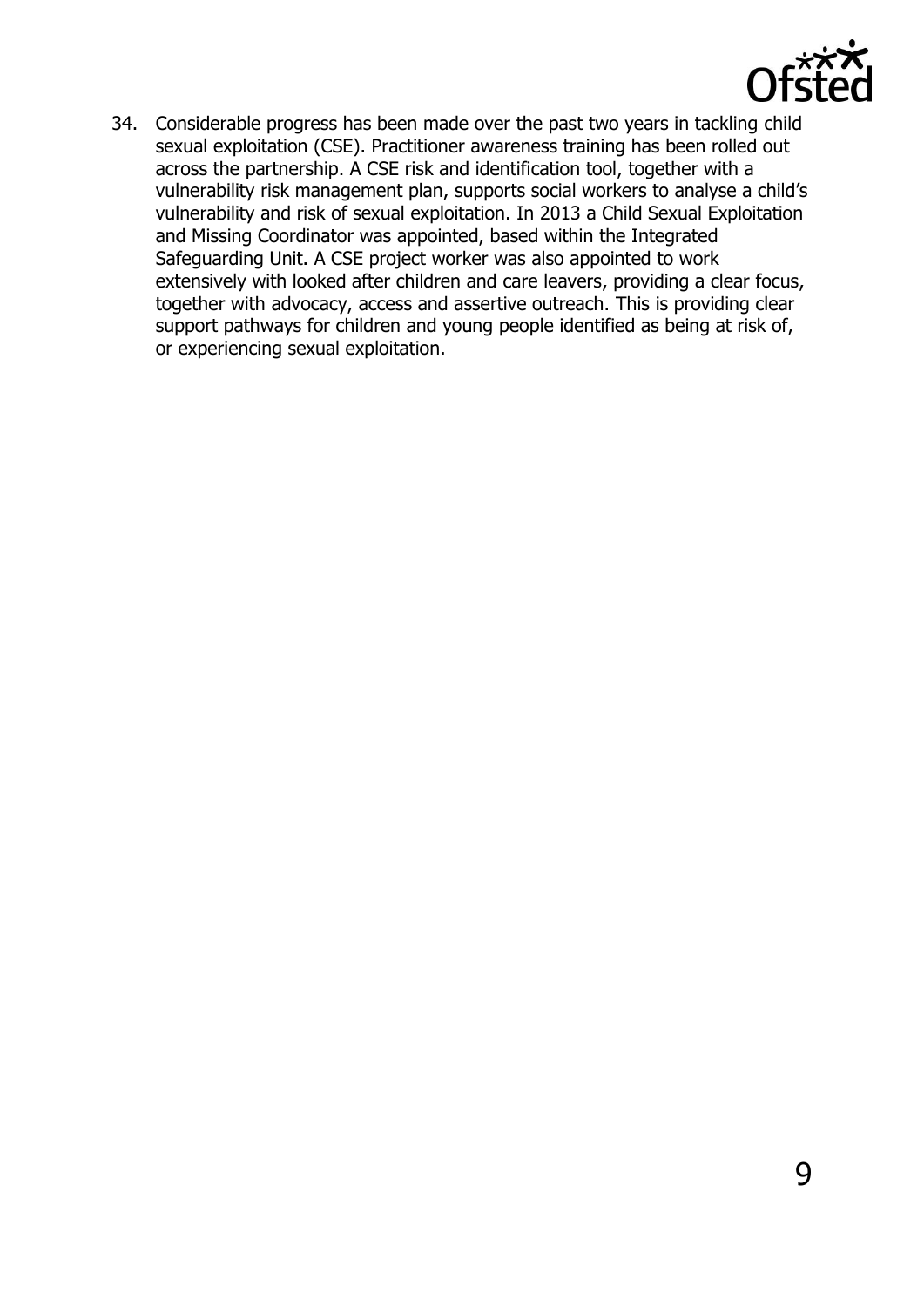34. Considerable progress has been made over the past two years in tackling child sexual exploitation (CSE). Practitioner awareness training has been rolled out across the partnership. A CSE risk and identification tool, together with a vulnerability risk management plan, supports social workers to analyse a child's vulnerability and risk of sexual exploitation. In 2013 a Child Sexual Exploitation and Missing Coordinator was appointed, based within the Integrated Safeguarding Unit. A CSE project worker was also appointed to work extensively with looked after children and care leavers, providing a clear focus, together with advocacy, access and assertive outreach. This is providing clear support pathways for children and young people identified as being at risk of, or experiencing sexual exploitation.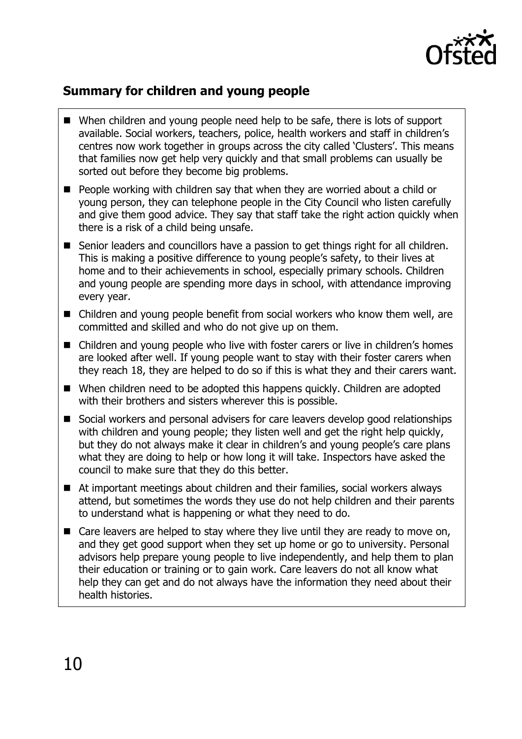## Summary for children and young people

- When children and young people need help to be safe, there is lots of support available. Social workers, teachers, police, health workers and staff in children's centres now work together in groups across the city called 'Clusters'. This means that families now get help very quickly and that small problems can usually be sorted out before they become big problems.
- People working with children say that when they are worried about a child or young person, they can telephone people in the City Council who listen carefully and give them good advice. They say that staff take the right action quickly when there is a risk of a child being unsafe.
- Senior leaders and councillors have a passion to get things right for all children. This is making a positive difference to young people's safety, to their lives at home and to their achievements in school, especially primary schools. Children and young people are spending more days in school, with attendance improving every year.
- Children and young people benefit from social workers who know them well, are committed and skilled and who do not give up on them.
- Children and young people who live with foster carers or live in children's homes are looked after well. If young people want to stay with their foster carers when they reach 18, they are helped to do so if this is what they and their carers want.
- When children need to be adopted this happens quickly. Children are adopted with their brothers and sisters wherever this is possible.
- Social workers and personal advisers for care leavers develop good relationships with children and young people; they listen well and get the right help quickly, but they do not always make it clear in children's and young people's care plans what they are doing to help or how long it will take. Inspectors have asked the council to make sure that they do this better.
- At important meetings about children and their families, social workers always attend, but sometimes the words they use do not help children and their parents to understand what is happening or what they need to do.
- Care leavers are helped to stay where they live until they are ready to move on, and they get good support when they set up home or go to university. Personal advisors help prepare young people to live independently, and help them to plan their education or training or to gain work. Care leavers do not all know what help they can get and do not always have the information they need about their health histories.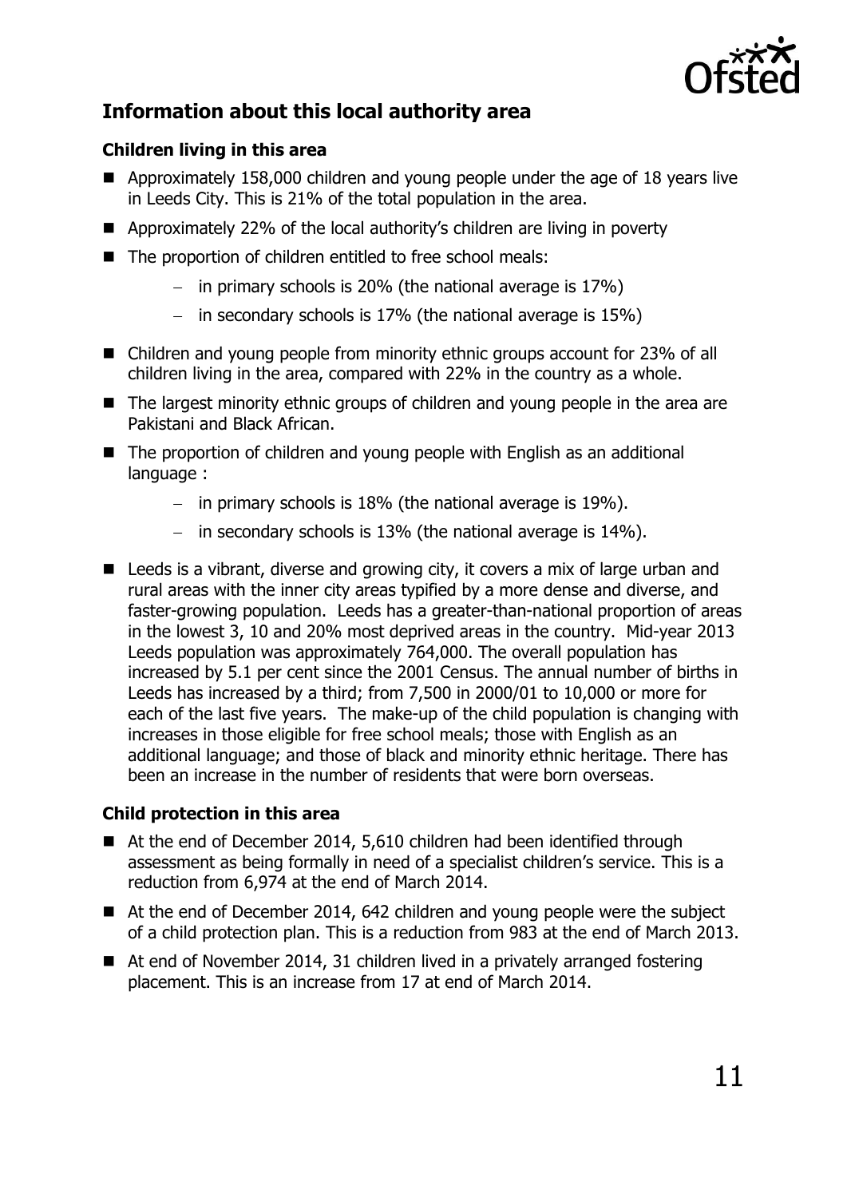## Information about this local authority area

### Children living in this area

- Approximately 158,000 children and young people under the age of 18 years live in Leeds City. This is 21% of the total population in the area.
- Approximately 22% of the local authority's children are living in poverty
- The proportion of children entitled to free school meals:
  - in primary schools is 20% (the national average is 17%)
  - in secondary schools is 17% (the national average is 15%)
- Children and young people from minority ethnic groups account for 23% of all children living in the area, compared with 22% in the country as a whole.
- The largest minority ethnic groups of children and young people in the area are Pakistani and Black African.
- The proportion of children and young people with English as an additional language :
  - in primary schools is 18% (the national average is 19%).
  - in secondary schools is 13% (the national average is 14%).
- Leeds is a vibrant, diverse and growing city, it covers a mix of large urban and rural areas with the inner city areas typified by a more dense and diverse, and faster-growing population. Leeds has a greater-than-national proportion of areas in the lowest 3, 10 and 20% most deprived areas in the country. Mid-year 2013 Leeds population was approximately 764,000. The overall population has increased by 5.1 per cent since the 2001 Census. The annual number of births in Leeds has increased by a third; from 7,500 in 2000/01 to 10,000 or more for each of the last five years. The make-up of the child population is changing with increases in those eligible for free school meals; those with English as an additional language; and those of black and minority ethnic heritage. There has been an increase in the number of residents that were born overseas.

### Child protection in this area

- At the end of December 2014, 5,610 children had been identified through assessment as being formally in need of a specialist children's service. This is a reduction from 6,974 at the end of March 2014.
- At the end of December 2014, 642 children and young people were the subject of a child protection plan. This is a reduction from 983 at the end of March 2013.
- At end of November 2014, 31 children lived in a privately arranged fostering placement. This is an increase from 17 at end of March 2014.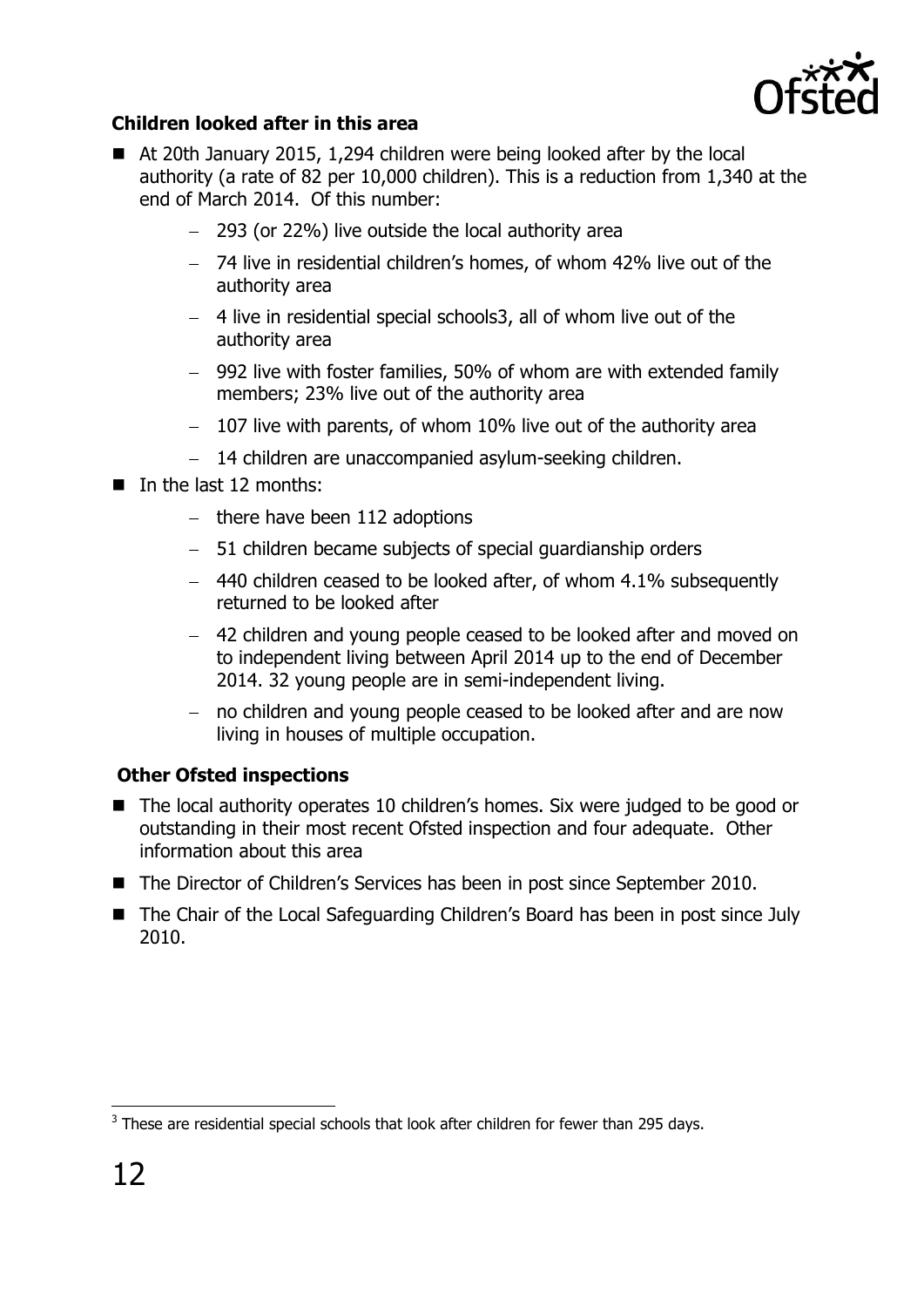**Children looked after in this area**

- At 20th January 2015, 1,294 children were being looked after by the local authority (a rate of 82 per 10,000 children). This is a reduction from 1,340 at the end of March 2014. Of this number:
  - 293 (or 22%) live outside the local authority area
  - 74 live in residential children's homes, of whom 42% live out of the authority area
  - 4 live in residential special schools[3], all of whom live out of the authority area
  - 992 live with foster families, 50% of whom are with extended family members; 23% live out of the authority area
  - 107 live with parents, of whom 10% live out of the authority area
  - 14 children are unaccompanied asylum-seeking children.
- In the last 12 months:
  - there have been 112 adoptions
  - 51 children became subjects of special guardianship orders
  - 440 children ceased to be looked after, of whom 4.1% subsequently returned to be looked after
  - 42 children and young people ceased to be looked after and moved on to independent living between April 2014 up to the end of December 2014. 32 young people are in semi-independent living.
  - no children and young people ceased to be looked after and are now living in houses of multiple occupation.

**Other Ofsted inspections**

- The local authority operates 10 children's homes. Six were judged to be good or outstanding in their most recent Ofsted inspection and four adequate. Other information about this area
- The Director of Children's Services has been in post since September 2010.
- The Chair of the Local Safeguarding Children's Board has been in post since July 2010.

[3] These are residential special schools that look after children for fewer than 295 days.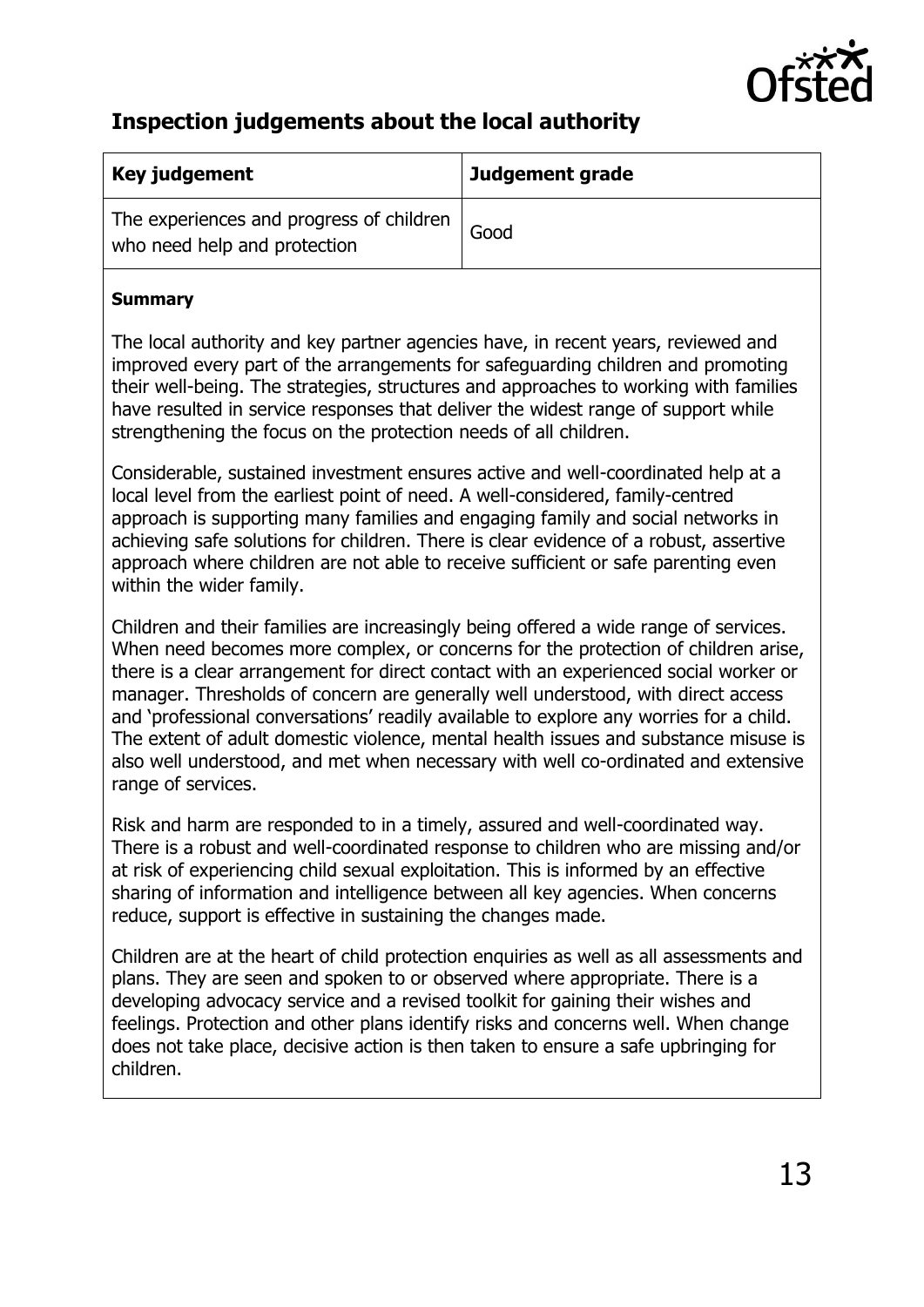## Inspection judgements about the local authority

| Key judgement | Judgement grade |
| --- | --- |
| The experiences and progress of children who need help and protection | Good |

**Summary**

The local authority and key partner agencies have, in recent years, reviewed and improved every part of the arrangements for safeguarding children and promoting their well-being. The strategies, structures and approaches to working with families have resulted in service responses that deliver the widest range of support while strengthening the focus on the protection needs of all children.

Considerable, sustained investment ensures active and well-coordinated help at a local level from the earliest point of need. A well-considered, family-centred approach is supporting many families and engaging family and social networks in achieving safe solutions for children. There is clear evidence of a robust, assertive approach where children are not able to receive sufficient or safe parenting even within the wider family.

Children and their families are increasingly being offered a wide range of services. When need becomes more complex, or concerns for the protection of children arise, there is a clear arrangement for direct contact with an experienced social worker or manager. Thresholds of concern are generally well understood, with direct access and 'professional conversations' readily available to explore any worries for a child. The extent of adult domestic violence, mental health issues and substance misuse is also well understood, and met when necessary with well co-ordinated and extensive range of services.

Risk and harm are responded to in a timely, assured and well-coordinated way. There is a robust and well-coordinated response to children who are missing and/or at risk of experiencing child sexual exploitation. This is informed by an effective sharing of information and intelligence between all key agencies. When concerns reduce, support is effective in sustaining the changes made.

Children are at the heart of child protection enquiries as well as all assessments and plans. They are seen and spoken to or observed where appropriate. There is a developing advocacy service and a revised toolkit for gaining their wishes and feelings. Protection and other plans identify risks and concerns well. When change does not take place, decisive action is then taken to ensure a safe upbringing for children.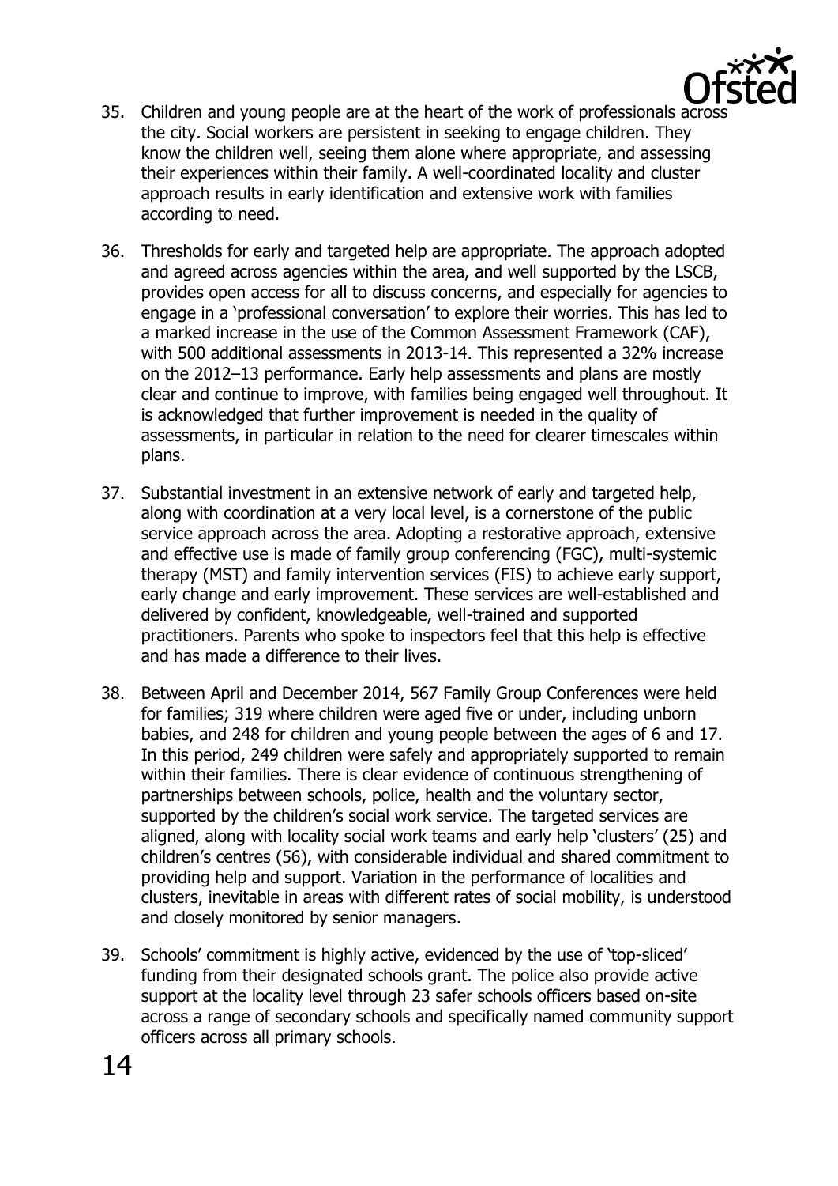35. Children and young people are at the heart of the work of professionals across the city. Social workers are persistent in seeking to engage children. They know the children well, seeing them alone where appropriate, and assessing their experiences within their family. A well-coordinated locality and cluster approach results in early identification and extensive work with families according to need.

36. Thresholds for early and targeted help are appropriate. The approach adopted and agreed across agencies within the area, and well supported by the LSCB, provides open access for all to discuss concerns, and especially for agencies to engage in a 'professional conversation' to explore their worries. This has led to a marked increase in the use of the Common Assessment Framework (CAF), with 500 additional assessments in 2013-14. This represented a 32% increase on the 2012–13 performance. Early help assessments and plans are mostly clear and continue to improve, with families being engaged well throughout. It is acknowledged that further improvement is needed in the quality of assessments, in particular in relation to the need for clearer timescales within plans.

37. Substantial investment in an extensive network of early and targeted help, along with coordination at a very local level, is a cornerstone of the public service approach across the area. Adopting a restorative approach, extensive and effective use is made of family group conferencing (FGC), multi-systemic therapy (MST) and family intervention services (FIS) to achieve early support, early change and early improvement. These services are well-established and delivered by confident, knowledgeable, well-trained and supported practitioners. Parents who spoke to inspectors feel that this help is effective and has made a difference to their lives.

38. Between April and December 2014, 567 Family Group Conferences were held for families; 319 where children were aged five or under, including unborn babies, and 248 for children and young people between the ages of 6 and 17. In this period, 249 children were safely and appropriately supported to remain within their families. There is clear evidence of continuous strengthening of partnerships between schools, police, health and the voluntary sector, supported by the children's social work service. The targeted services are aligned, along with locality social work teams and early help 'clusters' (25) and children's centres (56), with considerable individual and shared commitment to providing help and support. Variation in the performance of localities and clusters, inevitable in areas with different rates of social mobility, is understood and closely monitored by senior managers.

39. Schools' commitment is highly active, evidenced by the use of 'top-sliced' funding from their designated schools grant. The police also provide active support at the locality level through 23 safer schools officers based on-site across a range of secondary schools and specifically named community support officers across all primary schools.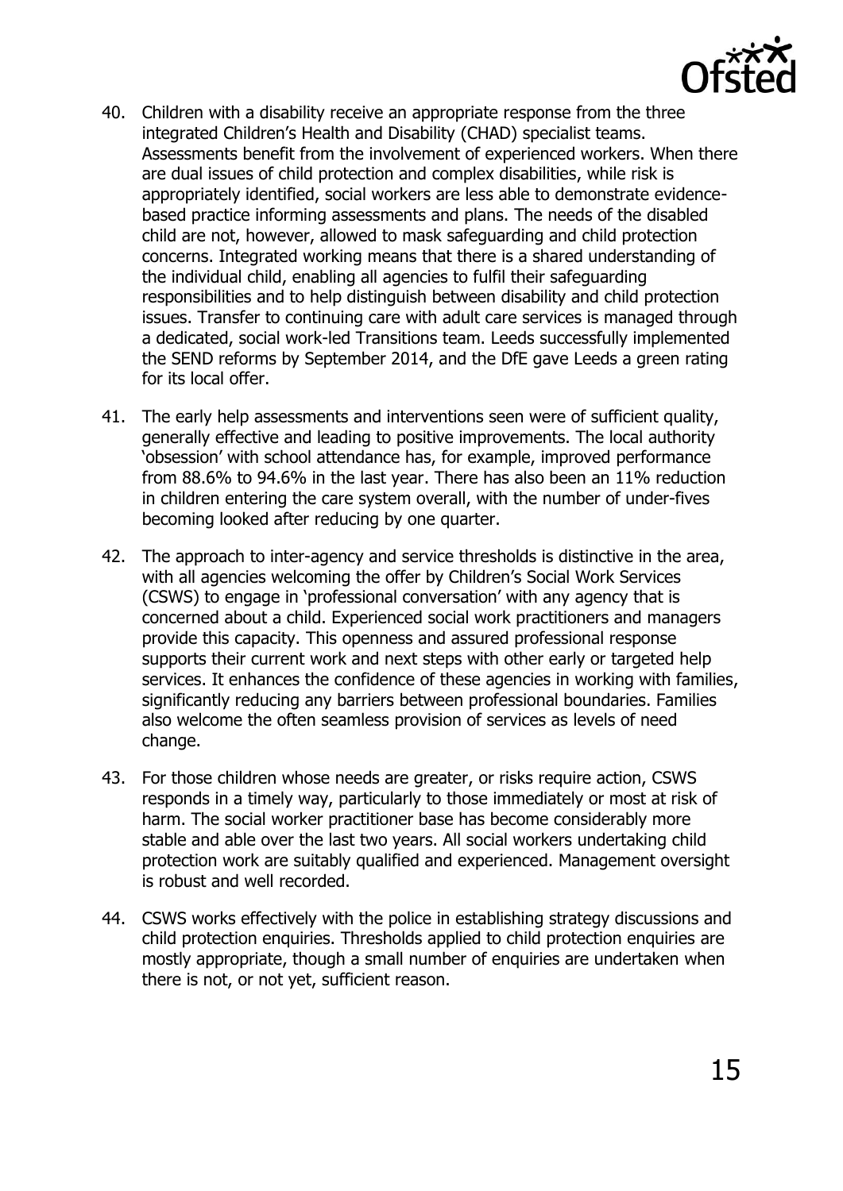40. Children with a disability receive an appropriate response from the three integrated Children's Health and Disability (CHAD) specialist teams. Assessments benefit from the involvement of experienced workers. When there are dual issues of child protection and complex disabilities, while risk is appropriately identified, social workers are less able to demonstrate evidence-based practice informing assessments and plans. The needs of the disabled child are not, however, allowed to mask safeguarding and child protection concerns. Integrated working means that there is a shared understanding of the individual child, enabling all agencies to fulfil their safeguarding responsibilities and to help distinguish between disability and child protection issues. Transfer to continuing care with adult care services is managed through a dedicated, social work-led Transitions team. Leeds successfully implemented the SEND reforms by September 2014, and the DfE gave Leeds a green rating for its local offer.

41. The early help assessments and interventions seen were of sufficient quality, generally effective and leading to positive improvements. The local authority 'obsession' with school attendance has, for example, improved performance from 88.6% to 94.6% in the last year. There has also been an 11% reduction in children entering the care system overall, with the number of under-fives becoming looked after reducing by one quarter.

42. The approach to inter-agency and service thresholds is distinctive in the area, with all agencies welcoming the offer by Children's Social Work Services (CSWS) to engage in 'professional conversation' with any agency that is concerned about a child. Experienced social work practitioners and managers provide this capacity. This openness and assured professional response supports their current work and next steps with other early or targeted help services. It enhances the confidence of these agencies in working with families, significantly reducing any barriers between professional boundaries. Families also welcome the often seamless provision of services as levels of need change.

43. For those children whose needs are greater, or risks require action, CSWS responds in a timely way, particularly to those immediately or most at risk of harm. The social worker practitioner base has become considerably more stable and able over the last two years. All social workers undertaking child protection work are suitably qualified and experienced. Management oversight is robust and well recorded.

44. CSWS works effectively with the police in establishing strategy discussions and child protection enquiries. Thresholds applied to child protection enquiries are mostly appropriate, though a small number of enquiries are undertaken when there is not, or not yet, sufficient reason.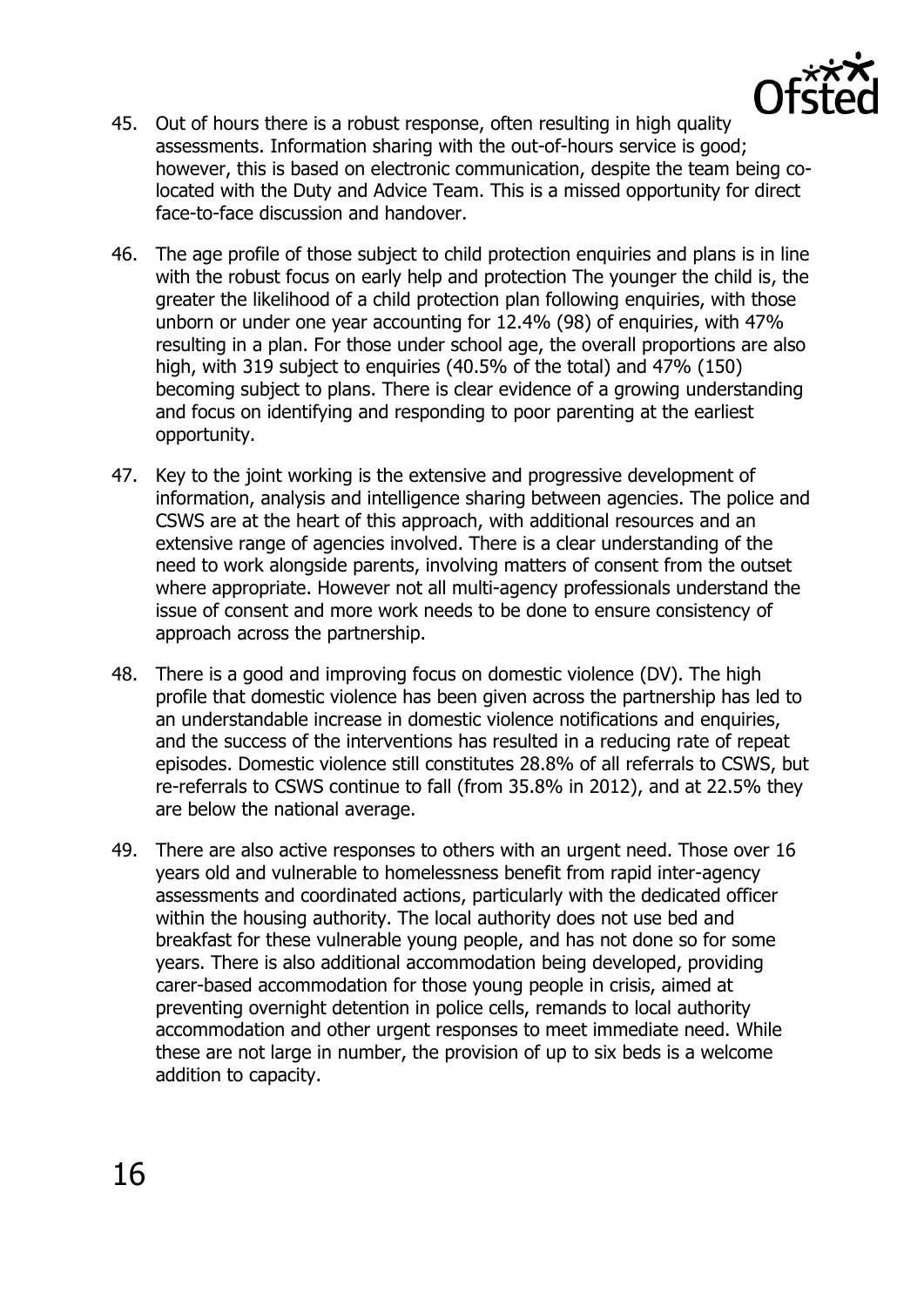45. Out of hours there is a robust response, often resulting in high quality assessments. Information sharing with the out-of-hours service is good; however, this is based on electronic communication, despite the team being co-located with the Duty and Advice Team. This is a missed opportunity for direct face-to-face discussion and handover.

46. The age profile of those subject to child protection enquiries and plans is in line with the robust focus on early help and protection The younger the child is, the greater the likelihood of a child protection plan following enquiries, with those unborn or under one year accounting for 12.4% (98) of enquiries, with 47% resulting in a plan. For those under school age, the overall proportions are also high, with 319 subject to enquiries (40.5% of the total) and 47% (150) becoming subject to plans. There is clear evidence of a growing understanding and focus on identifying and responding to poor parenting at the earliest opportunity.

47. Key to the joint working is the extensive and progressive development of information, analysis and intelligence sharing between agencies. The police and CSWS are at the heart of this approach, with additional resources and an extensive range of agencies involved. There is a clear understanding of the need to work alongside parents, involving matters of consent from the outset where appropriate. However not all multi-agency professionals understand the issue of consent and more work needs to be done to ensure consistency of approach across the partnership.

48. There is a good and improving focus on domestic violence (DV). The high profile that domestic violence has been given across the partnership has led to an understandable increase in domestic violence notifications and enquiries, and the success of the interventions has resulted in a reducing rate of repeat episodes. Domestic violence still constitutes 28.8% of all referrals to CSWS, but re-referrals to CSWS continue to fall (from 35.8% in 2012), and at 22.5% they are below the national average.

49. There are also active responses to others with an urgent need. Those over 16 years old and vulnerable to homelessness benefit from rapid inter-agency assessments and coordinated actions, particularly with the dedicated officer within the housing authority. The local authority does not use bed and breakfast for these vulnerable young people, and has not done so for some years. There is also additional accommodation being developed, providing carer-based accommodation for those young people in crisis, aimed at preventing overnight detention in police cells, remands to local authority accommodation and other urgent responses to meet immediate need. While these are not large in number, the provision of up to six beds is a welcome addition to capacity.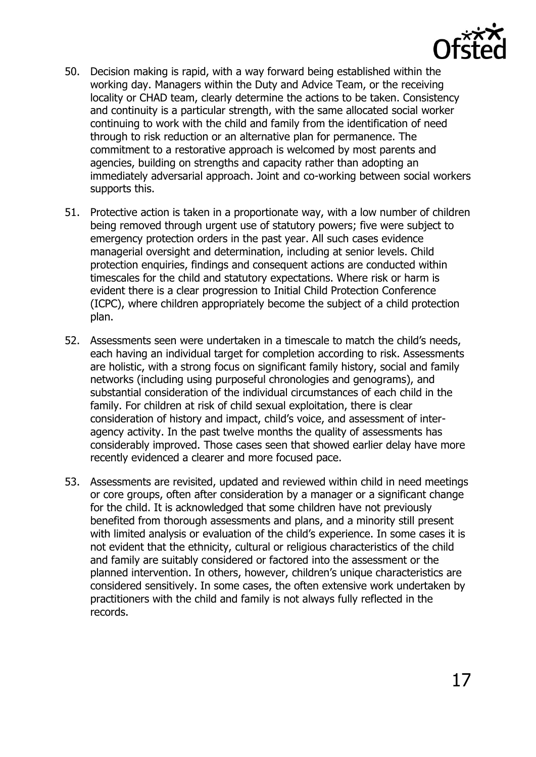50. Decision making is rapid, with a way forward being established within the working day. Managers within the Duty and Advice Team, or the receiving locality or CHAD team, clearly determine the actions to be taken. Consistency and continuity is a particular strength, with the same allocated social worker continuing to work with the child and family from the identification of need through to risk reduction or an alternative plan for permanence. The commitment to a restorative approach is welcomed by most parents and agencies, building on strengths and capacity rather than adopting an immediately adversarial approach. Joint and co-working between social workers supports this.

51. Protective action is taken in a proportionate way, with a low number of children being removed through urgent use of statutory powers; five were subject to emergency protection orders in the past year. All such cases evidence managerial oversight and determination, including at senior levels. Child protection enquiries, findings and consequent actions are conducted within timescales for the child and statutory expectations. Where risk or harm is evident there is a clear progression to Initial Child Protection Conference (ICPC), where children appropriately become the subject of a child protection plan.

52. Assessments seen were undertaken in a timescale to match the child's needs, each having an individual target for completion according to risk. Assessments are holistic, with a strong focus on significant family history, social and family networks (including using purposeful chronologies and genograms), and substantial consideration of the individual circumstances of each child in the family. For children at risk of child sexual exploitation, there is clear consideration of history and impact, child's voice, and assessment of inter-agency activity. In the past twelve months the quality of assessments has considerably improved. Those cases seen that showed earlier delay have more recently evidenced a clearer and more focused pace.

53. Assessments are revisited, updated and reviewed within child in need meetings or core groups, often after consideration by a manager or a significant change for the child. It is acknowledged that some children have not previously benefited from thorough assessments and plans, and a minority still present with limited analysis or evaluation of the child's experience. In some cases it is not evident that the ethnicity, cultural or religious characteristics of the child and family are suitably considered or factored into the assessment or the planned intervention. In others, however, children's unique characteristics are considered sensitively. In some cases, the often extensive work undertaken by practitioners with the child and family is not always fully reflected in the records.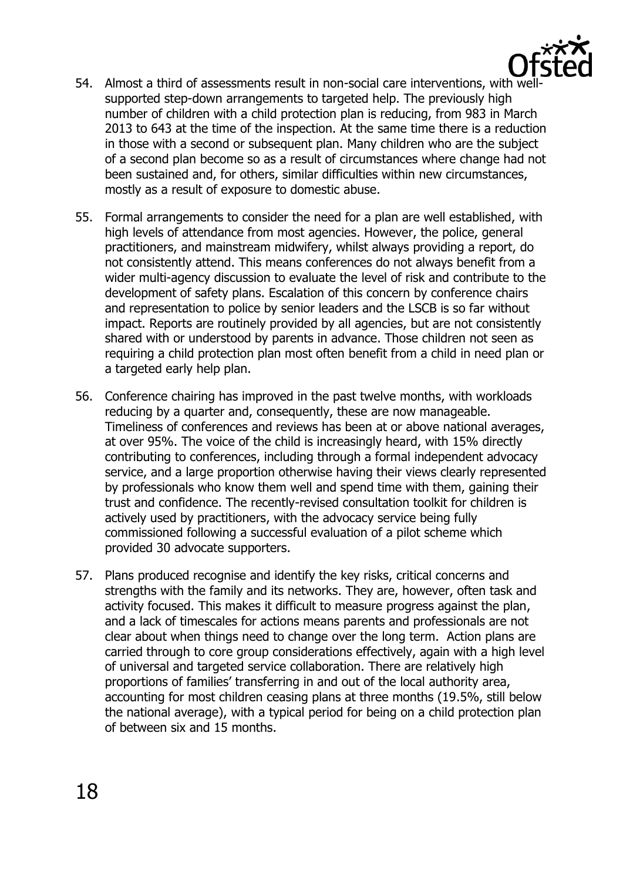54. Almost a third of assessments result in non-social care interventions, with well-supported step-down arrangements to targeted help. The previously high number of children with a child protection plan is reducing, from 983 in March 2013 to 643 at the time of the inspection. At the same time there is a reduction in those with a second or subsequent plan. Many children who are the subject of a second plan become so as a result of circumstances where change had not been sustained and, for others, similar difficulties within new circumstances, mostly as a result of exposure to domestic abuse.

55. Formal arrangements to consider the need for a plan are well established, with high levels of attendance from most agencies. However, the police, general practitioners, and mainstream midwifery, whilst always providing a report, do not consistently attend. This means conferences do not always benefit from a wider multi-agency discussion to evaluate the level of risk and contribute to the development of safety plans. Escalation of this concern by conference chairs and representation to police by senior leaders and the LSCB is so far without impact. Reports are routinely provided by all agencies, but are not consistently shared with or understood by parents in advance. Those children not seen as requiring a child protection plan most often benefit from a child in need plan or a targeted early help plan.

56. Conference chairing has improved in the past twelve months, with workloads reducing by a quarter and, consequently, these are now manageable. Timeliness of conferences and reviews has been at or above national averages, at over 95%. The voice of the child is increasingly heard, with 15% directly contributing to conferences, including through a formal independent advocacy service, and a large proportion otherwise having their views clearly represented by professionals who know them well and spend time with them, gaining their trust and confidence. The recently-revised consultation toolkit for children is actively used by practitioners, with the advocacy service being fully commissioned following a successful evaluation of a pilot scheme which provided 30 advocate supporters.

57. Plans produced recognise and identify the key risks, critical concerns and strengths with the family and its networks. They are, however, often task and activity focused. This makes it difficult to measure progress against the plan, and a lack of timescales for actions means parents and professionals are not clear about when things need to change over the long term. Action plans are carried through to core group considerations effectively, again with a high level of universal and targeted service collaboration. There are relatively high proportions of families' transferring in and out of the local authority area, accounting for most children ceasing plans at three months (19.5%, still below the national average), with a typical period for being on a child protection plan of between six and 15 months.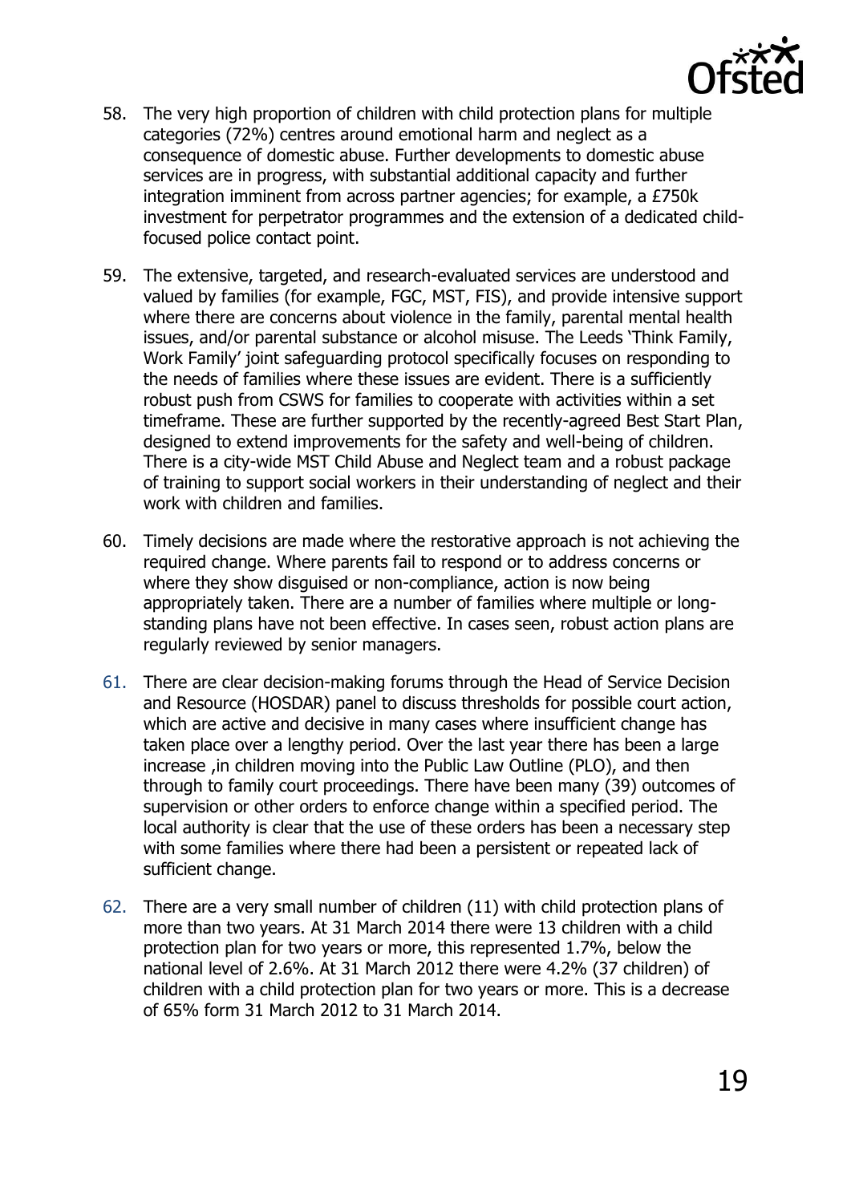58. The very high proportion of children with child protection plans for multiple categories (72%) centres around emotional harm and neglect as a consequence of domestic abuse. Further developments to domestic abuse services are in progress, with substantial additional capacity and further integration imminent from across partner agencies; for example, a £750k investment for perpetrator programmes and the extension of a dedicated child-focused police contact point.

59. The extensive, targeted, and research-evaluated services are understood and valued by families (for example, FGC, MST, FIS), and provide intensive support where there are concerns about violence in the family, parental mental health issues, and/or parental substance or alcohol misuse. The Leeds 'Think Family, Work Family' joint safeguarding protocol specifically focuses on responding to the needs of families where these issues are evident. There is a sufficiently robust push from CSWS for families to cooperate with activities within a set timeframe. These are further supported by the recently-agreed Best Start Plan, designed to extend improvements for the safety and well-being of children. There is a city-wide MST Child Abuse and Neglect team and a robust package of training to support social workers in their understanding of neglect and their work with children and families.

60. Timely decisions are made where the restorative approach is not achieving the required change. Where parents fail to respond or to address concerns or where they show disguised or non-compliance, action is now being appropriately taken. There are a number of families where multiple or long-standing plans have not been effective. In cases seen, robust action plans are regularly reviewed by senior managers.

61. There are clear decision-making forums through the Head of Service Decision and Resource (HOSDAR) panel to discuss thresholds for possible court action, which are active and decisive in many cases where insufficient change has taken place over a lengthy period. Over the last year there has been a large increase ,in children moving into the Public Law Outline (PLO), and then through to family court proceedings. There have been many (39) outcomes of supervision or other orders to enforce change within a specified period. The local authority is clear that the use of these orders has been a necessary step with some families where there had been a persistent or repeated lack of sufficient change.

62. There are a very small number of children (11) with child protection plans of more than two years. At 31 March 2014 there were 13 children with a child protection plan for two years or more, this represented 1.7%, below the national level of 2.6%. At 31 March 2012 there were 4.2% (37 children) of children with a child protection plan for two years or more. This is a decrease of 65% form 31 March 2012 to 31 March 2014.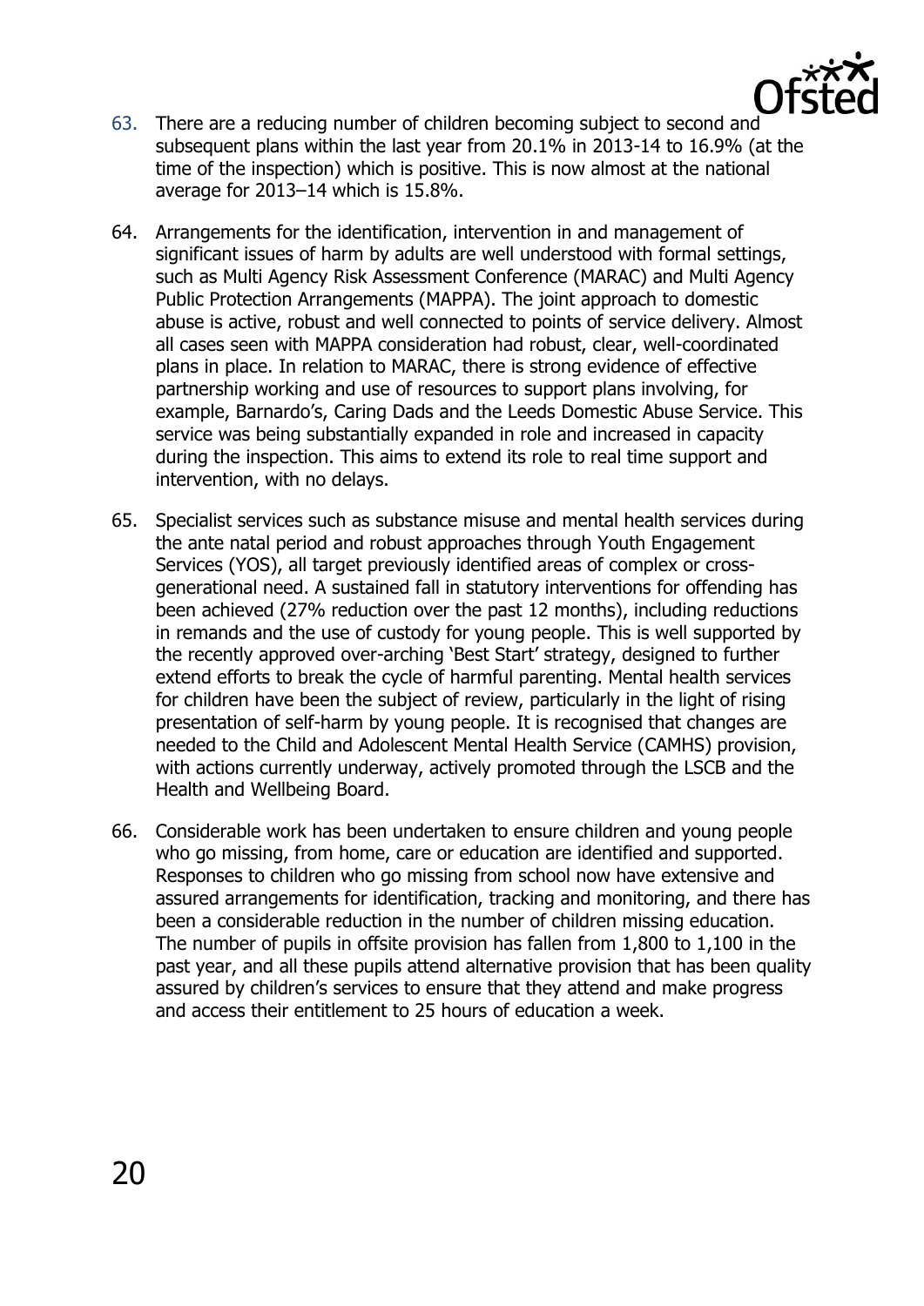63. There are a reducing number of children becoming subject to second and subsequent plans within the last year from 20.1% in 2013-14 to 16.9% (at the time of the inspection) which is positive. This is now almost at the national average for 2013–14 which is 15.8%.

64. Arrangements for the identification, intervention in and management of significant issues of harm by adults are well understood with formal settings, such as Multi Agency Risk Assessment Conference (MARAC) and Multi Agency Public Protection Arrangements (MAPPA). The joint approach to domestic abuse is active, robust and well connected to points of service delivery. Almost all cases seen with MAPPA consideration had robust, clear, well-coordinated plans in place. In relation to MARAC, there is strong evidence of effective partnership working and use of resources to support plans involving, for example, Barnardo's, Caring Dads and the Leeds Domestic Abuse Service. This service was being substantially expanded in role and increased in capacity during the inspection. This aims to extend its role to real time support and intervention, with no delays.

65. Specialist services such as substance misuse and mental health services during the ante natal period and robust approaches through Youth Engagement Services (YOS), all target previously identified areas of complex or cross-generational need. A sustained fall in statutory interventions for offending has been achieved (27% reduction over the past 12 months), including reductions in remands and the use of custody for young people. This is well supported by the recently approved over-arching 'Best Start' strategy, designed to further extend efforts to break the cycle of harmful parenting. Mental health services for children have been the subject of review, particularly in the light of rising presentation of self-harm by young people. It is recognised that changes are needed to the Child and Adolescent Mental Health Service (CAMHS) provision, with actions currently underway, actively promoted through the LSCB and the Health and Wellbeing Board.

66. Considerable work has been undertaken to ensure children and young people who go missing, from home, care or education are identified and supported. Responses to children who go missing from school now have extensive and assured arrangements for identification, tracking and monitoring, and there has been a considerable reduction in the number of children missing education. The number of pupils in offsite provision has fallen from 1,800 to 1,100 in the past year, and all these pupils attend alternative provision that has been quality assured by children's services to ensure that they attend and make progress and access their entitlement to 25 hours of education a week.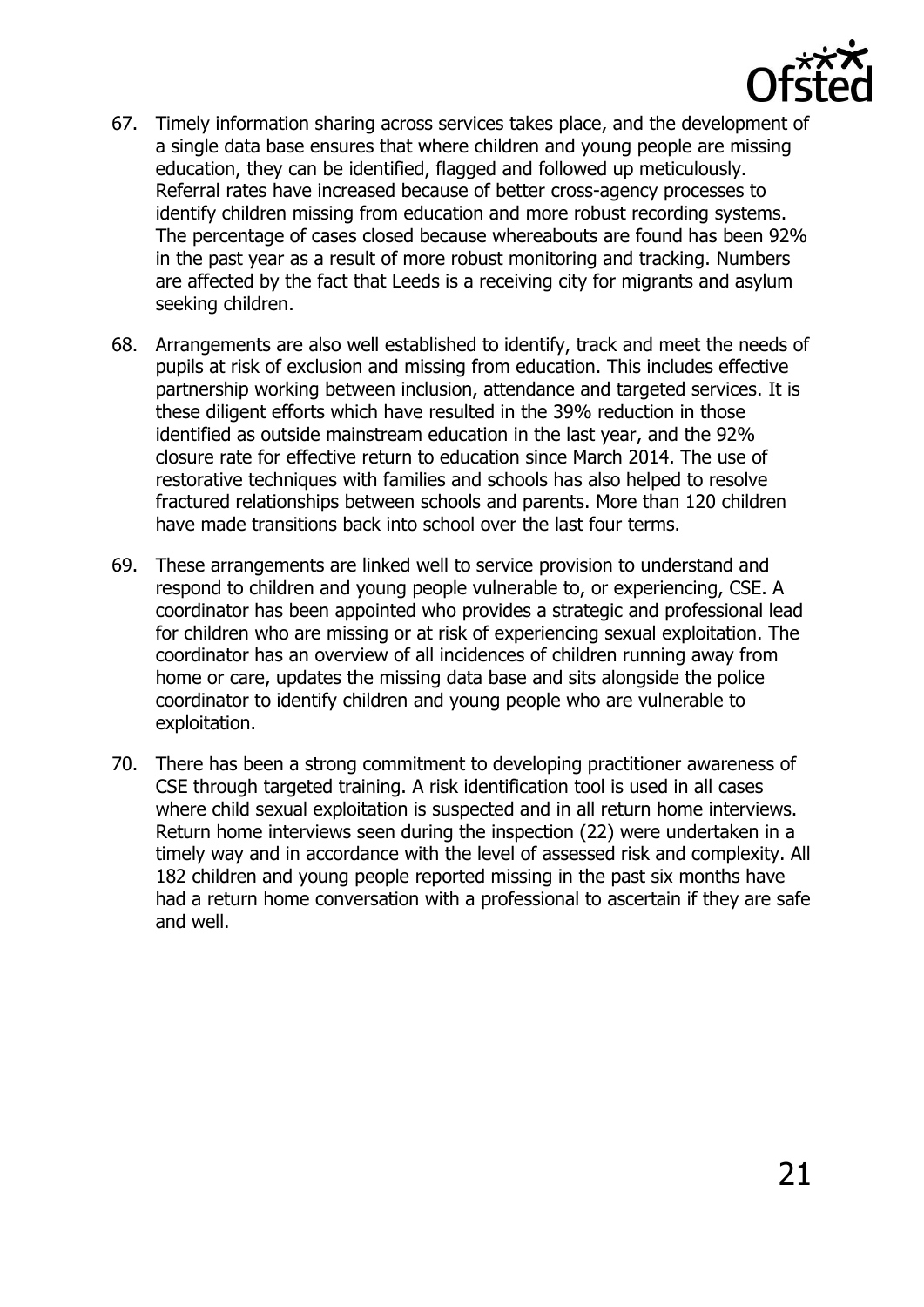67. Timely information sharing across services takes place, and the development of a single data base ensures that where children and young people are missing education, they can be identified, flagged and followed up meticulously. Referral rates have increased because of better cross-agency processes to identify children missing from education and more robust recording systems. The percentage of cases closed because whereabouts are found has been 92% in the past year as a result of more robust monitoring and tracking. Numbers are affected by the fact that Leeds is a receiving city for migrants and asylum seeking children.

68. Arrangements are also well established to identify, track and meet the needs of pupils at risk of exclusion and missing from education. This includes effective partnership working between inclusion, attendance and targeted services. It is these diligent efforts which have resulted in the 39% reduction in those identified as outside mainstream education in the last year, and the 92% closure rate for effective return to education since March 2014. The use of restorative techniques with families and schools has also helped to resolve fractured relationships between schools and parents. More than 120 children have made transitions back into school over the last four terms.

69. These arrangements are linked well to service provision to understand and respond to children and young people vulnerable to, or experiencing, CSE. A coordinator has been appointed who provides a strategic and professional lead for children who are missing or at risk of experiencing sexual exploitation. The coordinator has an overview of all incidences of children running away from home or care, updates the missing data base and sits alongside the police coordinator to identify children and young people who are vulnerable to exploitation.

70. There has been a strong commitment to developing practitioner awareness of CSE through targeted training. A risk identification tool is used in all cases where child sexual exploitation is suspected and in all return home interviews. Return home interviews seen during the inspection (22) were undertaken in a timely way and in accordance with the level of assessed risk and complexity. All 182 children and young people reported missing in the past six months have had a return home conversation with a professional to ascertain if they are safe and well.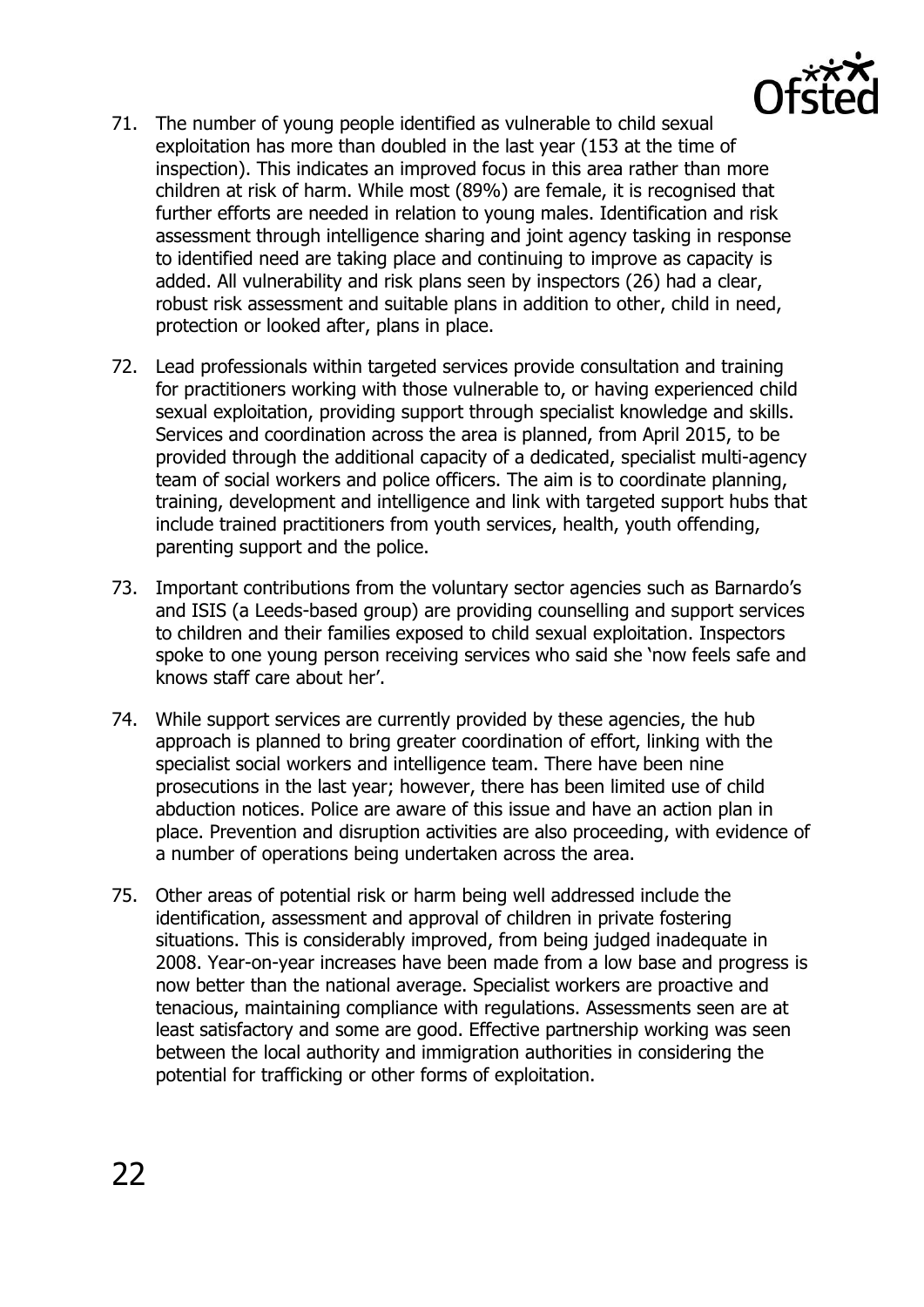71. The number of young people identified as vulnerable to child sexual exploitation has more than doubled in the last year (153 at the time of inspection). This indicates an improved focus in this area rather than more children at risk of harm. While most (89%) are female, it is recognised that further efforts are needed in relation to young males. Identification and risk assessment through intelligence sharing and joint agency tasking in response to identified need are taking place and continuing to improve as capacity is added. All vulnerability and risk plans seen by inspectors (26) had a clear, robust risk assessment and suitable plans in addition to other, child in need, protection or looked after, plans in place.

72. Lead professionals within targeted services provide consultation and training for practitioners working with those vulnerable to, or having experienced child sexual exploitation, providing support through specialist knowledge and skills. Services and coordination across the area is planned, from April 2015, to be provided through the additional capacity of a dedicated, specialist multi-agency team of social workers and police officers. The aim is to coordinate planning, training, development and intelligence and link with targeted support hubs that include trained practitioners from youth services, health, youth offending, parenting support and the police.

73. Important contributions from the voluntary sector agencies such as Barnardo's and ISIS (a Leeds-based group) are providing counselling and support services to children and their families exposed to child sexual exploitation. Inspectors spoke to one young person receiving services who said she 'now feels safe and knows staff care about her'.

74. While support services are currently provided by these agencies, the hub approach is planned to bring greater coordination of effort, linking with the specialist social workers and intelligence team. There have been nine prosecutions in the last year; however, there has been limited use of child abduction notices. Police are aware of this issue and have an action plan in place. Prevention and disruption activities are also proceeding, with evidence of a number of operations being undertaken across the area.

75. Other areas of potential risk or harm being well addressed include the identification, assessment and approval of children in private fostering situations. This is considerably improved, from being judged inadequate in 2008. Year-on-year increases have been made from a low base and progress is now better than the national average. Specialist workers are proactive and tenacious, maintaining compliance with regulations. Assessments seen are at least satisfactory and some are good. Effective partnership working was seen between the local authority and immigration authorities in considering the potential for trafficking or other forms of exploitation.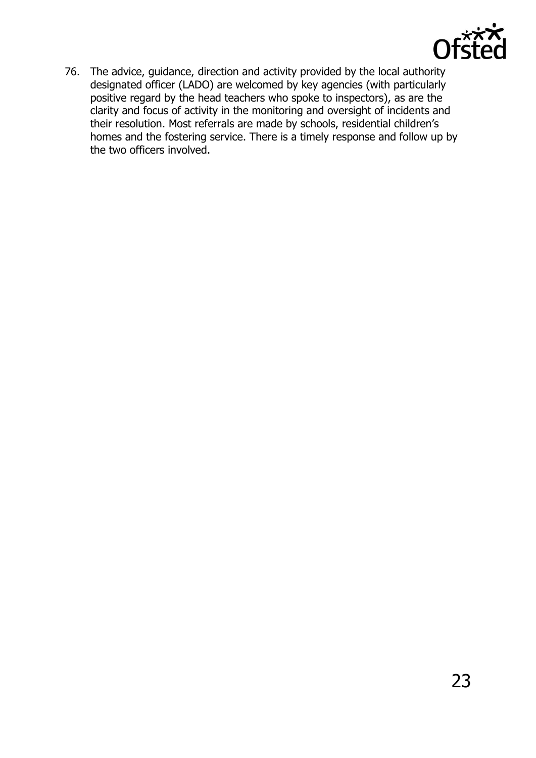76. The advice, guidance, direction and activity provided by the local authority designated officer (LADO) are welcomed by key agencies (with particularly positive regard by the head teachers who spoke to inspectors), as are the clarity and focus of activity in the monitoring and oversight of incidents and their resolution. Most referrals are made by schools, residential children's homes and the fostering service. There is a timely response and follow up by the two officers involved.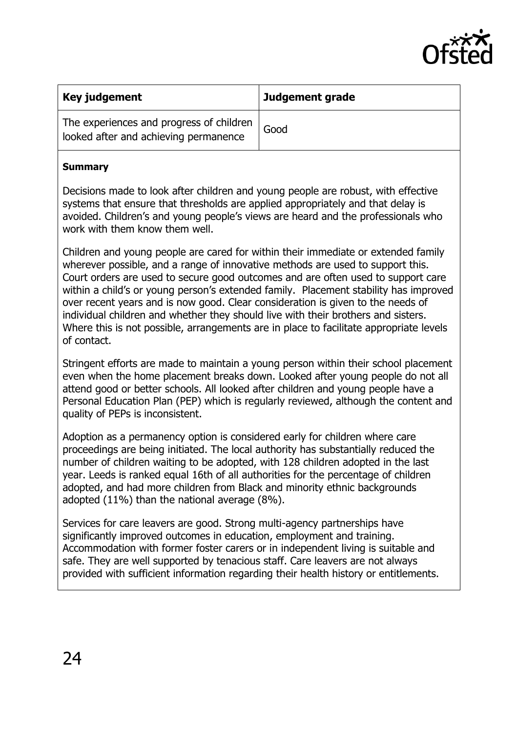| Key judgement | Judgement grade |
|---|---|
| The experiences and progress of children looked after and achieving permanence | Good |

**Summary**

Decisions made to look after children and young people are robust, with effective systems that ensure that thresholds are applied appropriately and that delay is avoided. Children's and young people's views are heard and the professionals who work with them know them well.

Children and young people are cared for within their immediate or extended family wherever possible, and a range of innovative methods are used to support this. Court orders are used to secure good outcomes and are often used to support care within a child's or young person's extended family. Placement stability has improved over recent years and is now good. Clear consideration is given to the needs of individual children and whether they should live with their brothers and sisters. Where this is not possible, arrangements are in place to facilitate appropriate levels of contact.

Stringent efforts are made to maintain a young person within their school placement even when the home placement breaks down. Looked after young people do not all attend good or better schools. All looked after children and young people have a Personal Education Plan (PEP) which is regularly reviewed, although the content and quality of PEPs is inconsistent.

Adoption as a permanency option is considered early for children where care proceedings are being initiated. The local authority has substantially reduced the number of children waiting to be adopted, with 128 children adopted in the last year. Leeds is ranked equal 16th of all authorities for the percentage of children adopted, and had more children from Black and minority ethnic backgrounds adopted (11%) than the national average (8%).

Services for care leavers are good. Strong multi-agency partnerships have significantly improved outcomes in education, employment and training. Accommodation with former foster carers or in independent living is suitable and safe. They are well supported by tenacious staff. Care leavers are not always provided with sufficient information regarding their health history or entitlements.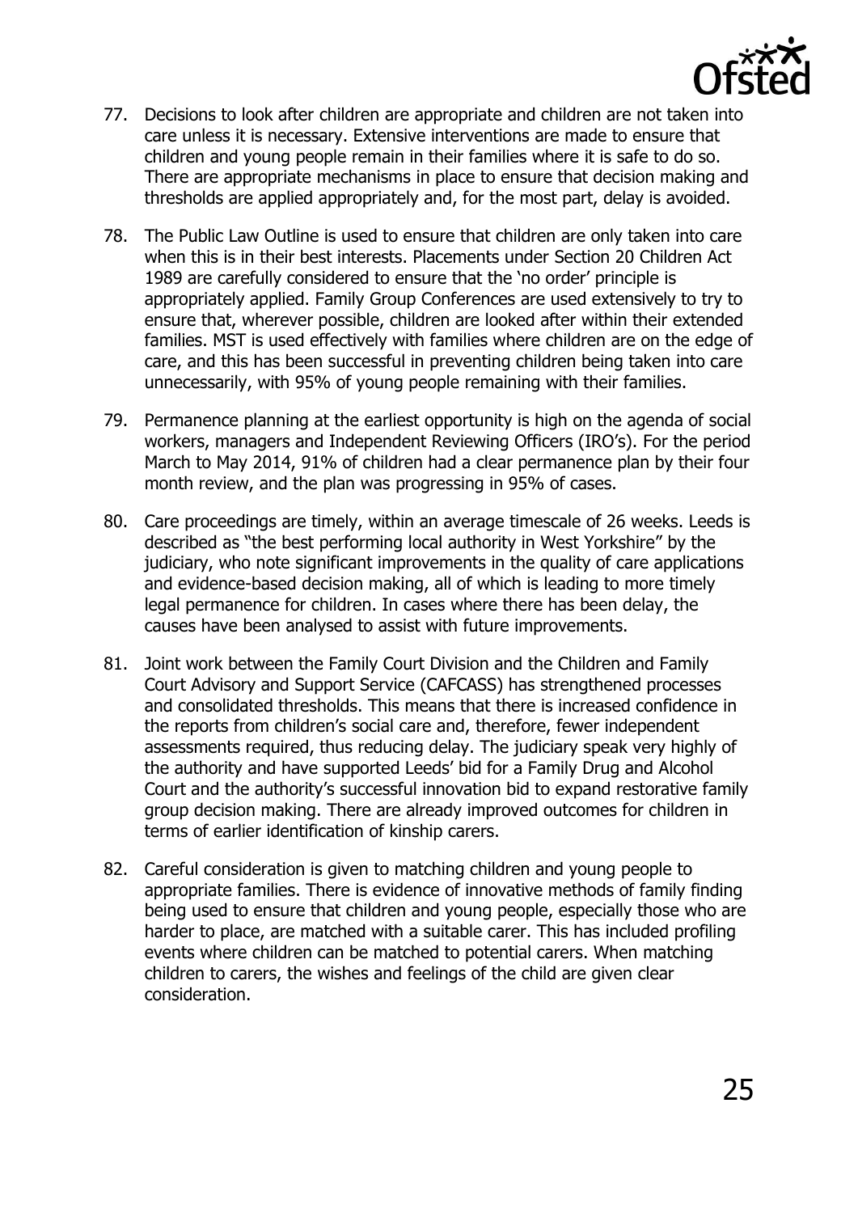77. Decisions to look after children are appropriate and children are not taken into care unless it is necessary. Extensive interventions are made to ensure that children and young people remain in their families where it is safe to do so. There are appropriate mechanisms in place to ensure that decision making and thresholds are applied appropriately and, for the most part, delay is avoided.

78. The Public Law Outline is used to ensure that children are only taken into care when this is in their best interests. Placements under Section 20 Children Act 1989 are carefully considered to ensure that the 'no order' principle is appropriately applied. Family Group Conferences are used extensively to try to ensure that, wherever possible, children are looked after within their extended families. MST is used effectively with families where children are on the edge of care, and this has been successful in preventing children being taken into care unnecessarily, with 95% of young people remaining with their families.

79. Permanence planning at the earliest opportunity is high on the agenda of social workers, managers and Independent Reviewing Officers (IRO's). For the period March to May 2014, 91% of children had a clear permanence plan by their four month review, and the plan was progressing in 95% of cases.

80. Care proceedings are timely, within an average timescale of 26 weeks. Leeds is described as "the best performing local authority in West Yorkshire" by the judiciary, who note significant improvements in the quality of care applications and evidence-based decision making, all of which is leading to more timely legal permanence for children. In cases where there has been delay, the causes have been analysed to assist with future improvements.

81. Joint work between the Family Court Division and the Children and Family Court Advisory and Support Service (CAFCASS) has strengthened processes and consolidated thresholds. This means that there is increased confidence in the reports from children's social care and, therefore, fewer independent assessments required, thus reducing delay. The judiciary speak very highly of the authority and have supported Leeds' bid for a Family Drug and Alcohol Court and the authority's successful innovation bid to expand restorative family group decision making. There are already improved outcomes for children in terms of earlier identification of kinship carers.

82. Careful consideration is given to matching children and young people to appropriate families. There is evidence of innovative methods of family finding being used to ensure that children and young people, especially those who are harder to place, are matched with a suitable carer. This has included profiling events where children can be matched to potential carers. When matching children to carers, the wishes and feelings of the child are given clear consideration.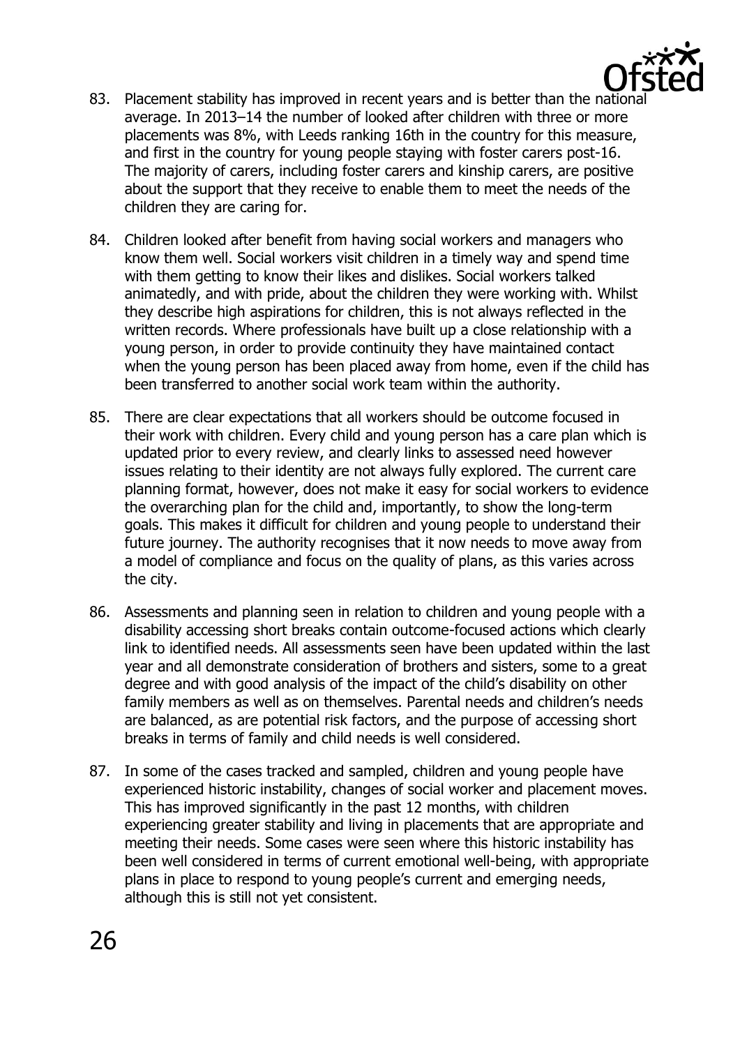83. Placement stability has improved in recent years and is better than the national average. In 2013–14 the number of looked after children with three or more placements was 8%, with Leeds ranking 16th in the country for this measure, and first in the country for young people staying with foster carers post-16. The majority of carers, including foster carers and kinship carers, are positive about the support that they receive to enable them to meet the needs of the children they are caring for.

84. Children looked after benefit from having social workers and managers who know them well. Social workers visit children in a timely way and spend time with them getting to know their likes and dislikes. Social workers talked animatedly, and with pride, about the children they were working with. Whilst they describe high aspirations for children, this is not always reflected in the written records. Where professionals have built up a close relationship with a young person, in order to provide continuity they have maintained contact when the young person has been placed away from home, even if the child has been transferred to another social work team within the authority.

85. There are clear expectations that all workers should be outcome focused in their work with children. Every child and young person has a care plan which is updated prior to every review, and clearly links to assessed need however issues relating to their identity are not always fully explored. The current care planning format, however, does not make it easy for social workers to evidence the overarching plan for the child and, importantly, to show the long-term goals. This makes it difficult for children and young people to understand their future journey. The authority recognises that it now needs to move away from a model of compliance and focus on the quality of plans, as this varies across the city.

86. Assessments and planning seen in relation to children and young people with a disability accessing short breaks contain outcome-focused actions which clearly link to identified needs. All assessments seen have been updated within the last year and all demonstrate consideration of brothers and sisters, some to a great degree and with good analysis of the impact of the child's disability on other family members as well as on themselves. Parental needs and children's needs are balanced, as are potential risk factors, and the purpose of accessing short breaks in terms of family and child needs is well considered.

87. In some of the cases tracked and sampled, children and young people have experienced historic instability, changes of social worker and placement moves. This has improved significantly in the past 12 months, with children experiencing greater stability and living in placements that are appropriate and meeting their needs. Some cases were seen where this historic instability has been well considered in terms of current emotional well-being, with appropriate plans in place to respond to young people's current and emerging needs, although this is still not yet consistent.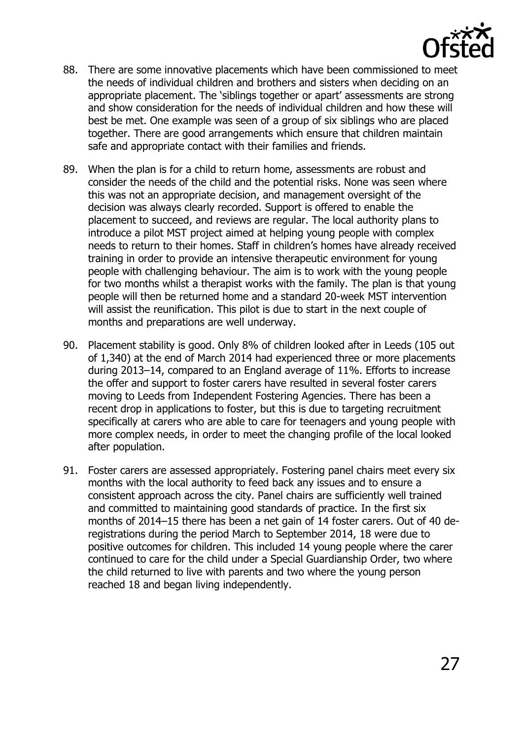88. There are some innovative placements which have been commissioned to meet the needs of individual children and brothers and sisters when deciding on an appropriate placement. The 'siblings together or apart' assessments are strong and show consideration for the needs of individual children and how these will best be met. One example was seen of a group of six siblings who are placed together. There are good arrangements which ensure that children maintain safe and appropriate contact with their families and friends.

89. When the plan is for a child to return home, assessments are robust and consider the needs of the child and the potential risks. None was seen where this was not an appropriate decision, and management oversight of the decision was always clearly recorded. Support is offered to enable the placement to succeed, and reviews are regular. The local authority plans to introduce a pilot MST project aimed at helping young people with complex needs to return to their homes. Staff in children's homes have already received training in order to provide an intensive therapeutic environment for young people with challenging behaviour. The aim is to work with the young people for two months whilst a therapist works with the family. The plan is that young people will then be returned home and a standard 20-week MST intervention will assist the reunification. This pilot is due to start in the next couple of months and preparations are well underway.

90. Placement stability is good. Only 8% of children looked after in Leeds (105 out of 1,340) at the end of March 2014 had experienced three or more placements during 2013–14, compared to an England average of 11%. Efforts to increase the offer and support to foster carers have resulted in several foster carers moving to Leeds from Independent Fostering Agencies. There has been a recent drop in applications to foster, but this is due to targeting recruitment specifically at carers who are able to care for teenagers and young people with more complex needs, in order to meet the changing profile of the local looked after population.

91. Foster carers are assessed appropriately. Fostering panel chairs meet every six months with the local authority to feed back any issues and to ensure a consistent approach across the city. Panel chairs are sufficiently well trained and committed to maintaining good standards of practice. In the first six months of 2014–15 there has been a net gain of 14 foster carers. Out of 40 de-registrations during the period March to September 2014, 18 were due to positive outcomes for children. This included 14 young people where the carer continued to care for the child under a Special Guardianship Order, two where the child returned to live with parents and two where the young person reached 18 and began living independently.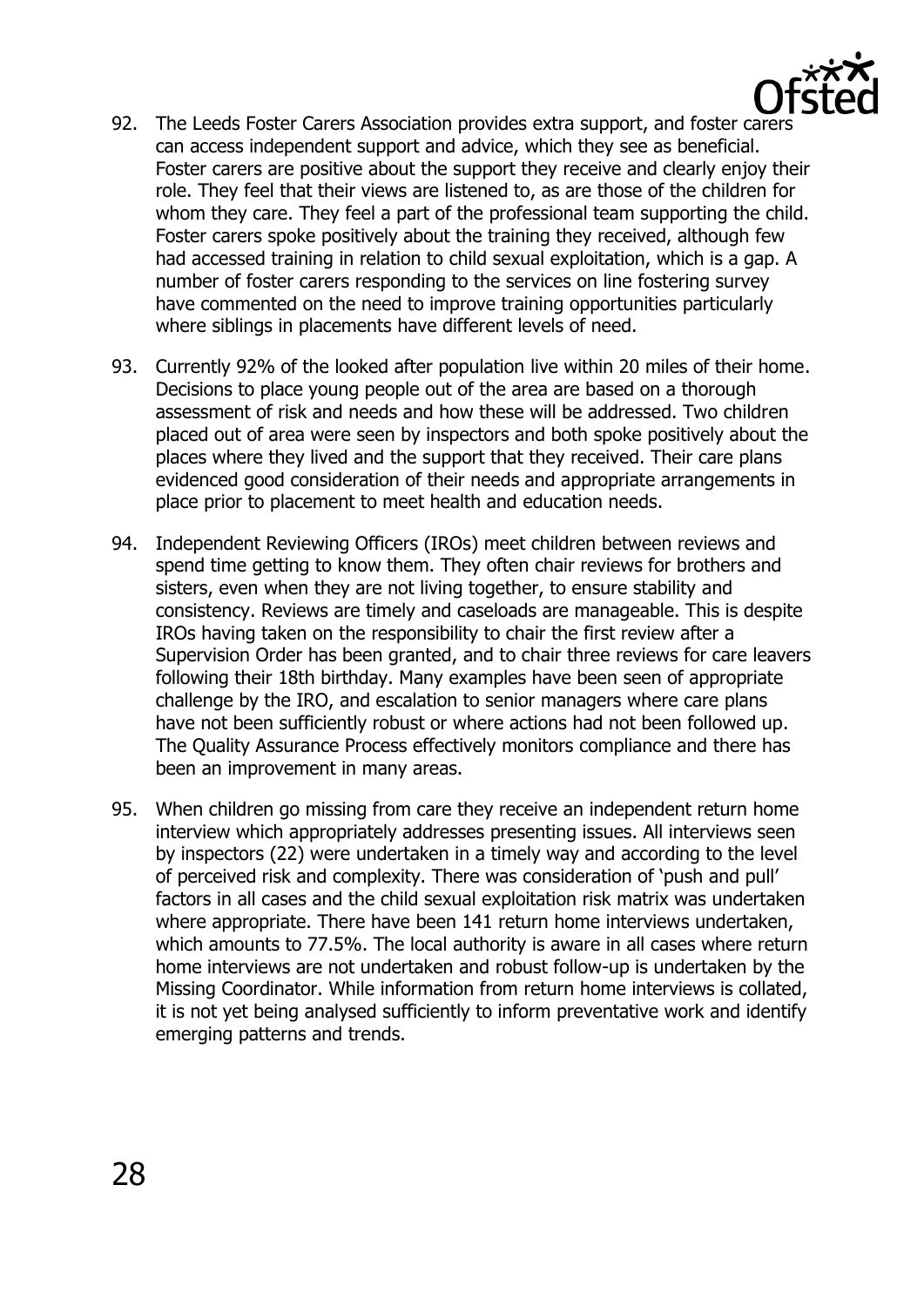92. The Leeds Foster Carers Association provides extra support, and foster carers can access independent support and advice, which they see as beneficial. Foster carers are positive about the support they receive and clearly enjoy their role. They feel that their views are listened to, as are those of the children for whom they care. They feel a part of the professional team supporting the child. Foster carers spoke positively about the training they received, although few had accessed training in relation to child sexual exploitation, which is a gap. A number of foster carers responding to the services on line fostering survey have commented on the need to improve training opportunities particularly where siblings in placements have different levels of need.

93. Currently 92% of the looked after population live within 20 miles of their home. Decisions to place young people out of the area are based on a thorough assessment of risk and needs and how these will be addressed. Two children placed out of area were seen by inspectors and both spoke positively about the places where they lived and the support that they received. Their care plans evidenced good consideration of their needs and appropriate arrangements in place prior to placement to meet health and education needs.

94. Independent Reviewing Officers (IROs) meet children between reviews and spend time getting to know them. They often chair reviews for brothers and sisters, even when they are not living together, to ensure stability and consistency. Reviews are timely and caseloads are manageable. This is despite IROs having taken on the responsibility to chair the first review after a Supervision Order has been granted, and to chair three reviews for care leavers following their 18th birthday. Many examples have been seen of appropriate challenge by the IRO, and escalation to senior managers where care plans have not been sufficiently robust or where actions had not been followed up. The Quality Assurance Process effectively monitors compliance and there has been an improvement in many areas.

95. When children go missing from care they receive an independent return home interview which appropriately addresses presenting issues. All interviews seen by inspectors (22) were undertaken in a timely way and according to the level of perceived risk and complexity. There was consideration of 'push and pull' factors in all cases and the child sexual exploitation risk matrix was undertaken where appropriate. There have been 141 return home interviews undertaken, which amounts to 77.5%. The local authority is aware in all cases where return home interviews are not undertaken and robust follow-up is undertaken by the Missing Coordinator. While information from return home interviews is collated, it is not yet being analysed sufficiently to inform preventative work and identify emerging patterns and trends.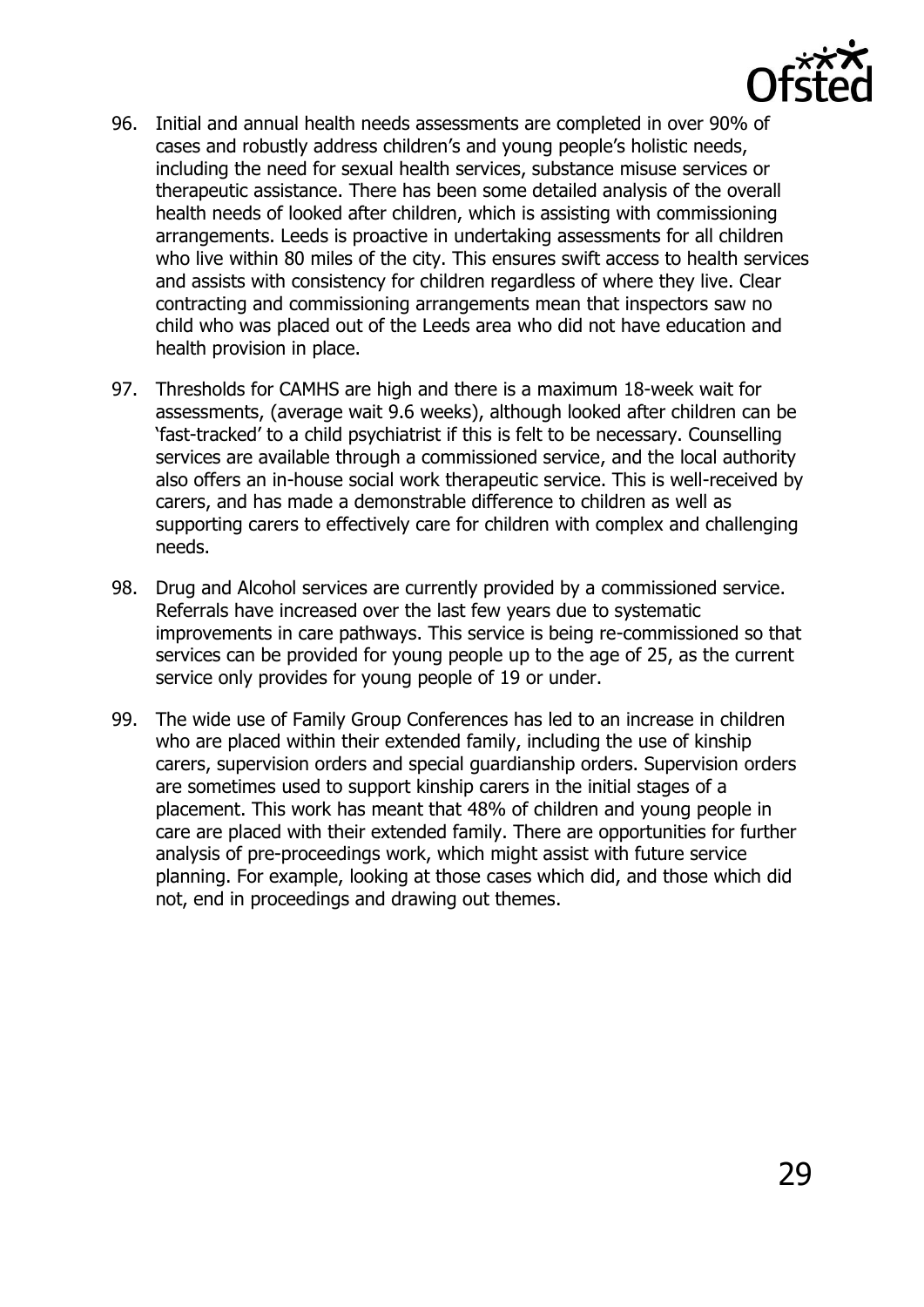96. Initial and annual health needs assessments are completed in over 90% of cases and robustly address children's and young people's holistic needs, including the need for sexual health services, substance misuse services or therapeutic assistance. There has been some detailed analysis of the overall health needs of looked after children, which is assisting with commissioning arrangements. Leeds is proactive in undertaking assessments for all children who live within 80 miles of the city. This ensures swift access to health services and assists with consistency for children regardless of where they live. Clear contracting and commissioning arrangements mean that inspectors saw no child who was placed out of the Leeds area who did not have education and health provision in place.

97. Thresholds for CAMHS are high and there is a maximum 18-week wait for assessments, (average wait 9.6 weeks), although looked after children can be 'fast-tracked' to a child psychiatrist if this is felt to be necessary. Counselling services are available through a commissioned service, and the local authority also offers an in-house social work therapeutic service. This is well-received by carers, and has made a demonstrable difference to children as well as supporting carers to effectively care for children with complex and challenging needs.

98. Drug and Alcohol services are currently provided by a commissioned service. Referrals have increased over the last few years due to systematic improvements in care pathways. This service is being re-commissioned so that services can be provided for young people up to the age of 25, as the current service only provides for young people of 19 or under.

99. The wide use of Family Group Conferences has led to an increase in children who are placed within their extended family, including the use of kinship carers, supervision orders and special guardianship orders. Supervision orders are sometimes used to support kinship carers in the initial stages of a placement. This work has meant that 48% of children and young people in care are placed with their extended family. There are opportunities for further analysis of pre-proceedings work, which might assist with future service planning. For example, looking at those cases which did, and those which did not, end in proceedings and drawing out themes.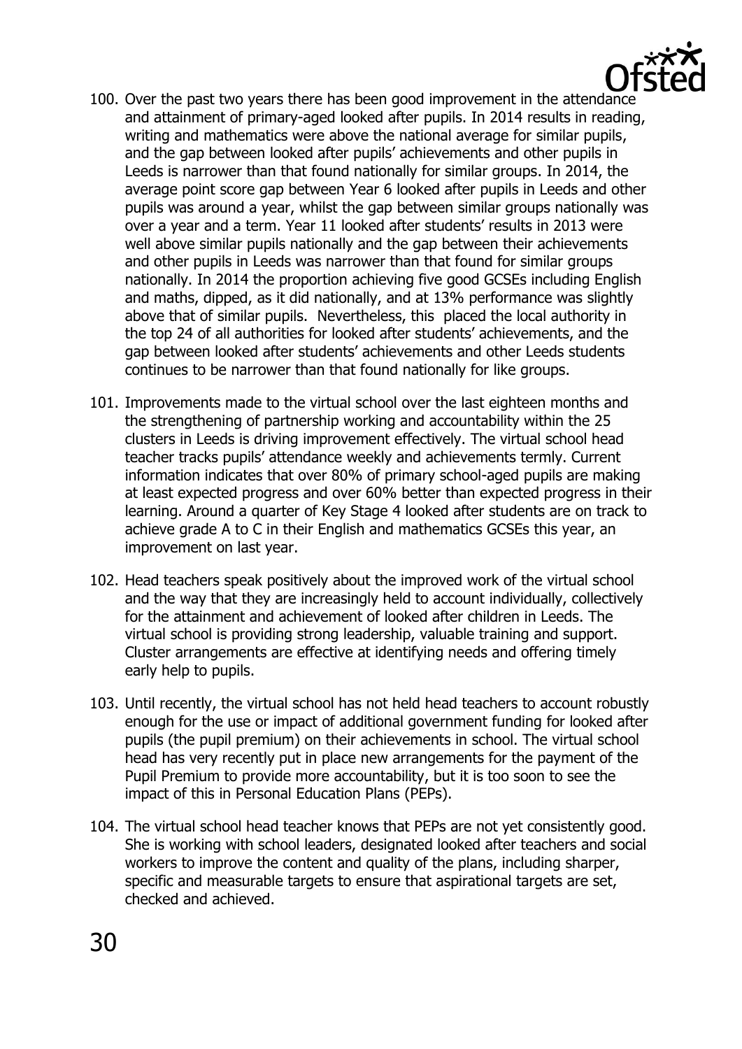100. Over the past two years there has been good improvement in the attendance and attainment of primary-aged looked after pupils. In 2014 results in reading, writing and mathematics were above the national average for similar pupils, and the gap between looked after pupils' achievements and other pupils in Leeds is narrower than that found nationally for similar groups. In 2014, the average point score gap between Year 6 looked after pupils in Leeds and other pupils was around a year, whilst the gap between similar groups nationally was over a year and a term. Year 11 looked after students' results in 2013 were well above similar pupils nationally and the gap between their achievements and other pupils in Leeds was narrower than that found for similar groups nationally. In 2014 the proportion achieving five good GCSEs including English and maths, dipped, as it did nationally, and at 13% performance was slightly above that of similar pupils. Nevertheless, this placed the local authority in the top 24 of all authorities for looked after students' achievements, and the gap between looked after students' achievements and other Leeds students continues to be narrower than that found nationally for like groups.

101. Improvements made to the virtual school over the last eighteen months and the strengthening of partnership working and accountability within the 25 clusters in Leeds is driving improvement effectively. The virtual school head teacher tracks pupils' attendance weekly and achievements termly. Current information indicates that over 80% of primary school-aged pupils are making at least expected progress and over 60% better than expected progress in their learning. Around a quarter of Key Stage 4 looked after students are on track to achieve grade A to C in their English and mathematics GCSEs this year, an improvement on last year.

102. Head teachers speak positively about the improved work of the virtual school and the way that they are increasingly held to account individually, collectively for the attainment and achievement of looked after children in Leeds. The virtual school is providing strong leadership, valuable training and support. Cluster arrangements are effective at identifying needs and offering timely early help to pupils.

103. Until recently, the virtual school has not held head teachers to account robustly enough for the use or impact of additional government funding for looked after pupils (the pupil premium) on their achievements in school. The virtual school head has very recently put in place new arrangements for the payment of the Pupil Premium to provide more accountability, but it is too soon to see the impact of this in Personal Education Plans (PEPs).

104. The virtual school head teacher knows that PEPs are not yet consistently good. She is working with school leaders, designated looked after teachers and social workers to improve the content and quality of the plans, including sharper, specific and measurable targets to ensure that aspirational targets are set, checked and achieved.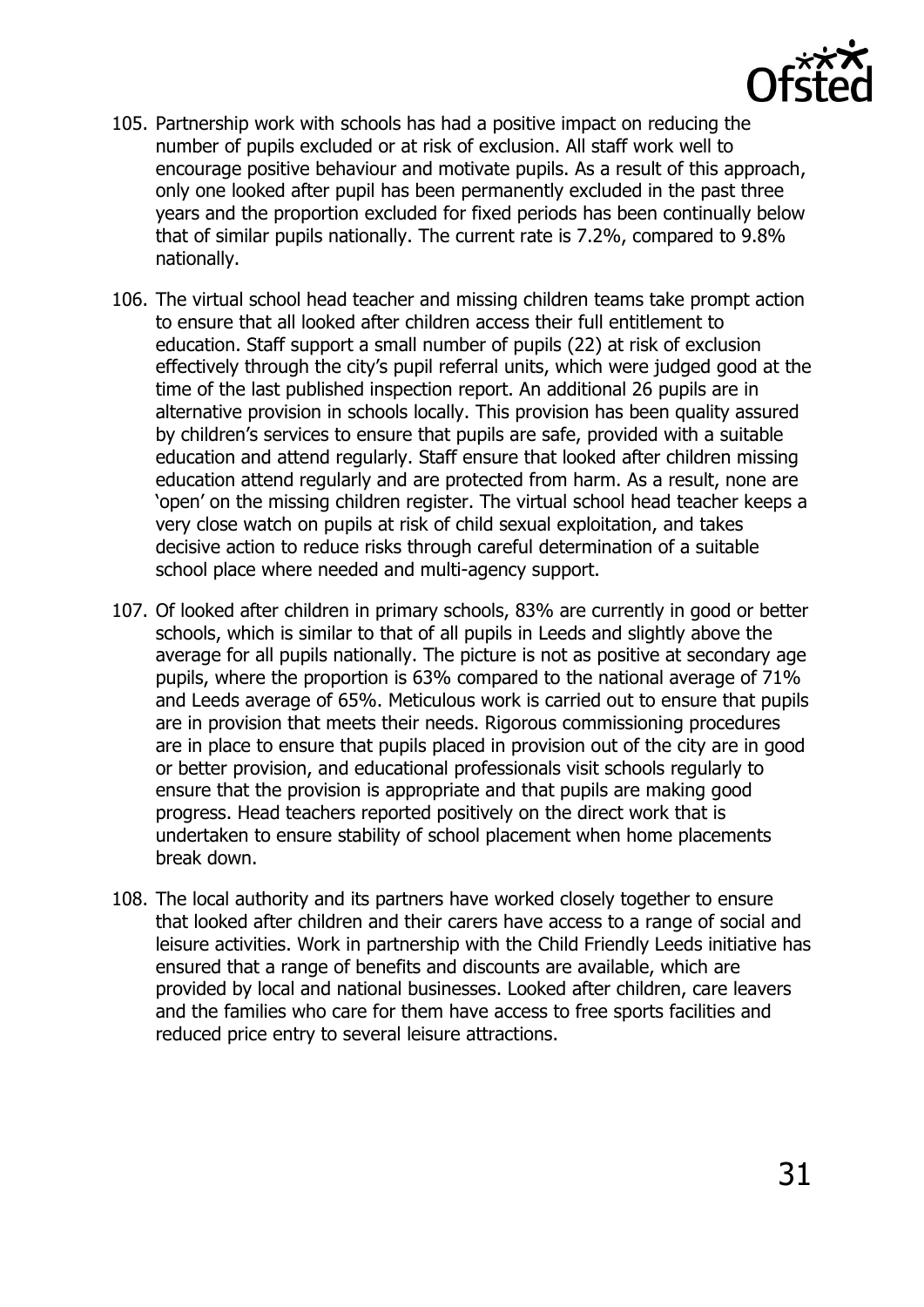105. Partnership work with schools has had a positive impact on reducing the number of pupils excluded or at risk of exclusion. All staff work well to encourage positive behaviour and motivate pupils. As a result of this approach, only one looked after pupil has been permanently excluded in the past three years and the proportion excluded for fixed periods has been continually below that of similar pupils nationally. The current rate is 7.2%, compared to 9.8% nationally.

106. The virtual school head teacher and missing children teams take prompt action to ensure that all looked after children access their full entitlement to education. Staff support a small number of pupils (22) at risk of exclusion effectively through the city's pupil referral units, which were judged good at the time of the last published inspection report. An additional 26 pupils are in alternative provision in schools locally. This provision has been quality assured by children's services to ensure that pupils are safe, provided with a suitable education and attend regularly. Staff ensure that looked after children missing education attend regularly and are protected from harm. As a result, none are 'open' on the missing children register. The virtual school head teacher keeps a very close watch on pupils at risk of child sexual exploitation, and takes decisive action to reduce risks through careful determination of a suitable school place where needed and multi-agency support.

107. Of looked after children in primary schools, 83% are currently in good or better schools, which is similar to that of all pupils in Leeds and slightly above the average for all pupils nationally. The picture is not as positive at secondary age pupils, where the proportion is 63% compared to the national average of 71% and Leeds average of 65%. Meticulous work is carried out to ensure that pupils are in provision that meets their needs. Rigorous commissioning procedures are in place to ensure that pupils placed in provision out of the city are in good or better provision, and educational professionals visit schools regularly to ensure that the provision is appropriate and that pupils are making good progress. Head teachers reported positively on the direct work that is undertaken to ensure stability of school placement when home placements break down.

108. The local authority and its partners have worked closely together to ensure that looked after children and their carers have access to a range of social and leisure activities. Work in partnership with the Child Friendly Leeds initiative has ensured that a range of benefits and discounts are available, which are provided by local and national businesses. Looked after children, care leavers and the families who care for them have access to free sports facilities and reduced price entry to several leisure attractions.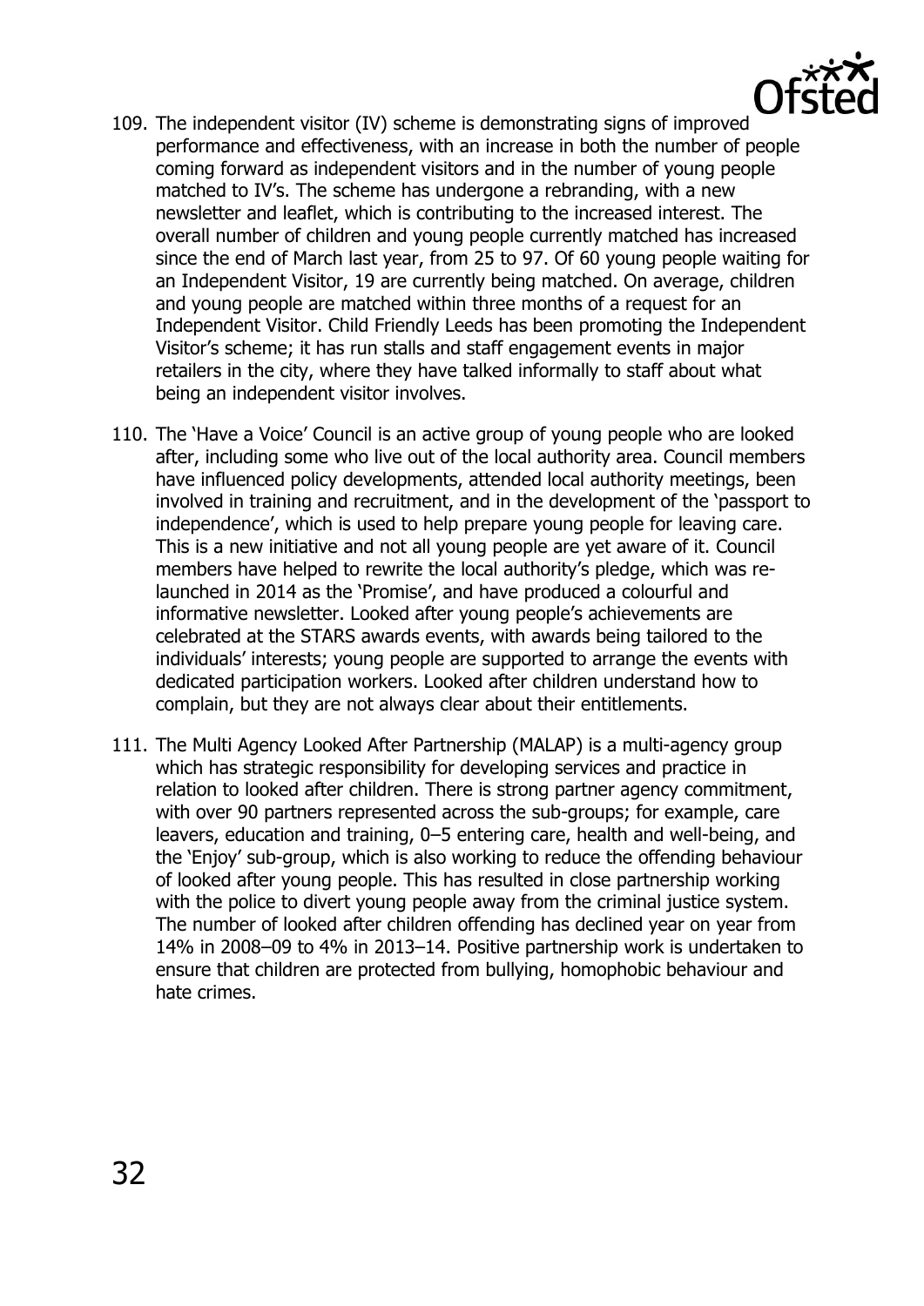109. The independent visitor (IV) scheme is demonstrating signs of improved performance and effectiveness, with an increase in both the number of people coming forward as independent visitors and in the number of young people matched to IV's. The scheme has undergone a rebranding, with a new newsletter and leaflet, which is contributing to the increased interest. The overall number of children and young people currently matched has increased since the end of March last year, from 25 to 97. Of 60 young people waiting for an Independent Visitor, 19 are currently being matched. On average, children and young people are matched within three months of a request for an Independent Visitor. Child Friendly Leeds has been promoting the Independent Visitor's scheme; it has run stalls and staff engagement events in major retailers in the city, where they have talked informally to staff about what being an independent visitor involves.

110. The 'Have a Voice' Council is an active group of young people who are looked after, including some who live out of the local authority area. Council members have influenced policy developments, attended local authority meetings, been involved in training and recruitment, and in the development of the 'passport to independence', which is used to help prepare young people for leaving care. This is a new initiative and not all young people are yet aware of it. Council members have helped to rewrite the local authority's pledge, which was re-launched in 2014 as the 'Promise', and have produced a colourful and informative newsletter. Looked after young people's achievements are celebrated at the STARS awards events, with awards being tailored to the individuals' interests; young people are supported to arrange the events with dedicated participation workers. Looked after children understand how to complain, but they are not always clear about their entitlements.

111. The Multi Agency Looked After Partnership (MALAP) is a multi-agency group which has strategic responsibility for developing services and practice in relation to looked after children. There is strong partner agency commitment, with over 90 partners represented across the sub-groups; for example, care leavers, education and training, 0–5 entering care, health and well-being, and the 'Enjoy' sub-group, which is also working to reduce the offending behaviour of looked after young people. This has resulted in close partnership working with the police to divert young people away from the criminal justice system. The number of looked after children offending has declined year on year from 14% in 2008–09 to 4% in 2013–14. Positive partnership work is undertaken to ensure that children are protected from bullying, homophobic behaviour and hate crimes.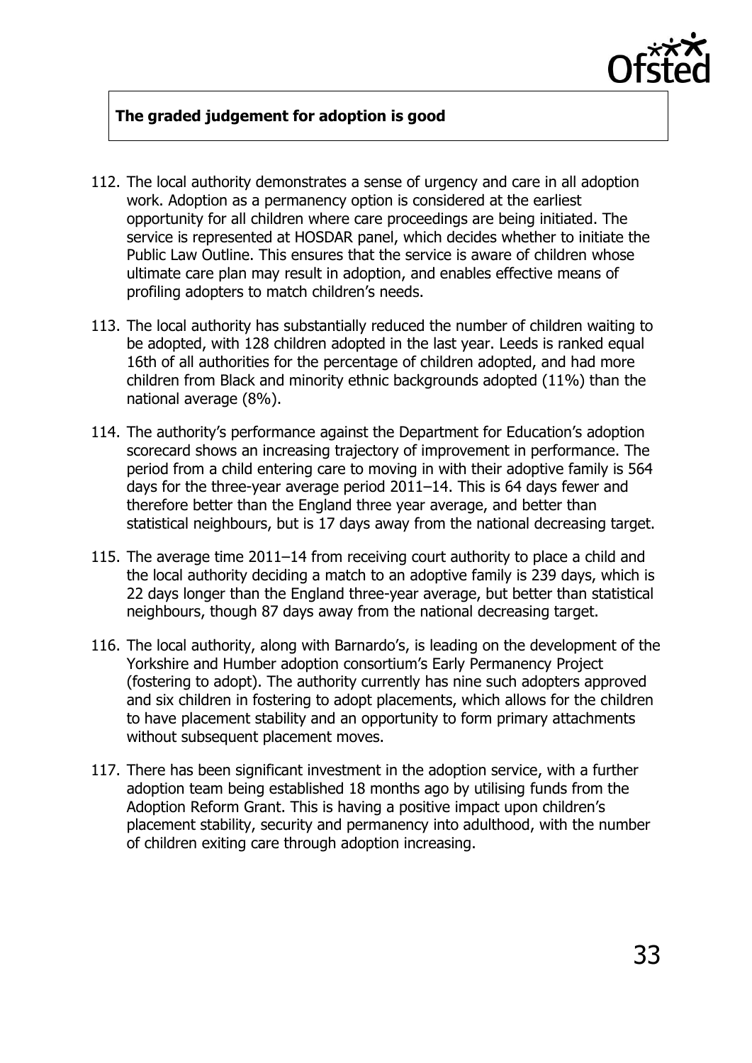**The graded judgement for adoption is good**

112. The local authority demonstrates a sense of urgency and care in all adoption work. Adoption as a permanency option is considered at the earliest opportunity for all children where care proceedings are being initiated. The service is represented at HOSDAR panel, which decides whether to initiate the Public Law Outline. This ensures that the service is aware of children whose ultimate care plan may result in adoption, and enables effective means of profiling adopters to match children's needs.

113. The local authority has substantially reduced the number of children waiting to be adopted, with 128 children adopted in the last year. Leeds is ranked equal 16th of all authorities for the percentage of children adopted, and had more children from Black and minority ethnic backgrounds adopted (11%) than the national average (8%).

114. The authority's performance against the Department for Education's adoption scorecard shows an increasing trajectory of improvement in performance. The period from a child entering care to moving in with their adoptive family is 564 days for the three-year average period 2011–14. This is 64 days fewer and therefore better than the England three year average, and better than statistical neighbours, but is 17 days away from the national decreasing target.

115. The average time 2011–14 from receiving court authority to place a child and the local authority deciding a match to an adoptive family is 239 days, which is 22 days longer than the England three-year average, but better than statistical neighbours, though 87 days away from the national decreasing target.

116. The local authority, along with Barnardo's, is leading on the development of the Yorkshire and Humber adoption consortium's Early Permanency Project (fostering to adopt). The authority currently has nine such adopters approved and six children in fostering to adopt placements, which allows for the children to have placement stability and an opportunity to form primary attachments without subsequent placement moves.

117. There has been significant investment in the adoption service, with a further adoption team being established 18 months ago by utilising funds from the Adoption Reform Grant. This is having a positive impact upon children's placement stability, security and permanency into adulthood, with the number of children exiting care through adoption increasing.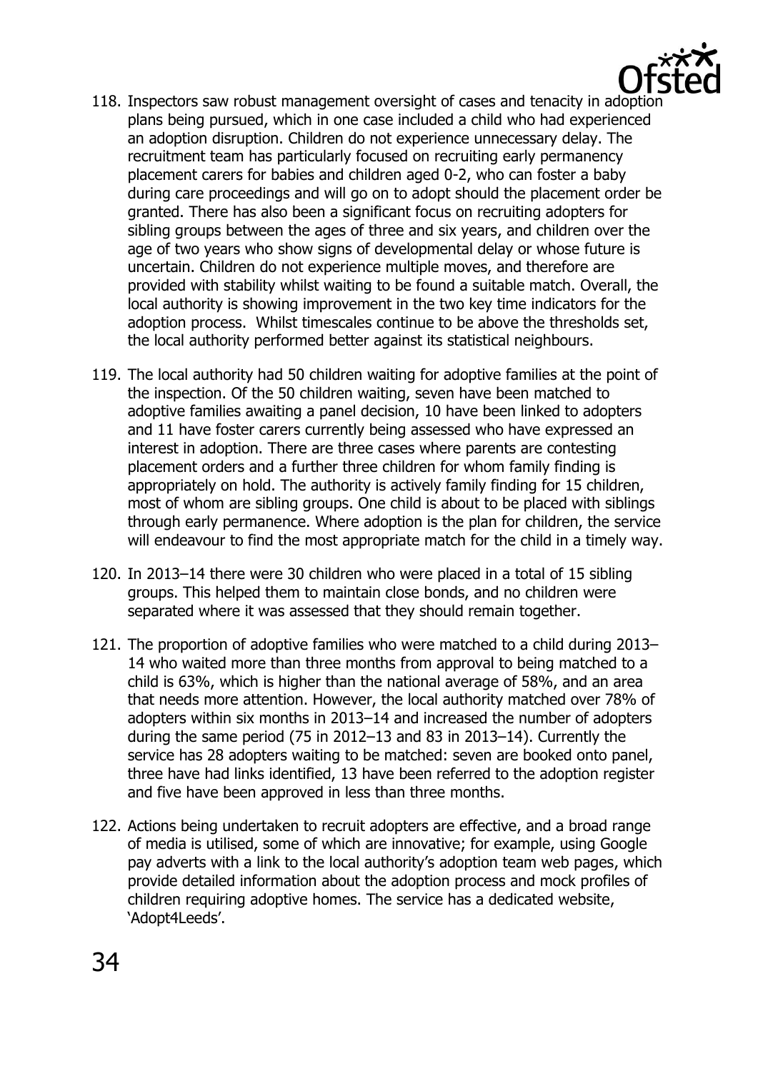118. Inspectors saw robust management oversight of cases and tenacity in adoption plans being pursued, which in one case included a child who had experienced an adoption disruption. Children do not experience unnecessary delay. The recruitment team has particularly focused on recruiting early permanency placement carers for babies and children aged 0-2, who can foster a baby during care proceedings and will go on to adopt should the placement order be granted. There has also been a significant focus on recruiting adopters for sibling groups between the ages of three and six years, and children over the age of two years who show signs of developmental delay or whose future is uncertain. Children do not experience multiple moves, and therefore are provided with stability whilst waiting to be found a suitable match. Overall, the local authority is showing improvement in the two key time indicators for the adoption process. Whilst timescales continue to be above the thresholds set, the local authority performed better against its statistical neighbours.

119. The local authority had 50 children waiting for adoptive families at the point of the inspection. Of the 50 children waiting, seven have been matched to adoptive families awaiting a panel decision, 10 have been linked to adopters and 11 have foster carers currently being assessed who have expressed an interest in adoption. There are three cases where parents are contesting placement orders and a further three children for whom family finding is appropriately on hold. The authority is actively family finding for 15 children, most of whom are sibling groups. One child is about to be placed with siblings through early permanence. Where adoption is the plan for children, the service will endeavour to find the most appropriate match for the child in a timely way.

120. In 2013–14 there were 30 children who were placed in a total of 15 sibling groups. This helped them to maintain close bonds, and no children were separated where it was assessed that they should remain together.

121. The proportion of adoptive families who were matched to a child during 2013–14 who waited more than three months from approval to being matched to a child is 63%, which is higher than the national average of 58%, and an area that needs more attention. However, the local authority matched over 78% of adopters within six months in 2013–14 and increased the number of adopters during the same period (75 in 2012–13 and 83 in 2013–14). Currently the service has 28 adopters waiting to be matched: seven are booked onto panel, three have had links identified, 13 have been referred to the adoption register and five have been approved in less than three months.

122. Actions being undertaken to recruit adopters are effective, and a broad range of media is utilised, some of which are innovative; for example, using Google pay adverts with a link to the local authority's adoption team web pages, which provide detailed information about the adoption process and mock profiles of children requiring adoptive homes. The service has a dedicated website, 'Adopt4Leeds'.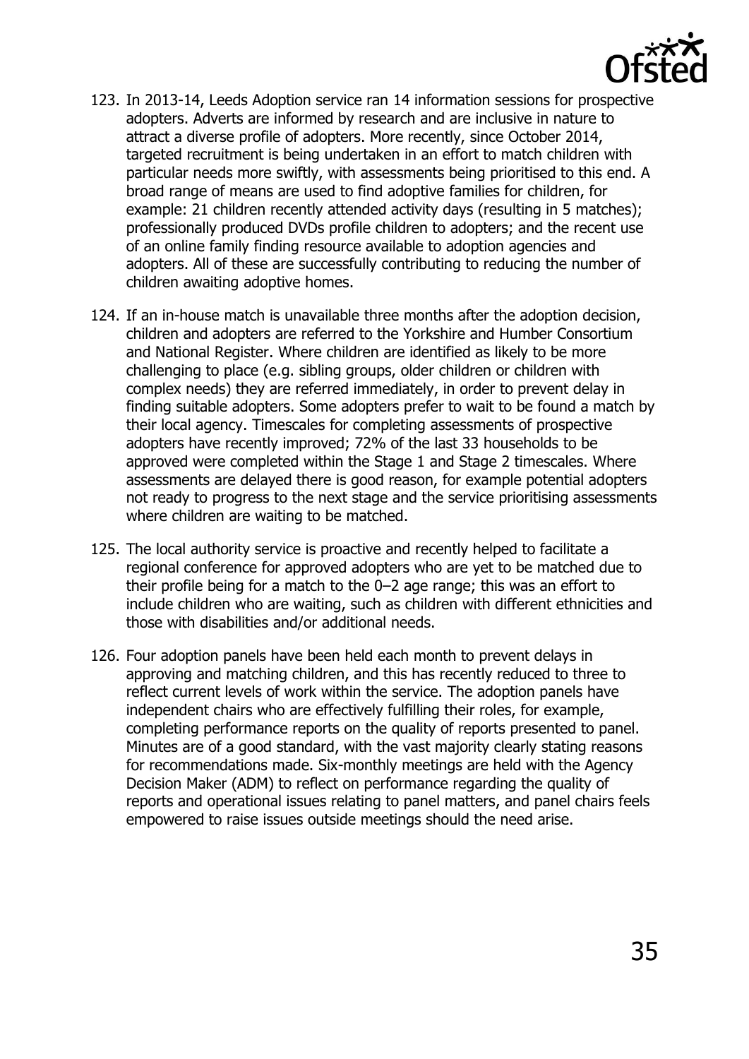123. In 2013-14, Leeds Adoption service ran 14 information sessions for prospective adopters. Adverts are informed by research and are inclusive in nature to attract a diverse profile of adopters. More recently, since October 2014, targeted recruitment is being undertaken in an effort to match children with particular needs more swiftly, with assessments being prioritised to this end. A broad range of means are used to find adoptive families for children, for example: 21 children recently attended activity days (resulting in 5 matches); professionally produced DVDs profile children to adopters; and the recent use of an online family finding resource available to adoption agencies and adopters. All of these are successfully contributing to reducing the number of children awaiting adoptive homes.

124. If an in-house match is unavailable three months after the adoption decision, children and adopters are referred to the Yorkshire and Humber Consortium and National Register. Where children are identified as likely to be more challenging to place (e.g. sibling groups, older children or children with complex needs) they are referred immediately, in order to prevent delay in finding suitable adopters. Some adopters prefer to wait to be found a match by their local agency. Timescales for completing assessments of prospective adopters have recently improved; 72% of the last 33 households to be approved were completed within the Stage 1 and Stage 2 timescales. Where assessments are delayed there is good reason, for example potential adopters not ready to progress to the next stage and the service prioritising assessments where children are waiting to be matched.

125. The local authority service is proactive and recently helped to facilitate a regional conference for approved adopters who are yet to be matched due to their profile being for a match to the 0–2 age range; this was an effort to include children who are waiting, such as children with different ethnicities and those with disabilities and/or additional needs.

126. Four adoption panels have been held each month to prevent delays in approving and matching children, and this has recently reduced to three to reflect current levels of work within the service. The adoption panels have independent chairs who are effectively fulfilling their roles, for example, completing performance reports on the quality of reports presented to panel. Minutes are of a good standard, with the vast majority clearly stating reasons for recommendations made. Six-monthly meetings are held with the Agency Decision Maker (ADM) to reflect on performance regarding the quality of reports and operational issues relating to panel matters, and panel chairs feels empowered to raise issues outside meetings should the need arise.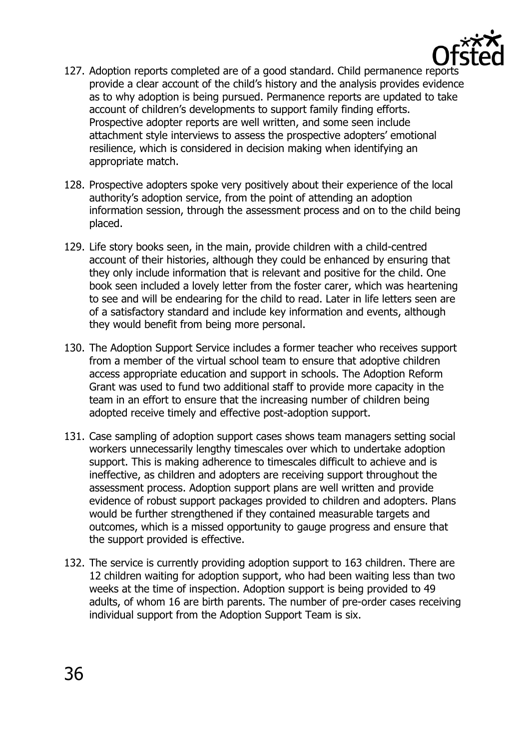127. Adoption reports completed are of a good standard. Child permanence reports provide a clear account of the child's history and the analysis provides evidence as to why adoption is being pursued. Permanence reports are updated to take account of children's developments to support family finding efforts. Prospective adopter reports are well written, and some seen include attachment style interviews to assess the prospective adopters' emotional resilience, which is considered in decision making when identifying an appropriate match.

128. Prospective adopters spoke very positively about their experience of the local authority's adoption service, from the point of attending an adoption information session, through the assessment process and on to the child being placed.

129. Life story books seen, in the main, provide children with a child-centred account of their histories, although they could be enhanced by ensuring that they only include information that is relevant and positive for the child. One book seen included a lovely letter from the foster carer, which was heartening to see and will be endearing for the child to read. Later in life letters seen are of a satisfactory standard and include key information and events, although they would benefit from being more personal.

130. The Adoption Support Service includes a former teacher who receives support from a member of the virtual school team to ensure that adoptive children access appropriate education and support in schools. The Adoption Reform Grant was used to fund two additional staff to provide more capacity in the team in an effort to ensure that the increasing number of children being adopted receive timely and effective post-adoption support.

131. Case sampling of adoption support cases shows team managers setting social workers unnecessarily lengthy timescales over which to undertake adoption support. This is making adherence to timescales difficult to achieve and is ineffective, as children and adopters are receiving support throughout the assessment process. Adoption support plans are well written and provide evidence of robust support packages provided to children and adopters. Plans would be further strengthened if they contained measurable targets and outcomes, which is a missed opportunity to gauge progress and ensure that the support provided is effective.

132. The service is currently providing adoption support to 163 children. There are 12 children waiting for adoption support, who had been waiting less than two weeks at the time of inspection. Adoption support is being provided to 49 adults, of whom 16 are birth parents. The number of pre-order cases receiving individual support from the Adoption Support Team is six.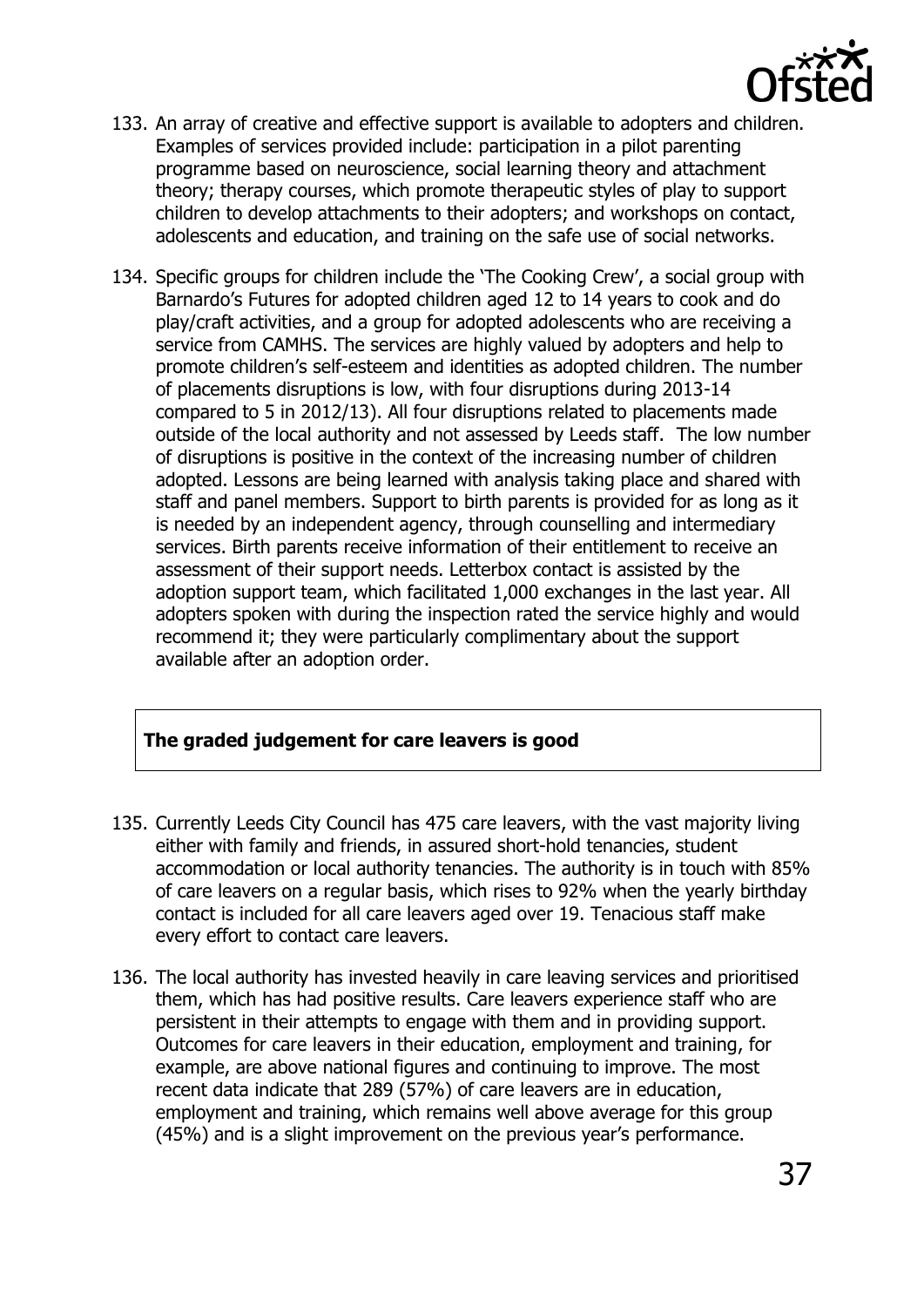133. An array of creative and effective support is available to adopters and children. Examples of services provided include: participation in a pilot parenting programme based on neuroscience, social learning theory and attachment theory; therapy courses, which promote therapeutic styles of play to support children to develop attachments to their adopters; and workshops on contact, adolescents and education, and training on the safe use of social networks.

134. Specific groups for children include the 'The Cooking Crew', a social group with Barnardo's Futures for adopted children aged 12 to 14 years to cook and do play/craft activities, and a group for adopted adolescents who are receiving a service from CAMHS. The services are highly valued by adopters and help to promote children's self-esteem and identities as adopted children. The number of placements disruptions is low, with four disruptions during 2013-14 compared to 5 in 2012/13). All four disruptions related to placements made outside of the local authority and not assessed by Leeds staff. The low number of disruptions is positive in the context of the increasing number of children adopted. Lessons are being learned with analysis taking place and shared with staff and panel members. Support to birth parents is provided for as long as it is needed by an independent agency, through counselling and intermediary services. Birth parents receive information of their entitlement to receive an assessment of their support needs. Letterbox contact is assisted by the adoption support team, which facilitated 1,000 exchanges in the last year. All adopters spoken with during the inspection rated the service highly and would recommend it; they were particularly complimentary about the support available after an adoption order.

**The graded judgement for care leavers is good**

135. Currently Leeds City Council has 475 care leavers, with the vast majority living either with family and friends, in assured short-hold tenancies, student accommodation or local authority tenancies. The authority is in touch with 85% of care leavers on a regular basis, which rises to 92% when the yearly birthday contact is included for all care leavers aged over 19. Tenacious staff make every effort to contact care leavers.

136. The local authority has invested heavily in care leaving services and prioritised them, which has had positive results. Care leavers experience staff who are persistent in their attempts to engage with them and in providing support. Outcomes for care leavers in their education, employment and training, for example, are above national figures and continuing to improve. The most recent data indicate that 289 (57%) of care leavers are in education, employment and training, which remains well above average for this group (45%) and is a slight improvement on the previous year's performance.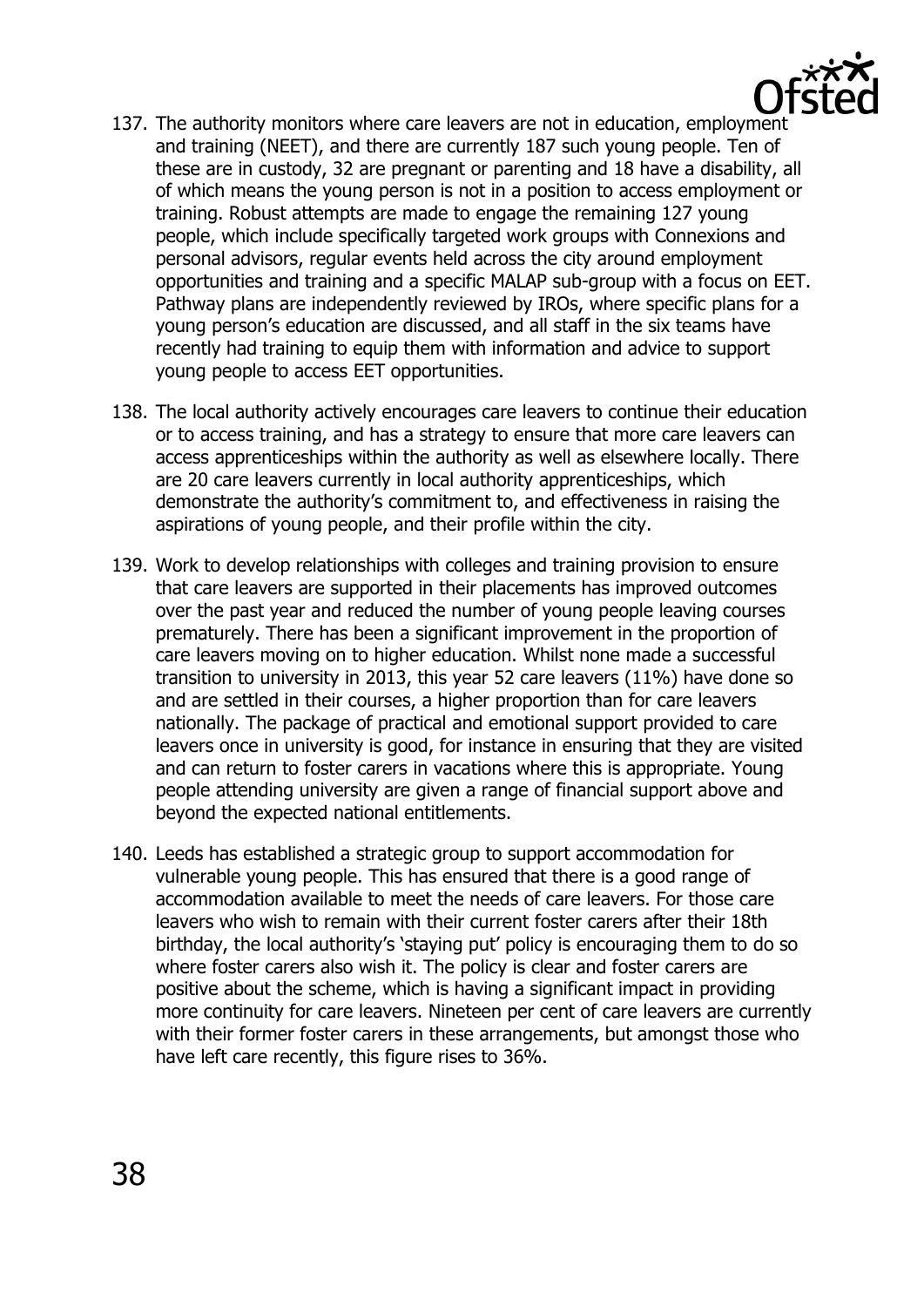137. The authority monitors where care leavers are not in education, employment and training (NEET), and there are currently 187 such young people. Ten of these are in custody, 32 are pregnant or parenting and 18 have a disability, all of which means the young person is not in a position to access employment or training. Robust attempts are made to engage the remaining 127 young people, which include specifically targeted work groups with Connexions and personal advisors, regular events held across the city around employment opportunities and training and a specific MALAP sub-group with a focus on EET. Pathway plans are independently reviewed by IROs, where specific plans for a young person's education are discussed, and all staff in the six teams have recently had training to equip them with information and advice to support young people to access EET opportunities.

138. The local authority actively encourages care leavers to continue their education or to access training, and has a strategy to ensure that more care leavers can access apprenticeships within the authority as well as elsewhere locally. There are 20 care leavers currently in local authority apprenticeships, which demonstrate the authority's commitment to, and effectiveness in raising the aspirations of young people, and their profile within the city.

139. Work to develop relationships with colleges and training provision to ensure that care leavers are supported in their placements has improved outcomes over the past year and reduced the number of young people leaving courses prematurely. There has been a significant improvement in the proportion of care leavers moving on to higher education. Whilst none made a successful transition to university in 2013, this year 52 care leavers (11%) have done so and are settled in their courses, a higher proportion than for care leavers nationally. The package of practical and emotional support provided to care leavers once in university is good, for instance in ensuring that they are visited and can return to foster carers in vacations where this is appropriate. Young people attending university are given a range of financial support above and beyond the expected national entitlements.

140. Leeds has established a strategic group to support accommodation for vulnerable young people. This has ensured that there is a good range of accommodation available to meet the needs of care leavers. For those care leavers who wish to remain with their current foster carers after their 18th birthday, the local authority's 'staying put' policy is encouraging them to do so where foster carers also wish it. The policy is clear and foster carers are positive about the scheme, which is having a significant impact in providing more continuity for care leavers. Nineteen per cent of care leavers are currently with their former foster carers in these arrangements, but amongst those who have left care recently, this figure rises to 36%.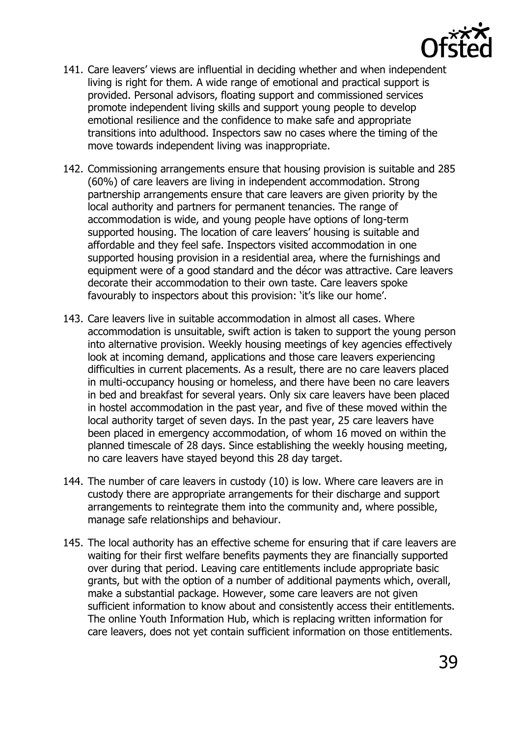141. Care leavers' views are influential in deciding whether and when independent living is right for them. A wide range of emotional and practical support is provided. Personal advisors, floating support and commissioned services promote independent living skills and support young people to develop emotional resilience and the confidence to make safe and appropriate transitions into adulthood. Inspectors saw no cases where the timing of the move towards independent living was inappropriate.

142. Commissioning arrangements ensure that housing provision is suitable and 285 (60%) of care leavers are living in independent accommodation. Strong partnership arrangements ensure that care leavers are given priority by the local authority and partners for permanent tenancies. The range of accommodation is wide, and young people have options of long-term supported housing. The location of care leavers' housing is suitable and affordable and they feel safe. Inspectors visited accommodation in one supported housing provision in a residential area, where the furnishings and equipment were of a good standard and the décor was attractive. Care leavers decorate their accommodation to their own taste. Care leavers spoke favourably to inspectors about this provision: 'it's like our home'.

143. Care leavers live in suitable accommodation in almost all cases. Where accommodation is unsuitable, swift action is taken to support the young person into alternative provision. Weekly housing meetings of key agencies effectively look at incoming demand, applications and those care leavers experiencing difficulties in current placements. As a result, there are no care leavers placed in multi-occupancy housing or homeless, and there have been no care leavers in bed and breakfast for several years. Only six care leavers have been placed in hostel accommodation in the past year, and five of these moved within the local authority target of seven days. In the past year, 25 care leavers have been placed in emergency accommodation, of whom 16 moved on within the planned timescale of 28 days. Since establishing the weekly housing meeting, no care leavers have stayed beyond this 28 day target.

144. The number of care leavers in custody (10) is low. Where care leavers are in custody there are appropriate arrangements for their discharge and support arrangements to reintegrate them into the community and, where possible, manage safe relationships and behaviour.

145. The local authority has an effective scheme for ensuring that if care leavers are waiting for their first welfare benefits payments they are financially supported over during that period. Leaving care entitlements include appropriate basic grants, but with the option of a number of additional payments which, overall, make a substantial package. However, some care leavers are not given sufficient information to know about and consistently access their entitlements. The online Youth Information Hub, which is replacing written information for care leavers, does not yet contain sufficient information on those entitlements.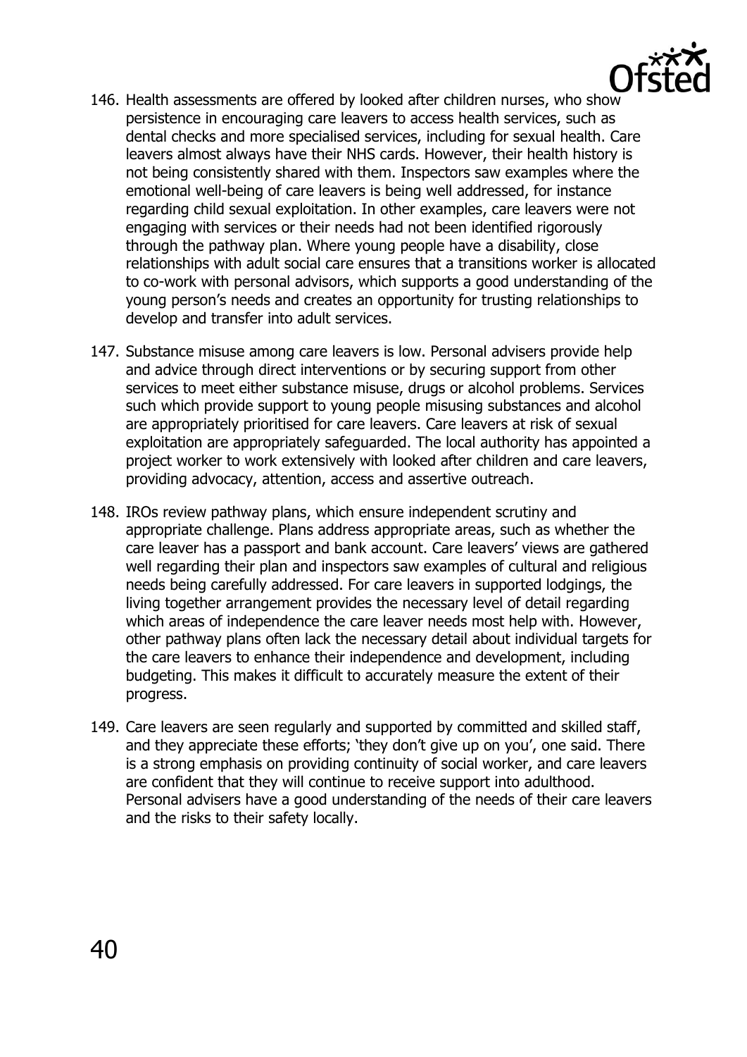146. Health assessments are offered by looked after children nurses, who show persistence in encouraging care leavers to access health services, such as dental checks and more specialised services, including for sexual health. Care leavers almost always have their NHS cards. However, their health history is not being consistently shared with them. Inspectors saw examples where the emotional well-being of care leavers is being well addressed, for instance regarding child sexual exploitation. In other examples, care leavers were not engaging with services or their needs had not been identified rigorously through the pathway plan. Where young people have a disability, close relationships with adult social care ensures that a transitions worker is allocated to co-work with personal advisors, which supports a good understanding of the young person's needs and creates an opportunity for trusting relationships to develop and transfer into adult services.

147. Substance misuse among care leavers is low. Personal advisers provide help and advice through direct interventions or by securing support from other services to meet either substance misuse, drugs or alcohol problems. Services such which provide support to young people misusing substances and alcohol are appropriately prioritised for care leavers. Care leavers at risk of sexual exploitation are appropriately safeguarded. The local authority has appointed a project worker to work extensively with looked after children and care leavers, providing advocacy, attention, access and assertive outreach.

148. IROs review pathway plans, which ensure independent scrutiny and appropriate challenge. Plans address appropriate areas, such as whether the care leaver has a passport and bank account. Care leavers' views are gathered well regarding their plan and inspectors saw examples of cultural and religious needs being carefully addressed. For care leavers in supported lodgings, the living together arrangement provides the necessary level of detail regarding which areas of independence the care leaver needs most help with. However, other pathway plans often lack the necessary detail about individual targets for the care leavers to enhance their independence and development, including budgeting. This makes it difficult to accurately measure the extent of their progress.

149. Care leavers are seen regularly and supported by committed and skilled staff, and they appreciate these efforts; 'they don't give up on you', one said. There is a strong emphasis on providing continuity of social worker, and care leavers are confident that they will continue to receive support into adulthood. Personal advisers have a good understanding of the needs of their care leavers and the risks to their safety locally.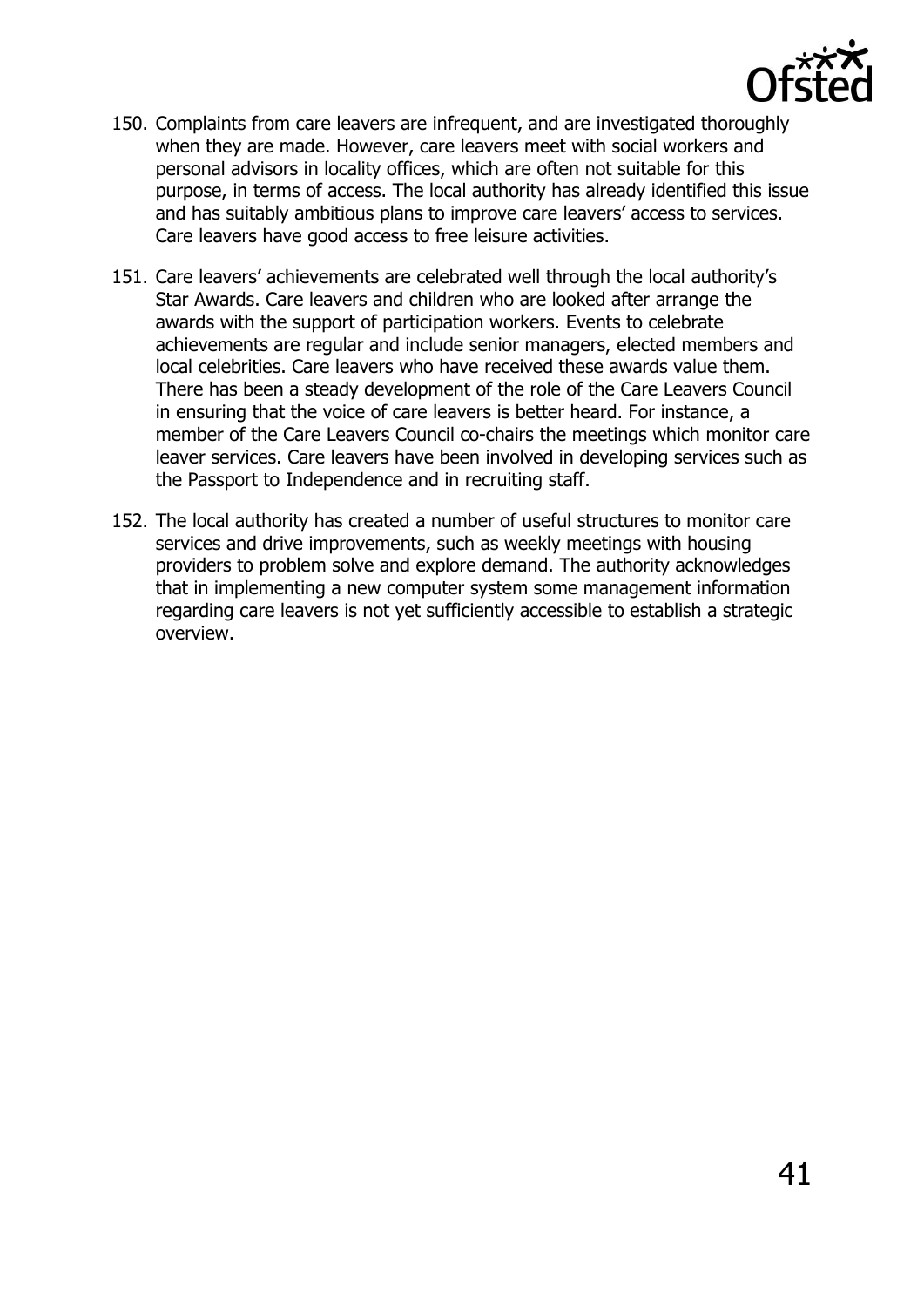150. Complaints from care leavers are infrequent, and are investigated thoroughly when they are made. However, care leavers meet with social workers and personal advisors in locality offices, which are often not suitable for this purpose, in terms of access. The local authority has already identified this issue and has suitably ambitious plans to improve care leavers' access to services. Care leavers have good access to free leisure activities.

151. Care leavers' achievements are celebrated well through the local authority's Star Awards. Care leavers and children who are looked after arrange the awards with the support of participation workers. Events to celebrate achievements are regular and include senior managers, elected members and local celebrities. Care leavers who have received these awards value them. There has been a steady development of the role of the Care Leavers Council in ensuring that the voice of care leavers is better heard. For instance, a member of the Care Leavers Council co-chairs the meetings which monitor care leaver services. Care leavers have been involved in developing services such as the Passport to Independence and in recruiting staff.

152. The local authority has created a number of useful structures to monitor care services and drive improvements, such as weekly meetings with housing providers to problem solve and explore demand. The authority acknowledges that in implementing a new computer system some management information regarding care leavers is not yet sufficiently accessible to establish a strategic overview.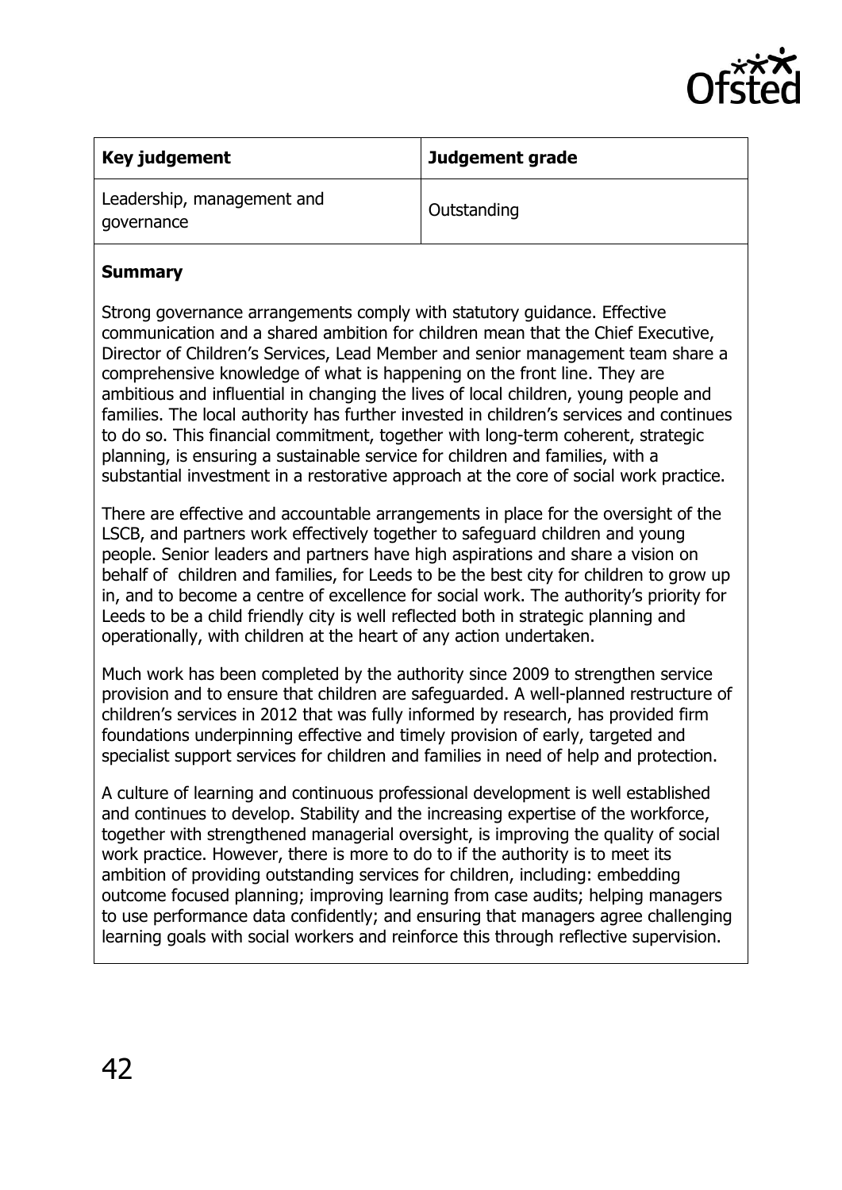| Key judgement | Judgement grade |
| --- | --- |
| Leadership, management and governance | Outstanding |

**Summary**

Strong governance arrangements comply with statutory guidance. Effective communication and a shared ambition for children mean that the Chief Executive, Director of Children's Services, Lead Member and senior management team share a comprehensive knowledge of what is happening on the front line. They are ambitious and influential in changing the lives of local children, young people and families. The local authority has further invested in children's services and continues to do so. This financial commitment, together with long-term coherent, strategic planning, is ensuring a sustainable service for children and families, with a substantial investment in a restorative approach at the core of social work practice.

There are effective and accountable arrangements in place for the oversight of the LSCB, and partners work effectively together to safeguard children and young people. Senior leaders and partners have high aspirations and share a vision on behalf of children and families, for Leeds to be the best city for children to grow up in, and to become a centre of excellence for social work. The authority's priority for Leeds to be a child friendly city is well reflected both in strategic planning and operationally, with children at the heart of any action undertaken.

Much work has been completed by the authority since 2009 to strengthen service provision and to ensure that children are safeguarded. A well-planned restructure of children's services in 2012 that was fully informed by research, has provided firm foundations underpinning effective and timely provision of early, targeted and specialist support services for children and families in need of help and protection.

A culture of learning and continuous professional development is well established and continues to develop. Stability and the increasing expertise of the workforce, together with strengthened managerial oversight, is improving the quality of social work practice. However, there is more to do to if the authority is to meet its ambition of providing outstanding services for children, including: embedding outcome focused planning; improving learning from case audits; helping managers to use performance data confidently; and ensuring that managers agree challenging learning goals with social workers and reinforce this through reflective supervision.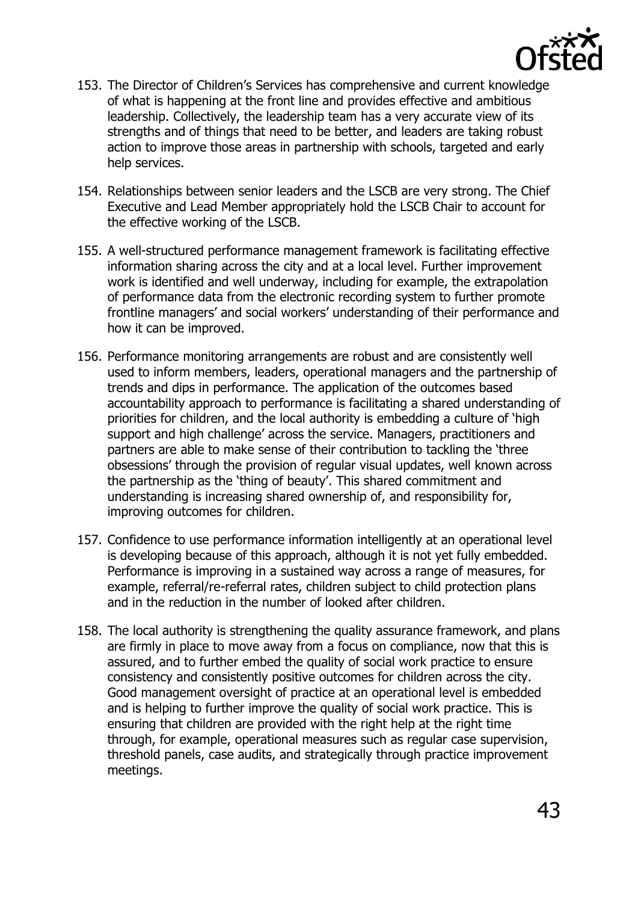153. The Director of Children's Services has comprehensive and current knowledge of what is happening at the front line and provides effective and ambitious leadership. Collectively, the leadership team has a very accurate view of its strengths and of things that need to be better, and leaders are taking robust action to improve those areas in partnership with schools, targeted and early help services.

154. Relationships between senior leaders and the LSCB are very strong. The Chief Executive and Lead Member appropriately hold the LSCB Chair to account for the effective working of the LSCB.

155. A well-structured performance management framework is facilitating effective information sharing across the city and at a local level. Further improvement work is identified and well underway, including for example, the extrapolation of performance data from the electronic recording system to further promote frontline managers' and social workers' understanding of their performance and how it can be improved.

156. Performance monitoring arrangements are robust and are consistently well used to inform members, leaders, operational managers and the partnership of trends and dips in performance. The application of the outcomes based accountability approach to performance is facilitating a shared understanding of priorities for children, and the local authority is embedding a culture of 'high support and high challenge' across the service. Managers, practitioners and partners are able to make sense of their contribution to tackling the 'three obsessions' through the provision of regular visual updates, well known across the partnership as the 'thing of beauty'. This shared commitment and understanding is increasing shared ownership of, and responsibility for, improving outcomes for children.

157. Confidence to use performance information intelligently at an operational level is developing because of this approach, although it is not yet fully embedded. Performance is improving in a sustained way across a range of measures, for example, referral/re-referral rates, children subject to child protection plans and in the reduction in the number of looked after children.

158. The local authority is strengthening the quality assurance framework, and plans are firmly in place to move away from a focus on compliance, now that this is assured, and to further embed the quality of social work practice to ensure consistency and consistently positive outcomes for children across the city. Good management oversight of practice at an operational level is embedded and is helping to further improve the quality of social work practice. This is ensuring that children are provided with the right help at the right time through, for example, operational measures such as regular case supervision, threshold panels, case audits, and strategically through practice improvement meetings.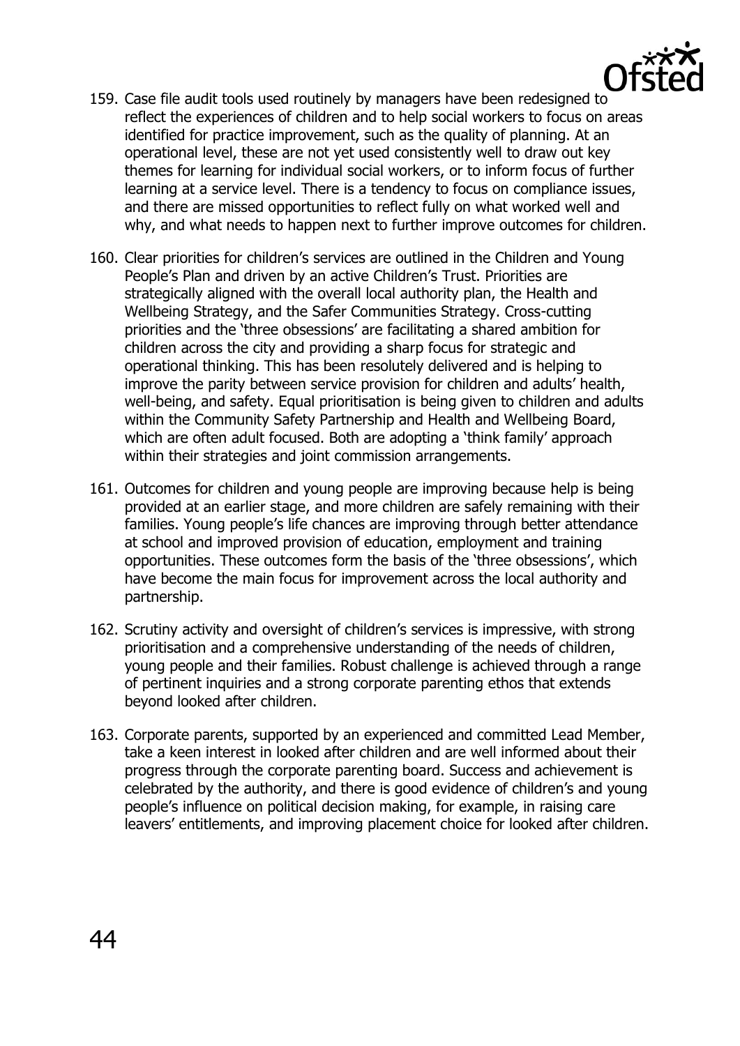159. Case file audit tools used routinely by managers have been redesigned to reflect the experiences of children and to help social workers to focus on areas identified for practice improvement, such as the quality of planning. At an operational level, these are not yet used consistently well to draw out key themes for learning for individual social workers, or to inform focus of further learning at a service level. There is a tendency to focus on compliance issues, and there are missed opportunities to reflect fully on what worked well and why, and what needs to happen next to further improve outcomes for children.

160. Clear priorities for children's services are outlined in the Children and Young People's Plan and driven by an active Children's Trust. Priorities are strategically aligned with the overall local authority plan, the Health and Wellbeing Strategy, and the Safer Communities Strategy. Cross-cutting priorities and the 'three obsessions' are facilitating a shared ambition for children across the city and providing a sharp focus for strategic and operational thinking. This has been resolutely delivered and is helping to improve the parity between service provision for children and adults' health, well-being, and safety. Equal prioritisation is being given to children and adults within the Community Safety Partnership and Health and Wellbeing Board, which are often adult focused. Both are adopting a 'think family' approach within their strategies and joint commission arrangements.

161. Outcomes for children and young people are improving because help is being provided at an earlier stage, and more children are safely remaining with their families. Young people's life chances are improving through better attendance at school and improved provision of education, employment and training opportunities. These outcomes form the basis of the 'three obsessions', which have become the main focus for improvement across the local authority and partnership.

162. Scrutiny activity and oversight of children's services is impressive, with strong prioritisation and a comprehensive understanding of the needs of children, young people and their families. Robust challenge is achieved through a range of pertinent inquiries and a strong corporate parenting ethos that extends beyond looked after children.

163. Corporate parents, supported by an experienced and committed Lead Member, take a keen interest in looked after children and are well informed about their progress through the corporate parenting board. Success and achievement is celebrated by the authority, and there is good evidence of children's and young people's influence on political decision making, for example, in raising care leavers' entitlements, and improving placement choice for looked after children.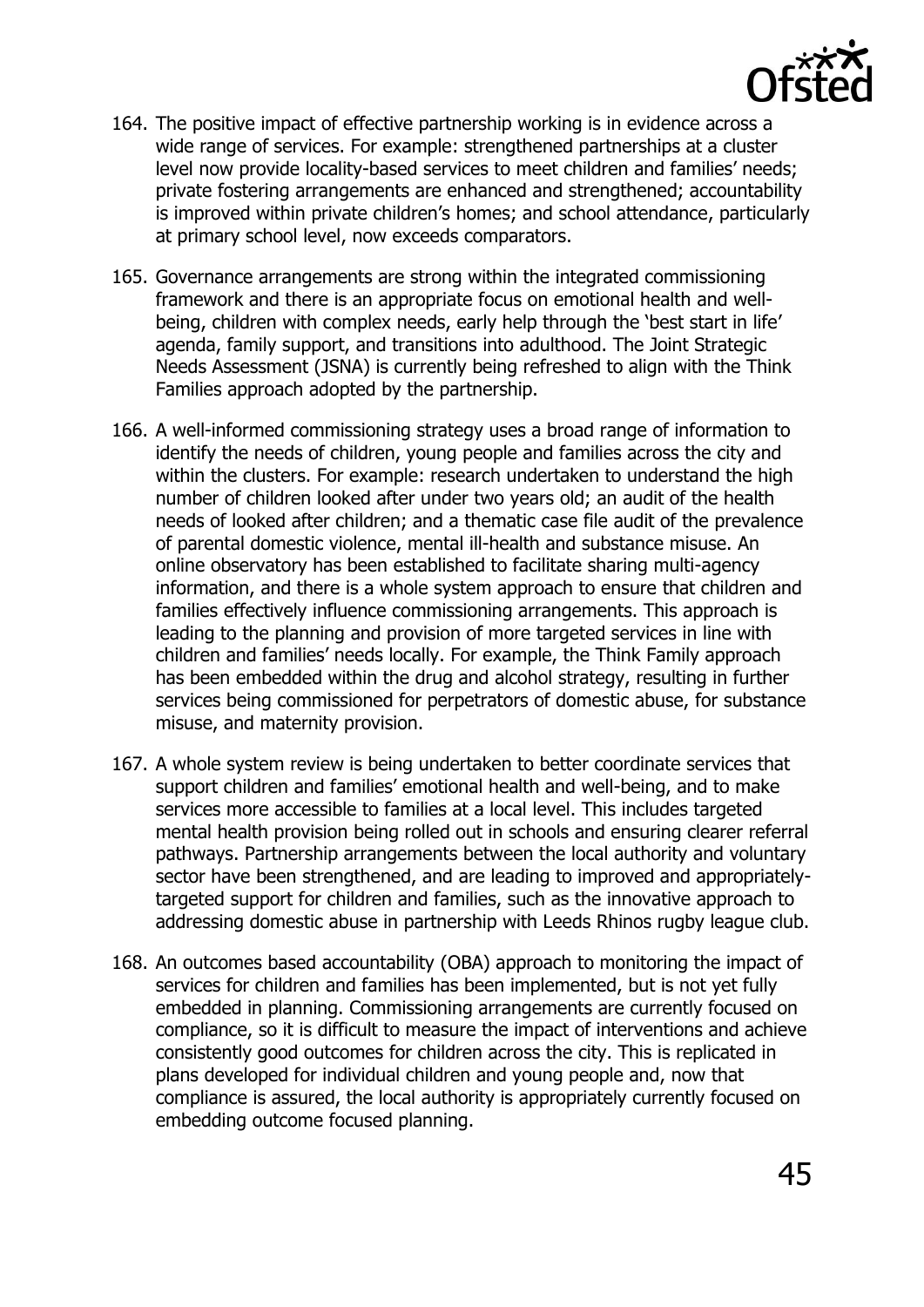164. The positive impact of effective partnership working is in evidence across a wide range of services. For example: strengthened partnerships at a cluster level now provide locality-based services to meet children and families' needs; private fostering arrangements are enhanced and strengthened; accountability is improved within private children's homes; and school attendance, particularly at primary school level, now exceeds comparators.

165. Governance arrangements are strong within the integrated commissioning framework and there is an appropriate focus on emotional health and well-being, children with complex needs, early help through the 'best start in life' agenda, family support, and transitions into adulthood. The Joint Strategic Needs Assessment (JSNA) is currently being refreshed to align with the Think Families approach adopted by the partnership.

166. A well-informed commissioning strategy uses a broad range of information to identify the needs of children, young people and families across the city and within the clusters. For example: research undertaken to understand the high number of children looked after under two years old; an audit of the health needs of looked after children; and a thematic case file audit of the prevalence of parental domestic violence, mental ill-health and substance misuse. An online observatory has been established to facilitate sharing multi-agency information, and there is a whole system approach to ensure that children and families effectively influence commissioning arrangements. This approach is leading to the planning and provision of more targeted services in line with children and families' needs locally. For example, the Think Family approach has been embedded within the drug and alcohol strategy, resulting in further services being commissioned for perpetrators of domestic abuse, for substance misuse, and maternity provision.

167. A whole system review is being undertaken to better coordinate services that support children and families' emotional health and well-being, and to make services more accessible to families at a local level. This includes targeted mental health provision being rolled out in schools and ensuring clearer referral pathways. Partnership arrangements between the local authority and voluntary sector have been strengthened, and are leading to improved and appropriately-targeted support for children and families, such as the innovative approach to addressing domestic abuse in partnership with Leeds Rhinos rugby league club.

168. An outcomes based accountability (OBA) approach to monitoring the impact of services for children and families has been implemented, but is not yet fully embedded in planning. Commissioning arrangements are currently focused on compliance, so it is difficult to measure the impact of interventions and achieve consistently good outcomes for children across the city. This is replicated in plans developed for individual children and young people and, now that compliance is assured, the local authority is appropriately currently focused on embedding outcome focused planning.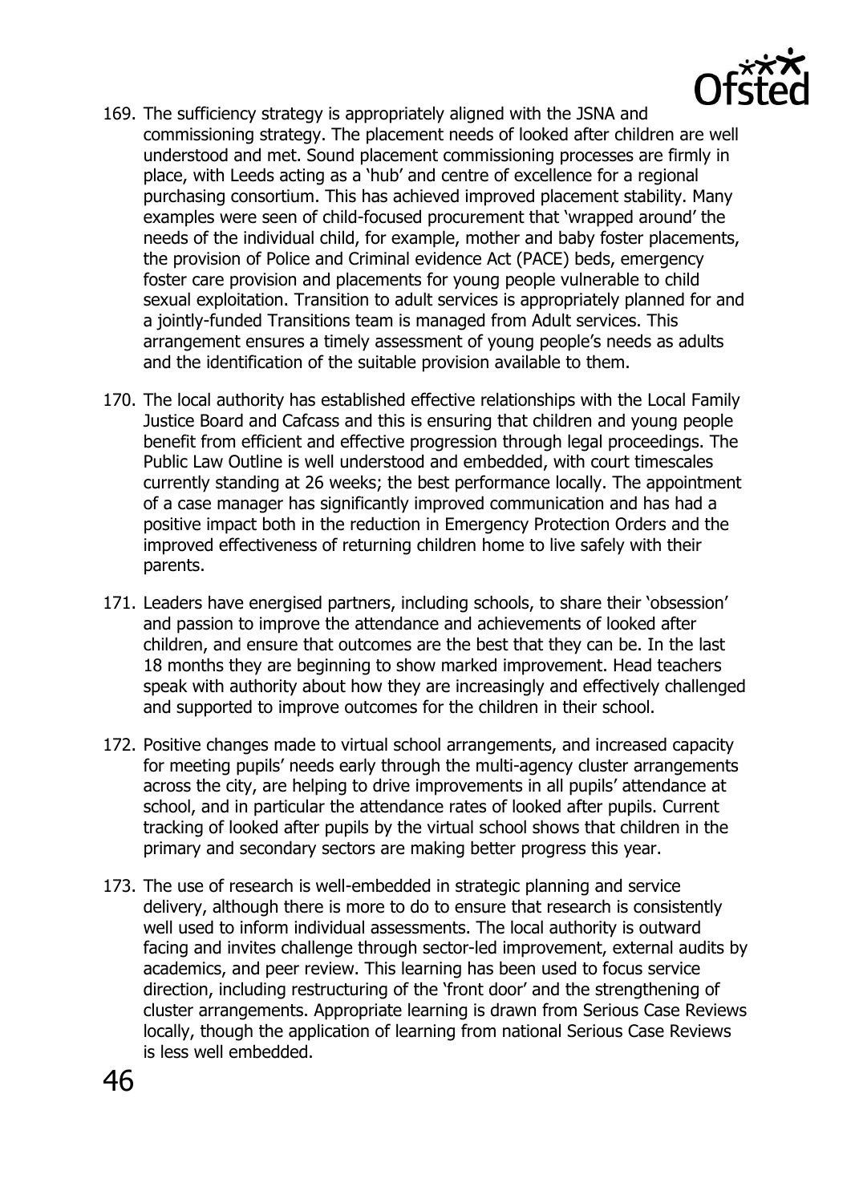169. The sufficiency strategy is appropriately aligned with the JSNA and commissioning strategy. The placement needs of looked after children are well understood and met. Sound placement commissioning processes are firmly in place, with Leeds acting as a 'hub' and centre of excellence for a regional purchasing consortium. This has achieved improved placement stability. Many examples were seen of child-focused procurement that 'wrapped around' the needs of the individual child, for example, mother and baby foster placements, the provision of Police and Criminal evidence Act (PACE) beds, emergency foster care provision and placements for young people vulnerable to child sexual exploitation. Transition to adult services is appropriately planned for and a jointly-funded Transitions team is managed from Adult services. This arrangement ensures a timely assessment of young people's needs as adults and the identification of the suitable provision available to them.

170. The local authority has established effective relationships with the Local Family Justice Board and Cafcass and this is ensuring that children and young people benefit from efficient and effective progression through legal proceedings. The Public Law Outline is well understood and embedded, with court timescales currently standing at 26 weeks; the best performance locally. The appointment of a case manager has significantly improved communication and has had a positive impact both in the reduction in Emergency Protection Orders and the improved effectiveness of returning children home to live safely with their parents.

171. Leaders have energised partners, including schools, to share their 'obsession' and passion to improve the attendance and achievements of looked after children, and ensure that outcomes are the best that they can be. In the last 18 months they are beginning to show marked improvement. Head teachers speak with authority about how they are increasingly and effectively challenged and supported to improve outcomes for the children in their school.

172. Positive changes made to virtual school arrangements, and increased capacity for meeting pupils' needs early through the multi-agency cluster arrangements across the city, are helping to drive improvements in all pupils' attendance at school, and in particular the attendance rates of looked after pupils. Current tracking of looked after pupils by the virtual school shows that children in the primary and secondary sectors are making better progress this year.

173. The use of research is well-embedded in strategic planning and service delivery, although there is more to do to ensure that research is consistently well used to inform individual assessments. The local authority is outward facing and invites challenge through sector-led improvement, external audits by academics, and peer review. This learning has been used to focus service direction, including restructuring of the 'front door' and the strengthening of cluster arrangements. Appropriate learning is drawn from Serious Case Reviews locally, though the application of learning from national Serious Case Reviews is less well embedded.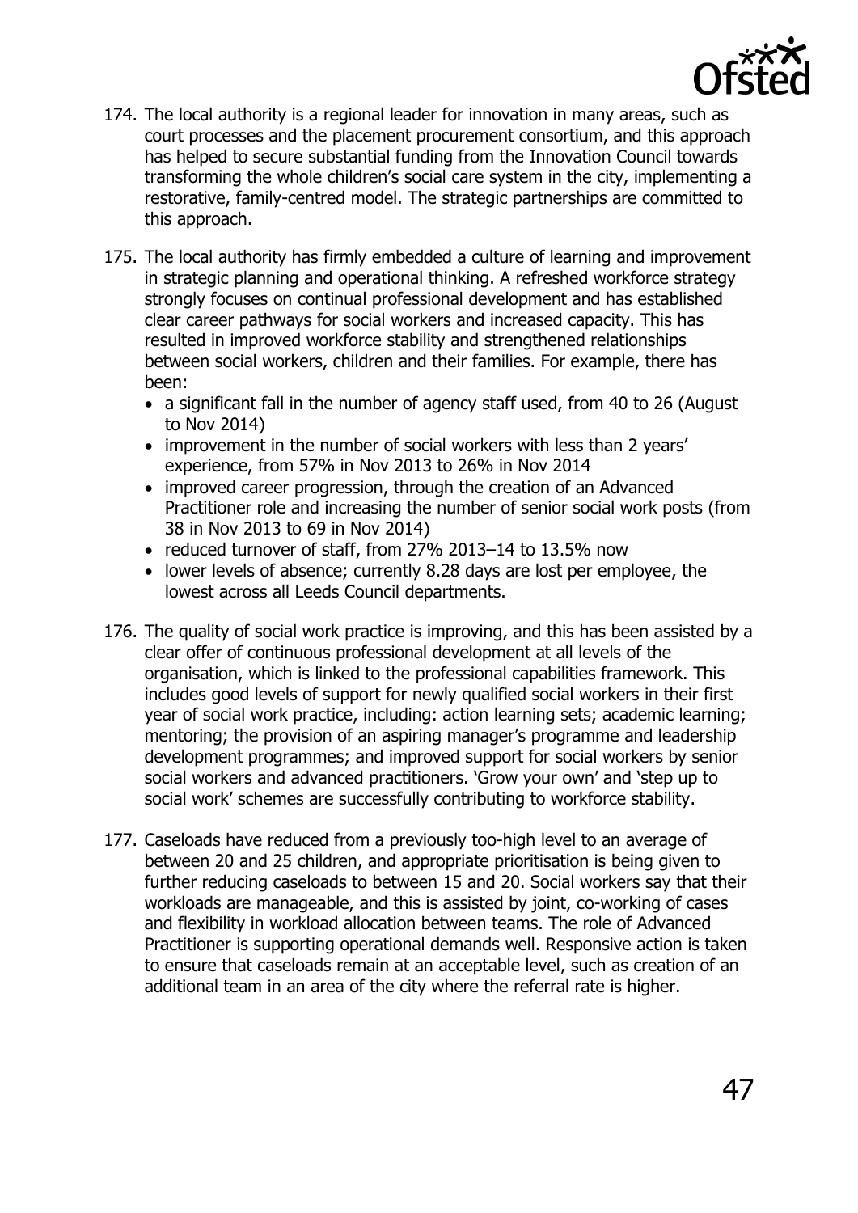174. The local authority is a regional leader for innovation in many areas, such as court processes and the placement procurement consortium, and this approach has helped to secure substantial funding from the Innovation Council towards transforming the whole children's social care system in the city, implementing a restorative, family-centred model. The strategic partnerships are committed to this approach.

175. The local authority has firmly embedded a culture of learning and improvement in strategic planning and operational thinking. A refreshed workforce strategy strongly focuses on continual professional development and has established clear career pathways for social workers and increased capacity. This has resulted in improved workforce stability and strengthened relationships between social workers, children and their families. For example, there has been:
    - a significant fall in the number of agency staff used, from 40 to 26 (August to Nov 2014)
    - improvement in the number of social workers with less than 2 years' experience, from 57% in Nov 2013 to 26% in Nov 2014
    - improved career progression, through the creation of an Advanced Practitioner role and increasing the number of senior social work posts (from 38 in Nov 2013 to 69 in Nov 2014)
    - reduced turnover of staff, from 27% 2013–14 to 13.5% now
    - lower levels of absence; currently 8.28 days are lost per employee, the lowest across all Leeds Council departments.

176. The quality of social work practice is improving, and this has been assisted by a clear offer of continuous professional development at all levels of the organisation, which is linked to the professional capabilities framework. This includes good levels of support for newly qualified social workers in their first year of social work practice, including: action learning sets; academic learning; mentoring; the provision of an aspiring manager's programme and leadership development programmes; and improved support for social workers by senior social workers and advanced practitioners. 'Grow your own' and 'step up to social work' schemes are successfully contributing to workforce stability.

177. Caseloads have reduced from a previously too-high level to an average of between 20 and 25 children, and appropriate prioritisation is being given to further reducing caseloads to between 15 and 20. Social workers say that their workloads are manageable, and this is assisted by joint, co-working of cases and flexibility in workload allocation between teams. The role of Advanced Practitioner is supporting operational demands well. Responsive action is taken to ensure that caseloads remain at an acceptable level, such as creation of an additional team in an area of the city where the referral rate is higher.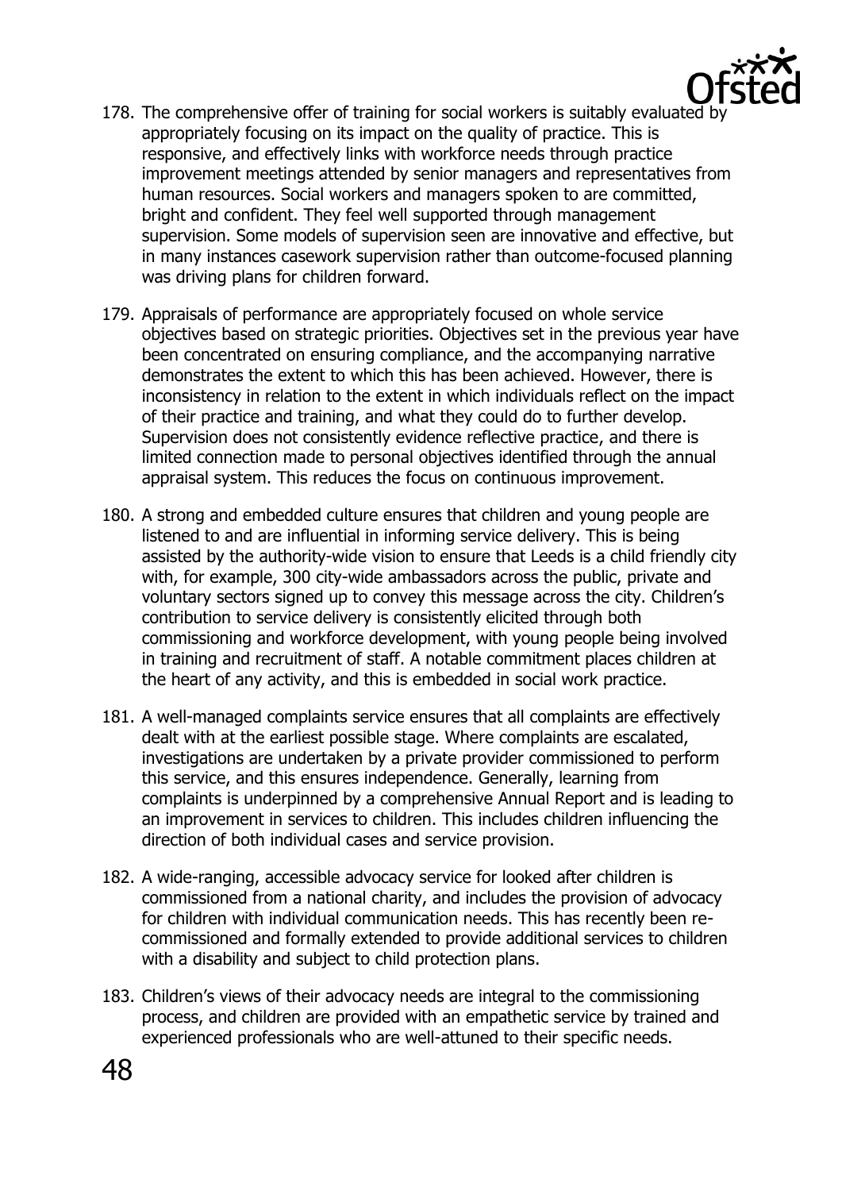178. The comprehensive offer of training for social workers is suitably evaluated by appropriately focusing on its impact on the quality of practice. This is responsive, and effectively links with workforce needs through practice improvement meetings attended by senior managers and representatives from human resources. Social workers and managers spoken to are committed, bright and confident. They feel well supported through management supervision. Some models of supervision seen are innovative and effective, but in many instances casework supervision rather than outcome-focused planning was driving plans for children forward.

179. Appraisals of performance are appropriately focused on whole service objectives based on strategic priorities. Objectives set in the previous year have been concentrated on ensuring compliance, and the accompanying narrative demonstrates the extent to which this has been achieved. However, there is inconsistency in relation to the extent in which individuals reflect on the impact of their practice and training, and what they could do to further develop. Supervision does not consistently evidence reflective practice, and there is limited connection made to personal objectives identified through the annual appraisal system. This reduces the focus on continuous improvement.

180. A strong and embedded culture ensures that children and young people are listened to and are influential in informing service delivery. This is being assisted by the authority-wide vision to ensure that Leeds is a child friendly city with, for example, 300 city-wide ambassadors across the public, private and voluntary sectors signed up to convey this message across the city. Children's contribution to service delivery is consistently elicited through both commissioning and workforce development, with young people being involved in training and recruitment of staff. A notable commitment places children at the heart of any activity, and this is embedded in social work practice.

181. A well-managed complaints service ensures that all complaints are effectively dealt with at the earliest possible stage. Where complaints are escalated, investigations are undertaken by a private provider commissioned to perform this service, and this ensures independence. Generally, learning from complaints is underpinned by a comprehensive Annual Report and is leading to an improvement in services to children. This includes children influencing the direction of both individual cases and service provision.

182. A wide-ranging, accessible advocacy service for looked after children is commissioned from a national charity, and includes the provision of advocacy for children with individual communication needs. This has recently been re-commissioned and formally extended to provide additional services to children with a disability and subject to child protection plans.

183. Children's views of their advocacy needs are integral to the commissioning process, and children are provided with an empathetic service by trained and experienced professionals who are well-attuned to their specific needs.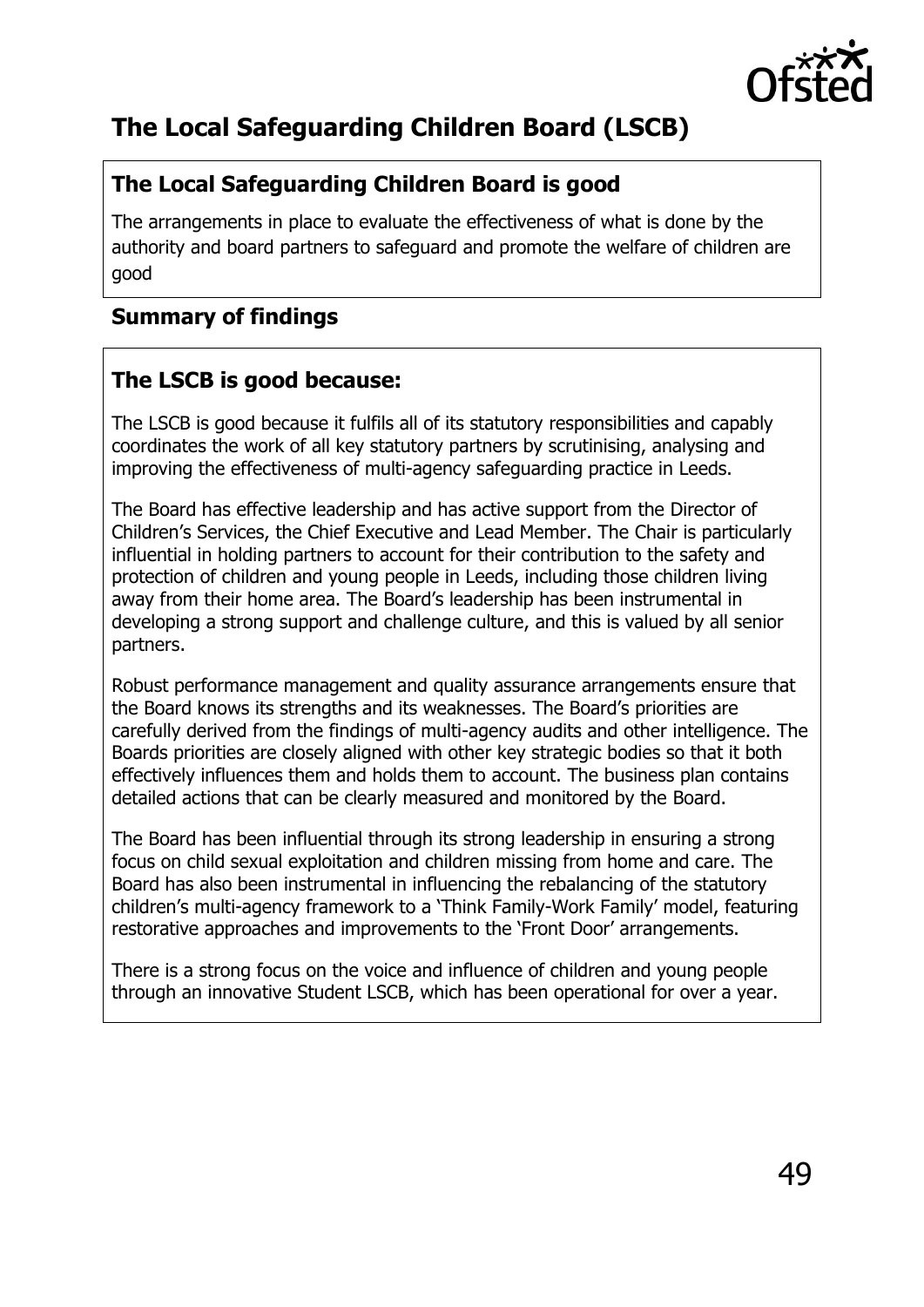## The Local Safeguarding Children Board (LSCB)

### The Local Safeguarding Children Board is good

The arrangements in place to evaluate the effectiveness of what is done by the authority and board partners to safeguard and promote the welfare of children are good

### Summary of findings

### The LSCB is good because:

The LSCB is good because it fulfils all of its statutory responsibilities and capably coordinates the work of all key statutory partners by scrutinising, analysing and improving the effectiveness of multi-agency safeguarding practice in Leeds.

The Board has effective leadership and has active support from the Director of Children's Services, the Chief Executive and Lead Member. The Chair is particularly influential in holding partners to account for their contribution to the safety and protection of children and young people in Leeds, including those children living away from their home area. The Board's leadership has been instrumental in developing a strong support and challenge culture, and this is valued by all senior partners.

Robust performance management and quality assurance arrangements ensure that the Board knows its strengths and its weaknesses. The Board's priorities are carefully derived from the findings of multi-agency audits and other intelligence. The Boards priorities are closely aligned with other key strategic bodies so that it both effectively influences them and holds them to account. The business plan contains detailed actions that can be clearly measured and monitored by the Board.

The Board has been influential through its strong leadership in ensuring a strong focus on child sexual exploitation and children missing from home and care. The Board has also been instrumental in influencing the rebalancing of the statutory children's multi-agency framework to a 'Think Family-Work Family' model, featuring restorative approaches and improvements to the 'Front Door' arrangements.

There is a strong focus on the voice and influence of children and young people through an innovative Student LSCB, which has been operational for over a year.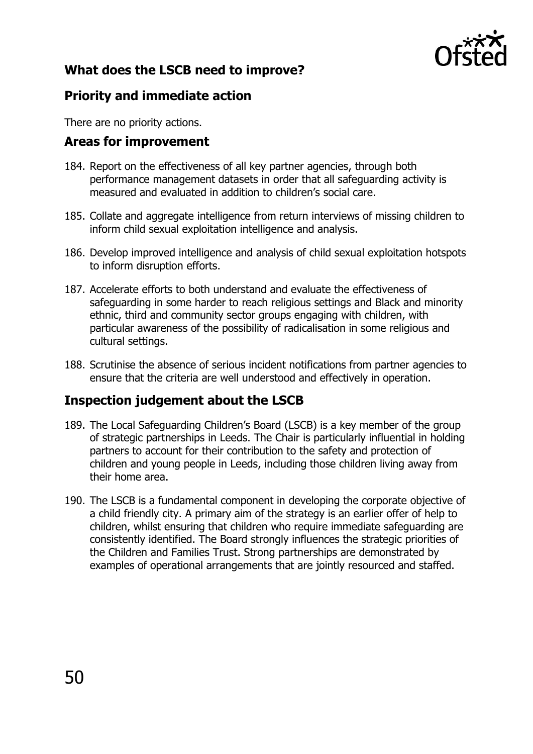## What does the LSCB need to improve?

## Priority and immediate action

There are no priority actions.

## Areas for improvement

184. Report on the effectiveness of all key partner agencies, through both performance management datasets in order that all safeguarding activity is measured and evaluated in addition to children's social care.

185. Collate and aggregate intelligence from return interviews of missing children to inform child sexual exploitation intelligence and analysis.

186. Develop improved intelligence and analysis of child sexual exploitation hotspots to inform disruption efforts.

187. Accelerate efforts to both understand and evaluate the effectiveness of safeguarding in some harder to reach religious settings and Black and minority ethnic, third and community sector groups engaging with children, with particular awareness of the possibility of radicalisation in some religious and cultural settings.

188. Scrutinise the absence of serious incident notifications from partner agencies to ensure that the criteria are well understood and effectively in operation.

## Inspection judgement about the LSCB

189. The Local Safeguarding Children's Board (LSCB) is a key member of the group of strategic partnerships in Leeds. The Chair is particularly influential in holding partners to account for their contribution to the safety and protection of children and young people in Leeds, including those children living away from their home area.

190. The LSCB is a fundamental component in developing the corporate objective of a child friendly city. A primary aim of the strategy is an earlier offer of help to children, whilst ensuring that children who require immediate safeguarding are consistently identified. The Board strongly influences the strategic priorities of the Children and Families Trust. Strong partnerships are demonstrated by examples of operational arrangements that are jointly resourced and staffed.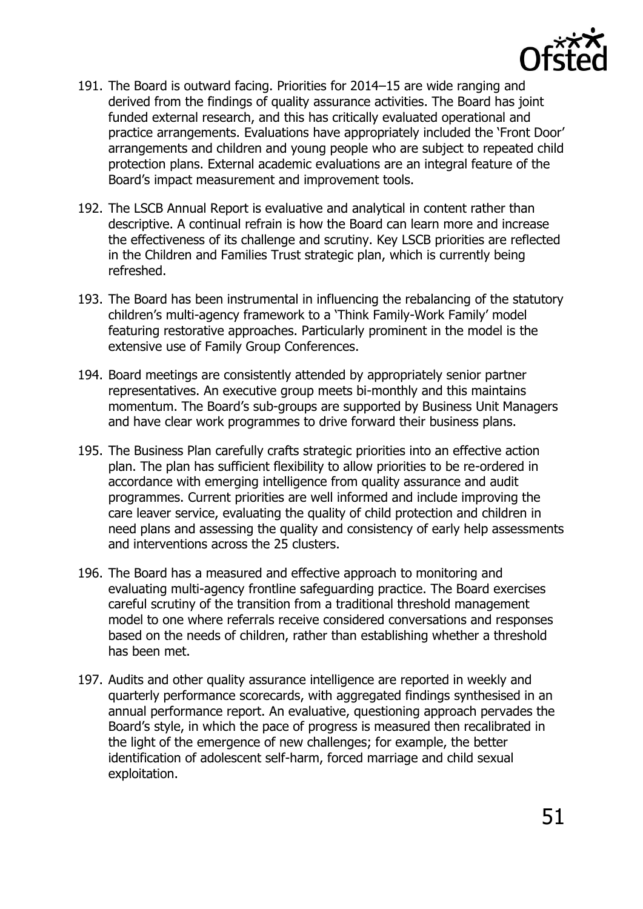191. The Board is outward facing. Priorities for 2014–15 are wide ranging and derived from the findings of quality assurance activities. The Board has joint funded external research, and this has critically evaluated operational and practice arrangements. Evaluations have appropriately included the 'Front Door' arrangements and children and young people who are subject to repeated child protection plans. External academic evaluations are an integral feature of the Board's impact measurement and improvement tools.

192. The LSCB Annual Report is evaluative and analytical in content rather than descriptive. A continual refrain is how the Board can learn more and increase the effectiveness of its challenge and scrutiny. Key LSCB priorities are reflected in the Children and Families Trust strategic plan, which is currently being refreshed.

193. The Board has been instrumental in influencing the rebalancing of the statutory children's multi-agency framework to a 'Think Family-Work Family' model featuring restorative approaches. Particularly prominent in the model is the extensive use of Family Group Conferences.

194. Board meetings are consistently attended by appropriately senior partner representatives. An executive group meets bi-monthly and this maintains momentum. The Board's sub-groups are supported by Business Unit Managers and have clear work programmes to drive forward their business plans.

195. The Business Plan carefully crafts strategic priorities into an effective action plan. The plan has sufficient flexibility to allow priorities to be re-ordered in accordance with emerging intelligence from quality assurance and audit programmes. Current priorities are well informed and include improving the care leaver service, evaluating the quality of child protection and children in need plans and assessing the quality and consistency of early help assessments and interventions across the 25 clusters.

196. The Board has a measured and effective approach to monitoring and evaluating multi-agency frontline safeguarding practice. The Board exercises careful scrutiny of the transition from a traditional threshold management model to one where referrals receive considered conversations and responses based on the needs of children, rather than establishing whether a threshold has been met.

197. Audits and other quality assurance intelligence are reported in weekly and quarterly performance scorecards, with aggregated findings synthesised in an annual performance report. An evaluative, questioning approach pervades the Board's style, in which the pace of progress is measured then recalibrated in the light of the emergence of new challenges; for example, the better identification of adolescent self-harm, forced marriage and child sexual exploitation.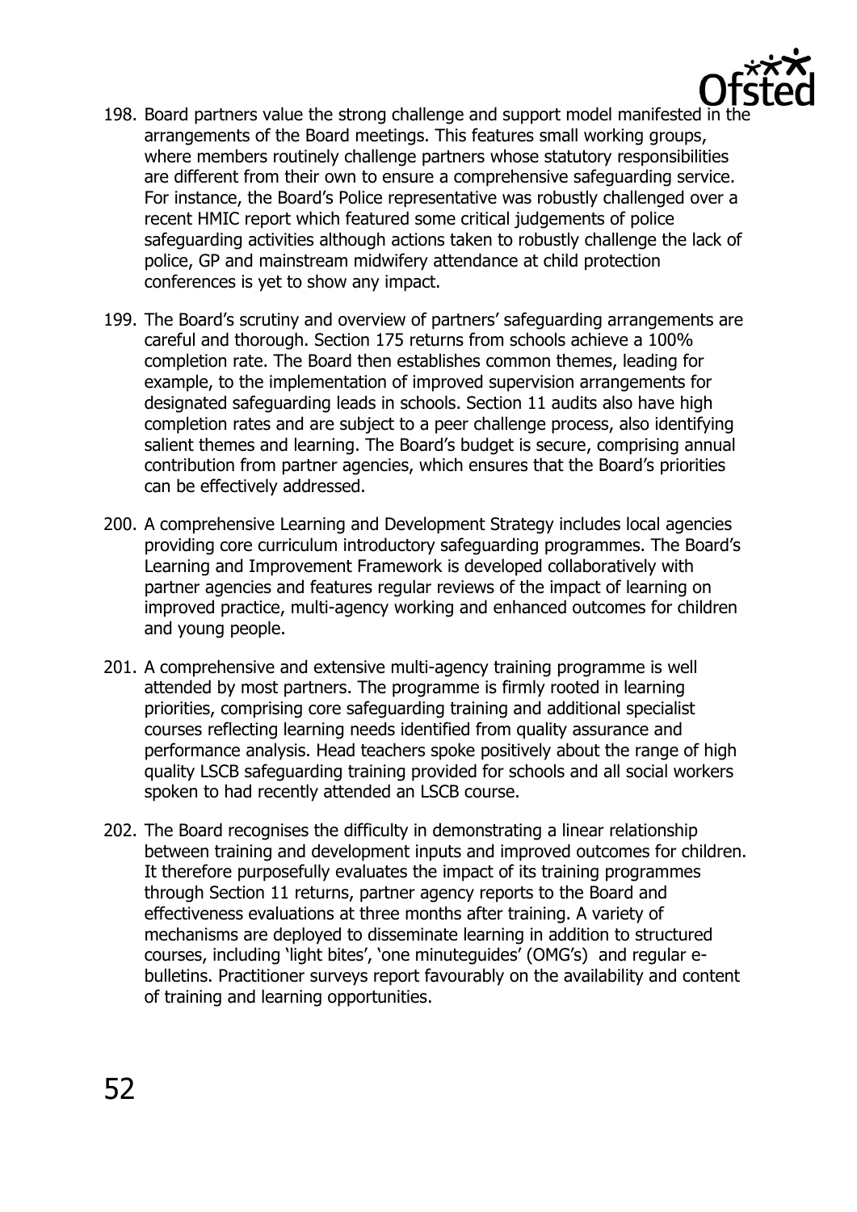198. Board partners value the strong challenge and support model manifested in the arrangements of the Board meetings. This features small working groups, where members routinely challenge partners whose statutory responsibilities are different from their own to ensure a comprehensive safeguarding service. For instance, the Board's Police representative was robustly challenged over a recent HMIC report which featured some critical judgements of police safeguarding activities although actions taken to robustly challenge the lack of police, GP and mainstream midwifery attendance at child protection conferences is yet to show any impact.

199. The Board's scrutiny and overview of partners' safeguarding arrangements are careful and thorough. Section 175 returns from schools achieve a 100% completion rate. The Board then establishes common themes, leading for example, to the implementation of improved supervision arrangements for designated safeguarding leads in schools. Section 11 audits also have high completion rates and are subject to a peer challenge process, also identifying salient themes and learning. The Board's budget is secure, comprising annual contribution from partner agencies, which ensures that the Board's priorities can be effectively addressed.

200. A comprehensive Learning and Development Strategy includes local agencies providing core curriculum introductory safeguarding programmes. The Board's Learning and Improvement Framework is developed collaboratively with partner agencies and features regular reviews of the impact of learning on improved practice, multi-agency working and enhanced outcomes for children and young people.

201. A comprehensive and extensive multi-agency training programme is well attended by most partners. The programme is firmly rooted in learning priorities, comprising core safeguarding training and additional specialist courses reflecting learning needs identified from quality assurance and performance analysis. Head teachers spoke positively about the range of high quality LSCB safeguarding training provided for schools and all social workers spoken to had recently attended an LSCB course.

202. The Board recognises the difficulty in demonstrating a linear relationship between training and development inputs and improved outcomes for children. It therefore purposefully evaluates the impact of its training programmes through Section 11 returns, partner agency reports to the Board and effectiveness evaluations at three months after training. A variety of mechanisms are deployed to disseminate learning in addition to structured courses, including 'light bites', 'one minuteguides' (OMG's) and regular e-bulletins. Practitioner surveys report favourably on the availability and content of training and learning opportunities.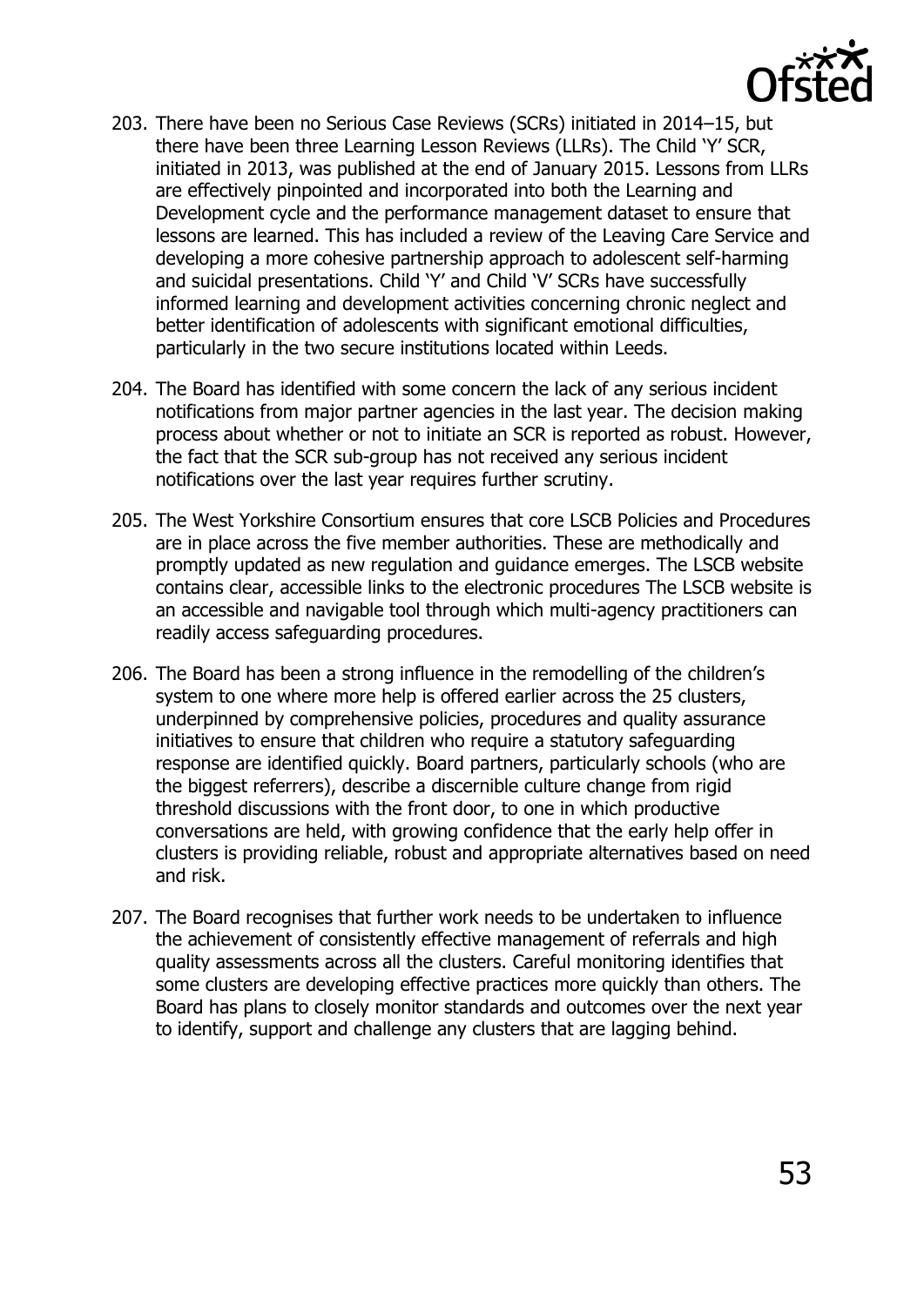203. There have been no Serious Case Reviews (SCRs) initiated in 2014–15, but there have been three Learning Lesson Reviews (LLRs). The Child 'Y' SCR, initiated in 2013, was published at the end of January 2015. Lessons from LLRs are effectively pinpointed and incorporated into both the Learning and Development cycle and the performance management dataset to ensure that lessons are learned. This has included a review of the Leaving Care Service and developing a more cohesive partnership approach to adolescent self-harming and suicidal presentations. Child 'Y' and Child 'V' SCRs have successfully informed learning and development activities concerning chronic neglect and better identification of adolescents with significant emotional difficulties, particularly in the two secure institutions located within Leeds.

204. The Board has identified with some concern the lack of any serious incident notifications from major partner agencies in the last year. The decision making process about whether or not to initiate an SCR is reported as robust. However, the fact that the SCR sub-group has not received any serious incident notifications over the last year requires further scrutiny.

205. The West Yorkshire Consortium ensures that core LSCB Policies and Procedures are in place across the five member authorities. These are methodically and promptly updated as new regulation and guidance emerges. The LSCB website contains clear, accessible links to the electronic procedures The LSCB website is an accessible and navigable tool through which multi-agency practitioners can readily access safeguarding procedures.

206. The Board has been a strong influence in the remodelling of the children's system to one where more help is offered earlier across the 25 clusters, underpinned by comprehensive policies, procedures and quality assurance initiatives to ensure that children who require a statutory safeguarding response are identified quickly. Board partners, particularly schools (who are the biggest referrers), describe a discernible culture change from rigid threshold discussions with the front door, to one in which productive conversations are held, with growing confidence that the early help offer in clusters is providing reliable, robust and appropriate alternatives based on need and risk.

207. The Board recognises that further work needs to be undertaken to influence the achievement of consistently effective management of referrals and high quality assessments across all the clusters. Careful monitoring identifies that some clusters are developing effective practices more quickly than others. The Board has plans to closely monitor standards and outcomes over the next year to identify, support and challenge any clusters that are lagging behind.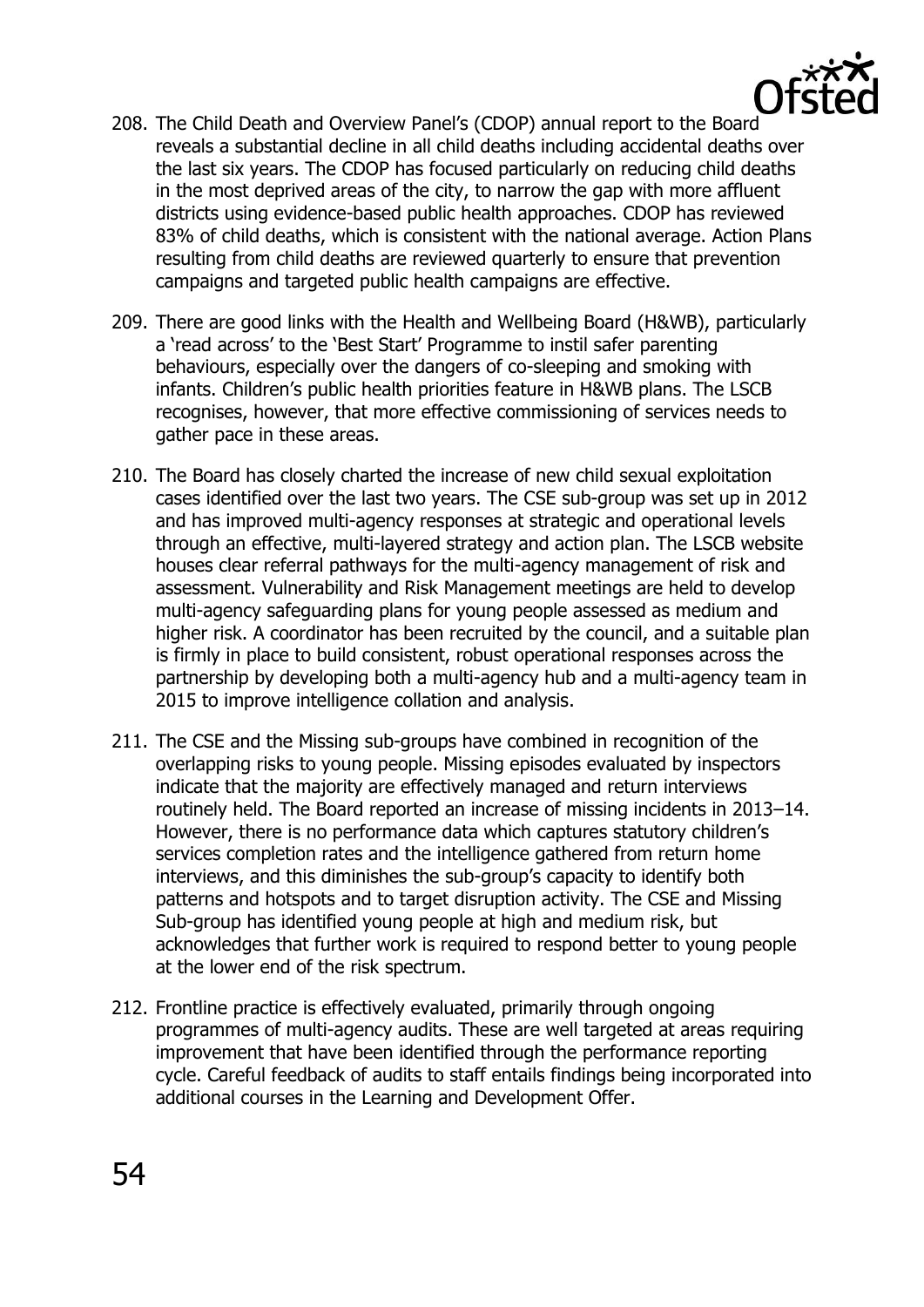208. The Child Death and Overview Panel's (CDOP) annual report to the Board reveals a substantial decline in all child deaths including accidental deaths over the last six years. The CDOP has focused particularly on reducing child deaths in the most deprived areas of the city, to narrow the gap with more affluent districts using evidence-based public health approaches. CDOP has reviewed 83% of child deaths, which is consistent with the national average. Action Plans resulting from child deaths are reviewed quarterly to ensure that prevention campaigns and targeted public health campaigns are effective.

209. There are good links with the Health and Wellbeing Board (H&WB), particularly a 'read across' to the 'Best Start' Programme to instil safer parenting behaviours, especially over the dangers of co-sleeping and smoking with infants. Children's public health priorities feature in H&WB plans. The LSCB recognises, however, that more effective commissioning of services needs to gather pace in these areas.

210. The Board has closely charted the increase of new child sexual exploitation cases identified over the last two years. The CSE sub-group was set up in 2012 and has improved multi-agency responses at strategic and operational levels through an effective, multi-layered strategy and action plan. The LSCB website houses clear referral pathways for the multi-agency management of risk and assessment. Vulnerability and Risk Management meetings are held to develop multi-agency safeguarding plans for young people assessed as medium and higher risk. A coordinator has been recruited by the council, and a suitable plan is firmly in place to build consistent, robust operational responses across the partnership by developing both a multi-agency hub and a multi-agency team in 2015 to improve intelligence collation and analysis.

211. The CSE and the Missing sub-groups have combined in recognition of the overlapping risks to young people. Missing episodes evaluated by inspectors indicate that the majority are effectively managed and return interviews routinely held. The Board reported an increase of missing incidents in 2013–14. However, there is no performance data which captures statutory children's services completion rates and the intelligence gathered from return home interviews, and this diminishes the sub-group's capacity to identify both patterns and hotspots and to target disruption activity. The CSE and Missing Sub-group has identified young people at high and medium risk, but acknowledges that further work is required to respond better to young people at the lower end of the risk spectrum.

212. Frontline practice is effectively evaluated, primarily through ongoing programmes of multi-agency audits. These are well targeted at areas requiring improvement that have been identified through the performance reporting cycle. Careful feedback of audits to staff entails findings being incorporated into additional courses in the Learning and Development Offer.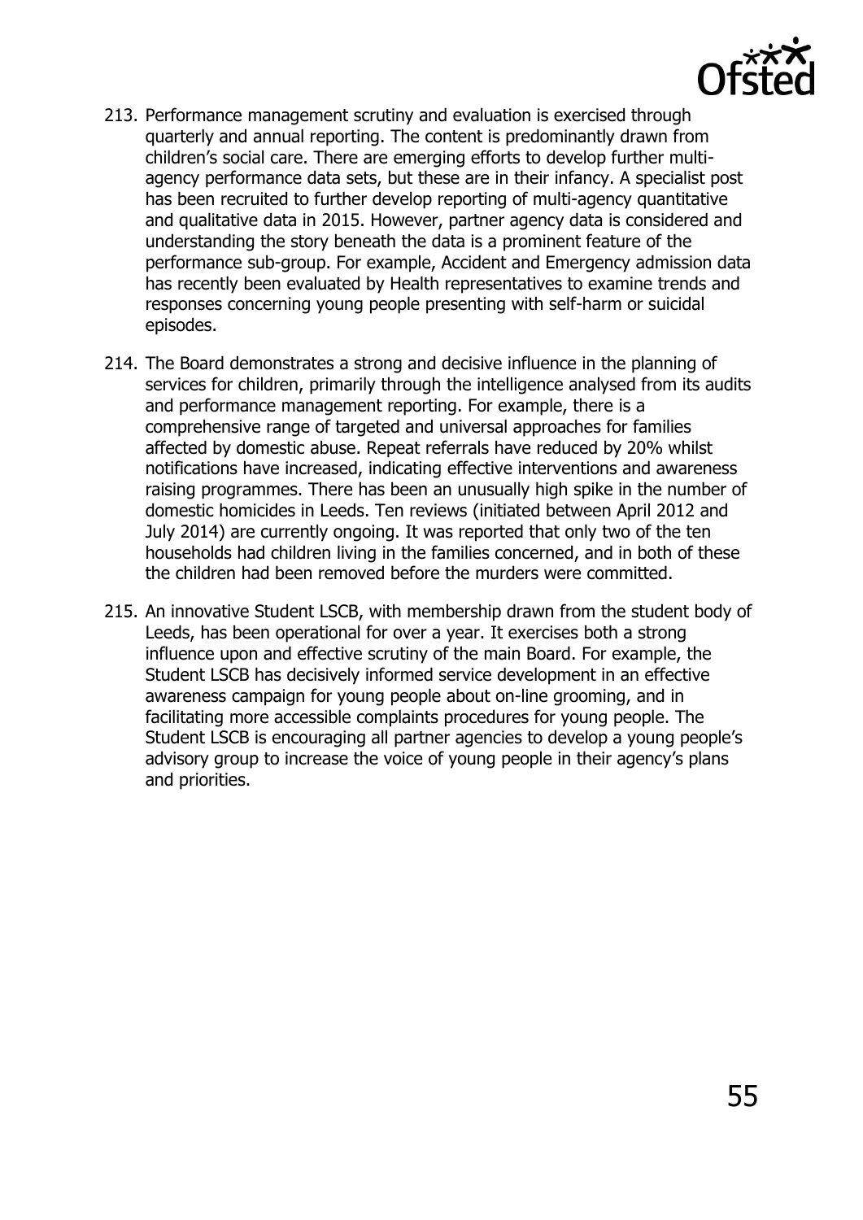213. Performance management scrutiny and evaluation is exercised through quarterly and annual reporting. The content is predominantly drawn from children's social care. There are emerging efforts to develop further multi-agency performance data sets, but these are in their infancy. A specialist post has been recruited to further develop reporting of multi-agency quantitative and qualitative data in 2015. However, partner agency data is considered and understanding the story beneath the data is a prominent feature of the performance sub-group. For example, Accident and Emergency admission data has recently been evaluated by Health representatives to examine trends and responses concerning young people presenting with self-harm or suicidal episodes.

214. The Board demonstrates a strong and decisive influence in the planning of services for children, primarily through the intelligence analysed from its audits and performance management reporting. For example, there is a comprehensive range of targeted and universal approaches for families affected by domestic abuse. Repeat referrals have reduced by 20% whilst notifications have increased, indicating effective interventions and awareness raising programmes. There has been an unusually high spike in the number of domestic homicides in Leeds. Ten reviews (initiated between April 2012 and July 2014) are currently ongoing. It was reported that only two of the ten households had children living in the families concerned, and in both of these the children had been removed before the murders were committed.

215. An innovative Student LSCB, with membership drawn from the student body of Leeds, has been operational for over a year. It exercises both a strong influence upon and effective scrutiny of the main Board. For example, the Student LSCB has decisively informed service development in an effective awareness campaign for young people about on-line grooming, and in facilitating more accessible complaints procedures for young people. The Student LSCB is encouraging all partner agencies to develop a young people's advisory group to increase the voice of young people in their agency's plans and priorities.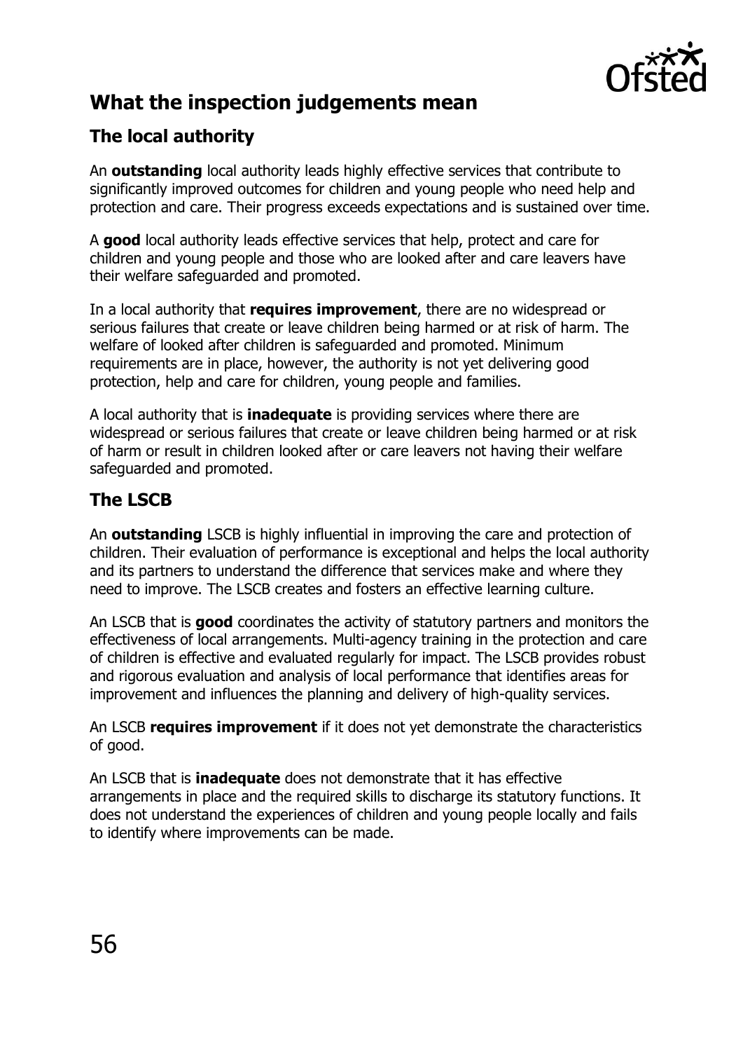## What the inspection judgements mean

### The local authority

An **outstanding** local authority leads highly effective services that contribute to significantly improved outcomes for children and young people who need help and protection and care. Their progress exceeds expectations and is sustained over time.

A **good** local authority leads effective services that help, protect and care for children and young people and those who are looked after and care leavers have their welfare safeguarded and promoted.

In a local authority that **requires improvement**, there are no widespread or serious failures that create or leave children being harmed or at risk of harm. The welfare of looked after children is safeguarded and promoted. Minimum requirements are in place, however, the authority is not yet delivering good protection, help and care for children, young people and families.

A local authority that is **inadequate** is providing services where there are widespread or serious failures that create or leave children being harmed or at risk of harm or result in children looked after or care leavers not having their welfare safeguarded and promoted.

### The LSCB

An **outstanding** LSCB is highly influential in improving the care and protection of children. Their evaluation of performance is exceptional and helps the local authority and its partners to understand the difference that services make and where they need to improve. The LSCB creates and fosters an effective learning culture.

An LSCB that is **good** coordinates the activity of statutory partners and monitors the effectiveness of local arrangements. Multi-agency training in the protection and care of children is effective and evaluated regularly for impact. The LSCB provides robust and rigorous evaluation and analysis of local performance that identifies areas for improvement and influences the planning and delivery of high-quality services.

An LSCB **requires improvement** if it does not yet demonstrate the characteristics of good.

An LSCB that is **inadequate** does not demonstrate that it has effective arrangements in place and the required skills to discharge its statutory functions. It does not understand the experiences of children and young people locally and fails to identify where improvements can be made.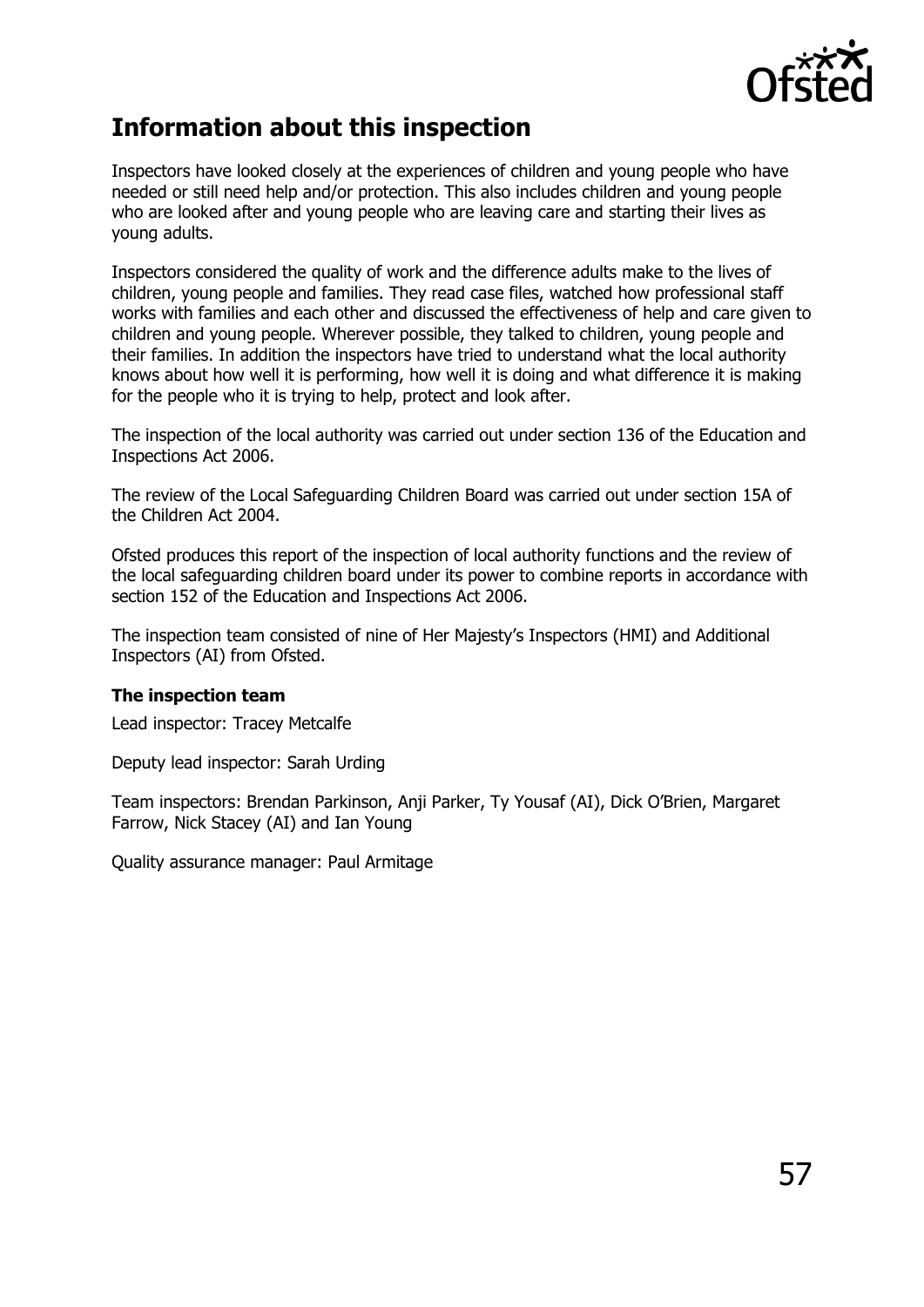## Information about this inspection

Inspectors have looked closely at the experiences of children and young people who have needed or still need help and/or protection. This also includes children and young people who are looked after and young people who are leaving care and starting their lives as young adults.

Inspectors considered the quality of work and the difference adults make to the lives of children, young people and families. They read case files, watched how professional staff works with families and each other and discussed the effectiveness of help and care given to children and young people. Wherever possible, they talked to children, young people and their families. In addition the inspectors have tried to understand what the local authority knows about how well it is performing, how well it is doing and what difference it is making for the people who it is trying to help, protect and look after.

The inspection of the local authority was carried out under section 136 of the Education and Inspections Act 2006.

The review of the Local Safeguarding Children Board was carried out under section 15A of the Children Act 2004.

Ofsted produces this report of the inspection of local authority functions and the review of the local safeguarding children board under its power to combine reports in accordance with section 152 of the Education and Inspections Act 2006.

The inspection team consisted of nine of Her Majesty's Inspectors (HMI) and Additional Inspectors (AI) from Ofsted.

**The inspection team**

Lead inspector: Tracey Metcalfe

Deputy lead inspector: Sarah Urding

Team inspectors: Brendan Parkinson, Anji Parker, Ty Yousaf (AI), Dick O'Brien, Margaret Farrow, Nick Stacey (AI) and Ian Young

Quality assurance manager: Paul Armitage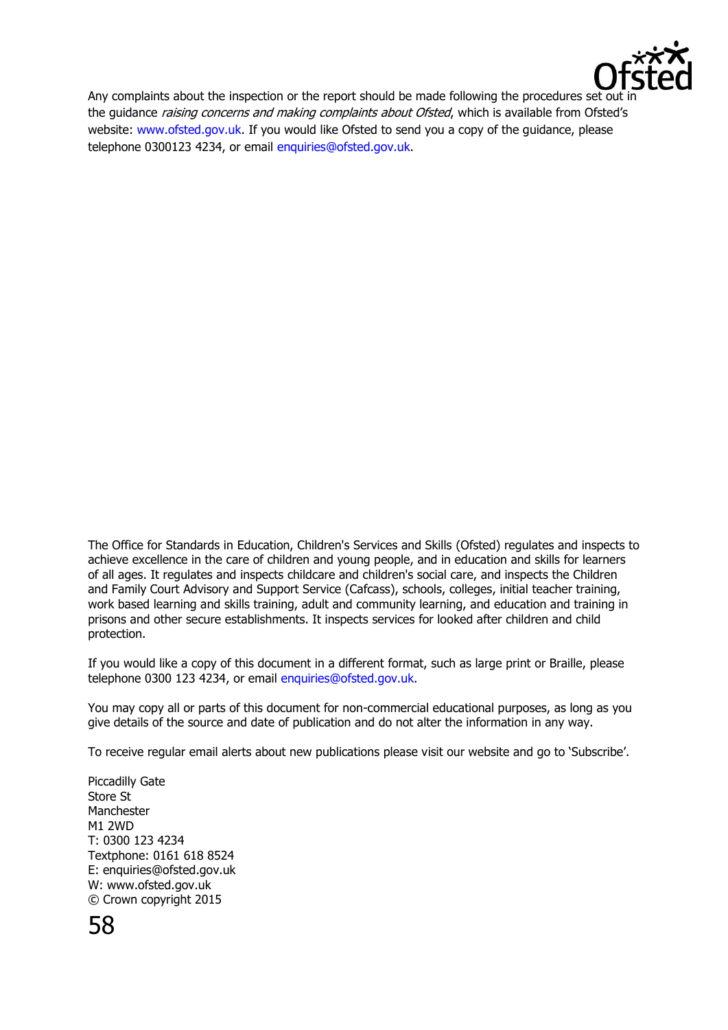Any complaints about the inspection or the report should be made following the procedures set out in the guidance *raising concerns and making complaints about Ofsted*, which is available from Ofsted's website: www.ofsted.gov.uk. If you would like Ofsted to send you a copy of the guidance, please telephone 0300123 4234, or email enquiries@ofsted.gov.uk.

The Office for Standards in Education, Children's Services and Skills (Ofsted) regulates and inspects to achieve excellence in the care of children and young people, and in education and skills for learners of all ages. It regulates and inspects childcare and children's social care, and inspects the Children and Family Court Advisory and Support Service (Cafcass), schools, colleges, initial teacher training, work based learning and skills training, adult and community learning, and education and training in prisons and other secure establishments. It inspects services for looked after children and child protection.

If you would like a copy of this document in a different format, such as large print or Braille, please telephone 0300 123 4234, or email enquiries@ofsted.gov.uk.

You may copy all or parts of this document for non-commercial educational purposes, as long as you give details of the source and date of publication and do not alter the information in any way.

To receive regular email alerts about new publications please visit our website and go to 'Subscribe'.

Piccadilly Gate
Store St
Manchester
M1 2WD
T: 0300 123 4234
Textphone: 0161 618 8524
E: enquiries@ofsted.gov.uk
W: www.ofsted.gov.uk
© Crown copyright 2015